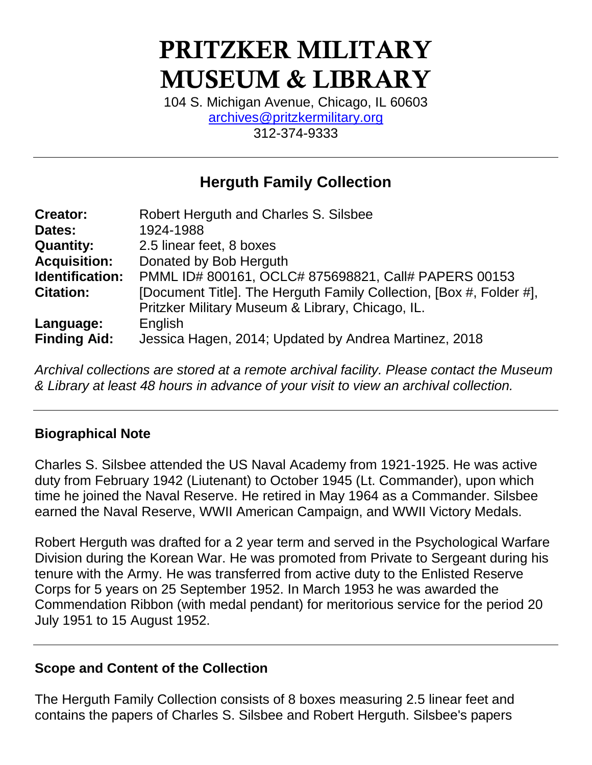# PRITZKER MILITARY MUSEUM & LIBRARY

104 S. Michigan Avenue, Chicago, IL 60603
archives@pritzkermilitary.org
312-374-9333

---

## Herguth Family Collection

| | |
|---|---|
| **Creator:** | Robert Herguth and Charles S. Silsbee |
| **Dates:** | 1924-1988 |
| **Quantity:** | 2.5 linear feet, 8 boxes |
| **Acquisition:** | Donated by Bob Herguth |
| **Identification:** | PMML ID# 800161, OCLC# 875698821, Call# PAPERS 00153 |
| **Citation:** | [Document Title]. The Herguth Family Collection, [Box #, Folder #], Pritzker Military Museum & Library, Chicago, IL. |
| **Language:** | English |
| **Finding Aid:** | Jessica Hagen, 2014; Updated by Andrea Martinez, 2018 |

*Archival collections are stored at a remote archival facility. Please contact the Museum & Library at least 48 hours in advance of your visit to view an archival collection.*

---

### Biographical Note

Charles S. Silsbee attended the US Naval Academy from 1921-1925. He was active duty from February 1942 (Liutenant) to October 1945 (Lt. Commander), upon which time he joined the Naval Reserve. He retired in May 1964 as a Commander. Silsbee earned the Naval Reserve, WWII American Campaign, and WWII Victory Medals.

Robert Herguth was drafted for a 2 year term and served in the Psychological Warfare Division during the Korean War. He was promoted from Private to Sergeant during his tenure with the Army. He was transferred from active duty to the Enlisted Reserve Corps for 5 years on 25 September 1952. In March 1953 he was awarded the Commendation Ribbon (with medal pendant) for meritorious service for the period 20 July 1951 to 15 August 1952.

---

### Scope and Content of the Collection

The Herguth Family Collection consists of 8 boxes measuring 2.5 linear feet and contains the papers of Charles S. Silsbee and Robert Herguth. Silsbee's papers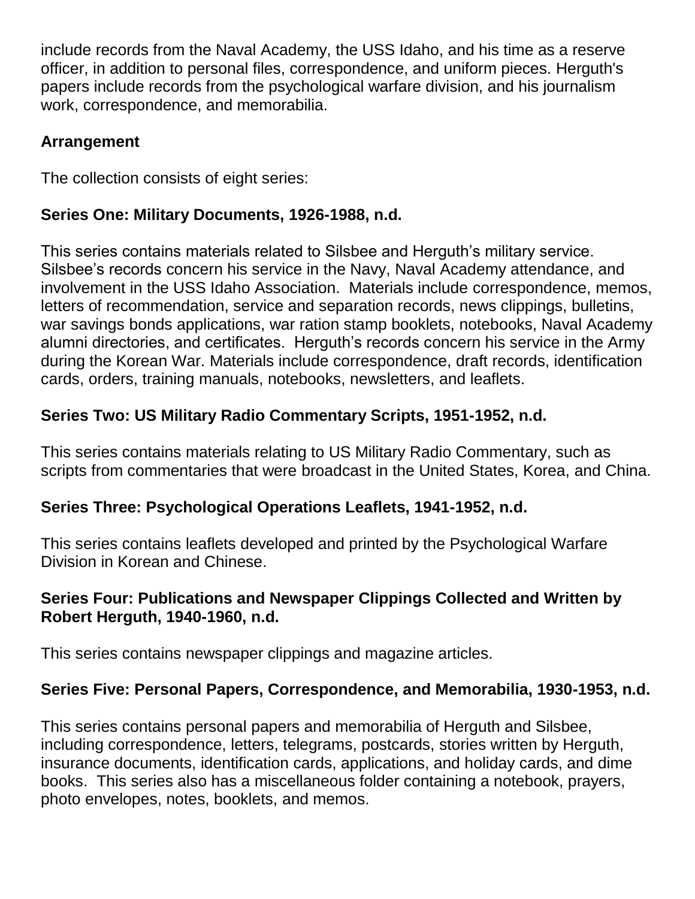include records from the Naval Academy, the USS Idaho, and his time as a reserve officer, in addition to personal files, correspondence, and uniform pieces. Herguth's papers include records from the psychological warfare division, and his journalism work, correspondence, and memorabilia.

## Arrangement

The collection consists of eight series:

### Series One: Military Documents, 1926-1988, n.d.

This series contains materials related to Silsbee and Herguth's military service. Silsbee's records concern his service in the Navy, Naval Academy attendance, and involvement in the USS Idaho Association. Materials include correspondence, memos, letters of recommendation, service and separation records, news clippings, bulletins, war savings bonds applications, war ration stamp booklets, notebooks, Naval Academy alumni directories, and certificates. Herguth's records concern his service in the Army during the Korean War. Materials include correspondence, draft records, identification cards, orders, training manuals, notebooks, newsletters, and leaflets.

### Series Two: US Military Radio Commentary Scripts, 1951-1952, n.d.

This series contains materials relating to US Military Radio Commentary, such as scripts from commentaries that were broadcast in the United States, Korea, and China.

### Series Three: Psychological Operations Leaflets, 1941-1952, n.d.

This series contains leaflets developed and printed by the Psychological Warfare Division in Korean and Chinese.

### Series Four: Publications and Newspaper Clippings Collected and Written by Robert Herguth, 1940-1960, n.d.

This series contains newspaper clippings and magazine articles.

### Series Five: Personal Papers, Correspondence, and Memorabilia, 1930-1953, n.d.

This series contains personal papers and memorabilia of Herguth and Silsbee, including correspondence, letters, telegrams, postcards, stories written by Herguth, insurance documents, identification cards, applications, and holiday cards, and dime books. This series also has a miscellaneous folder containing a notebook, prayers, photo envelopes, notes, booklets, and memos.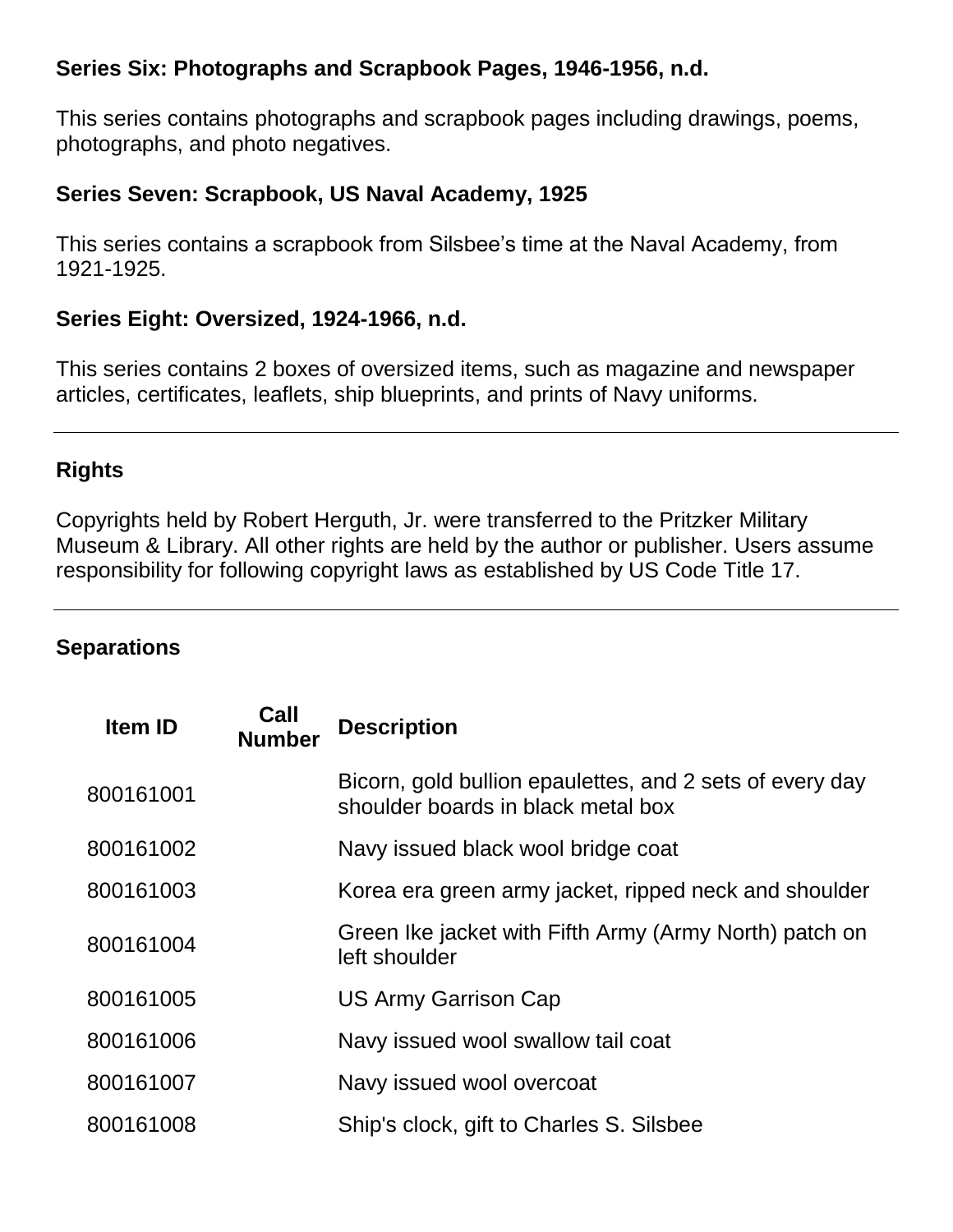### Series Six: Photographs and Scrapbook Pages, 1946-1956, n.d.

This series contains photographs and scrapbook pages including drawings, poems, photographs, and photo negatives.

### Series Seven: Scrapbook, US Naval Academy, 1925

This series contains a scrapbook from Silsbee's time at the Naval Academy, from 1921-1925.

### Series Eight: Oversized, 1924-1966, n.d.

This series contains 2 boxes of oversized items, such as magazine and newspaper articles, certificates, leaflets, ship blueprints, and prints of Navy uniforms.

---

## Rights

Copyrights held by Robert Herguth, Jr. were transferred to the Pritzker Military Museum & Library. All other rights are held by the author or publisher. Users assume responsibility for following copyright laws as established by US Code Title 17.

---

## Separations

| Item ID | Call Number | Description |
|---|---|---|
| 800161001 | | Bicorn, gold bullion epaulettes, and 2 sets of every day shoulder boards in black metal box |
| 800161002 | | Navy issued black wool bridge coat |
| 800161003 | | Korea era green army jacket, ripped neck and shoulder |
| 800161004 | | Green Ike jacket with Fifth Army (Army North) patch on left shoulder |
| 800161005 | | US Army Garrison Cap |
| 800161006 | | Navy issued wool swallow tail coat |
| 800161007 | | Navy issued wool overcoat |
| 800161008 | | Ship's clock, gift to Charles S. Silsbee |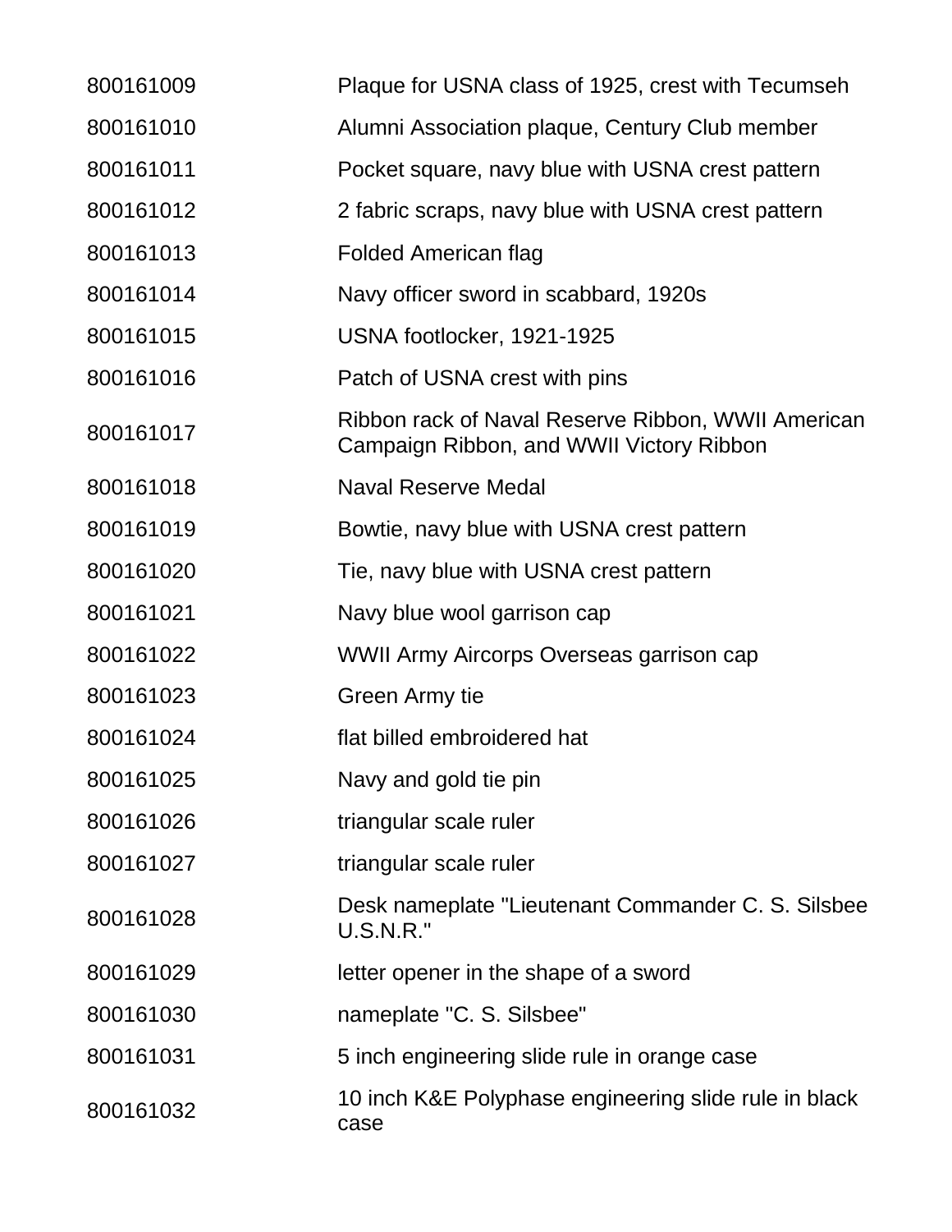| | |
|---|---|
| 800161009 | Plaque for USNA class of 1925, crest with Tecumseh |
| 800161010 | Alumni Association plaque, Century Club member |
| 800161011 | Pocket square, navy blue with USNA crest pattern |
| 800161012 | 2 fabric scraps, navy blue with USNA crest pattern |
| 800161013 | Folded American flag |
| 800161014 | Navy officer sword in scabbard, 1920s |
| 800161015 | USNA footlocker, 1921-1925 |
| 800161016 | Patch of USNA crest with pins |
| 800161017 | Ribbon rack of Naval Reserve Ribbon, WWII American Campaign Ribbon, and WWII Victory Ribbon |
| 800161018 | Naval Reserve Medal |
| 800161019 | Bowtie, navy blue with USNA crest pattern |
| 800161020 | Tie, navy blue with USNA crest pattern |
| 800161021 | Navy blue wool garrison cap |
| 800161022 | WWII Army Aircorps Overseas garrison cap |
| 800161023 | Green Army tie |
| 800161024 | flat billed embroidered hat |
| 800161025 | Navy and gold tie pin |
| 800161026 | triangular scale ruler |
| 800161027 | triangular scale ruler |
| 800161028 | Desk nameplate "Lieutenant Commander C. S. Silsbee U.S.N.R." |
| 800161029 | letter opener in the shape of a sword |
| 800161030 | nameplate "C. S. Silsbee" |
| 800161031 | 5 inch engineering slide rule in orange case |
| 800161032 | 10 inch K&E Polyphase engineering slide rule in black case |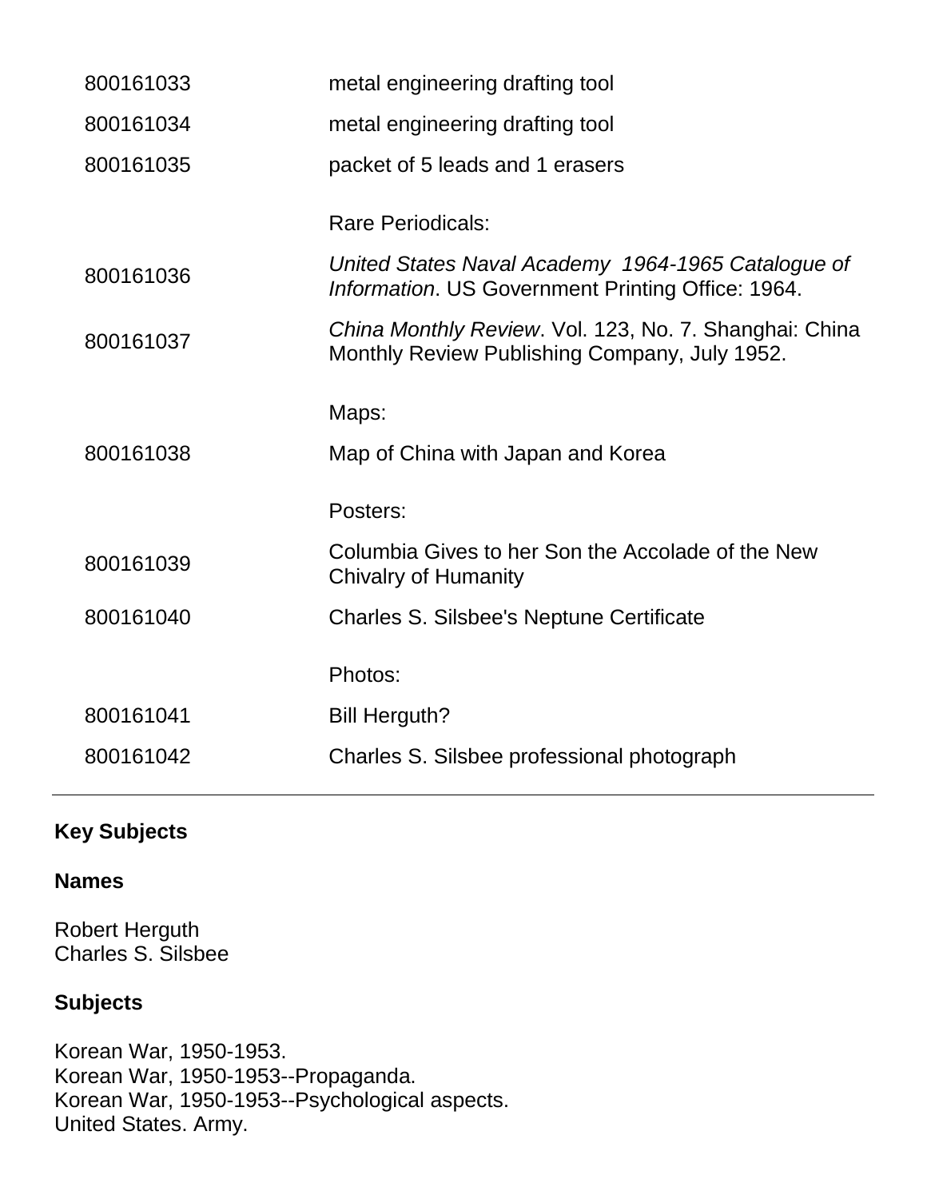| | |
|---|---|
| 800161033 | metal engineering drafting tool |
| 800161034 | metal engineering drafting tool |
| 800161035 | packet of 5 leads and 1 erasers |
| | Rare Periodicals: |
| 800161036 | *United States Naval Academy 1964-1965 Catalogue of Information*. US Government Printing Office: 1964. |
| 800161037 | *China Monthly Review*. Vol. 123, No. 7. Shanghai: China Monthly Review Publishing Company, July 1952. |
| | Maps: |
| 800161038 | Map of China with Japan and Korea |
| | Posters: |
| 800161039 | Columbia Gives to her Son the Accolade of the New Chivalry of Humanity |
| 800161040 | Charles S. Silsbee's Neptune Certificate |
| | Photos: |
| 800161041 | Bill Herguth? |
| 800161042 | Charles S. Silsbee professional photograph |

---

**Key Subjects**

**Names**

Robert Herguth
Charles S. Silsbee

**Subjects**

Korean War, 1950-1953.
Korean War, 1950-1953--Propaganda.
Korean War, 1950-1953--Psychological aspects.
United States. Army.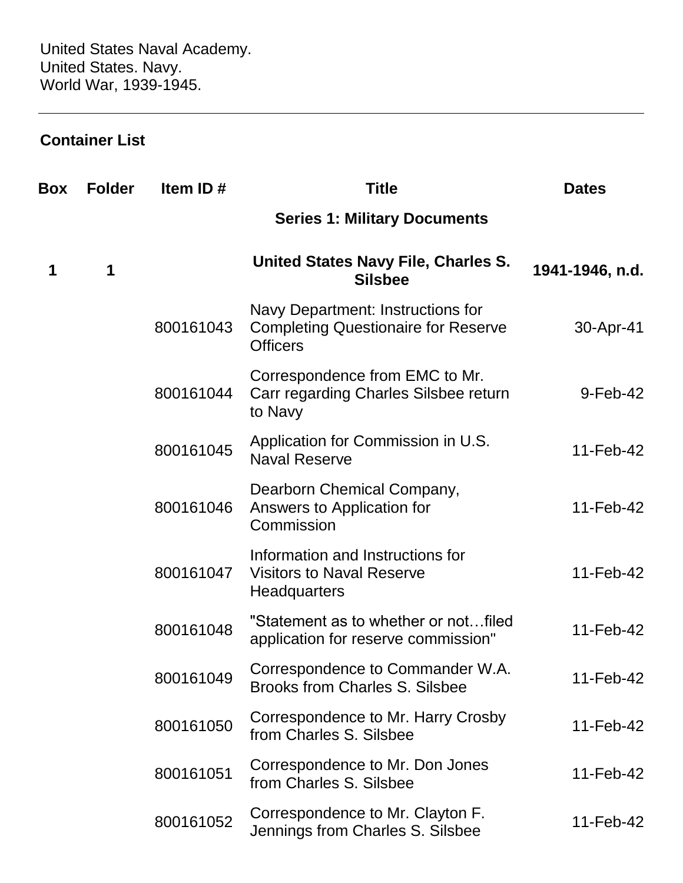United States Naval Academy.
United States. Navy.
World War, 1939-1945.

---

## Container List

| Box | Folder | Item ID # | Title | Dates |
|---|---|---|---|---|
| | | | **Series 1: Military Documents** | |
| **1** | **1** | | **United States Navy File, Charles S. Silsbee** | **1941-1946, n.d.** |
| | | 800161043 | Navy Department: Instructions for Completing Questionaire for Reserve Officers | 30-Apr-41 |
| | | 800161044 | Correspondence from EMC to Mr. Carr regarding Charles Silsbee return to Navy | 9-Feb-42 |
| | | 800161045 | Application for Commission in U.S. Naval Reserve | 11-Feb-42 |
| | | 800161046 | Dearborn Chemical Company, Answers to Application for Commission | 11-Feb-42 |
| | | 800161047 | Information and Instructions for Visitors to Naval Reserve Headquarters | 11-Feb-42 |
| | | 800161048 | "Statement as to whether or not…filed application for reserve commission" | 11-Feb-42 |
| | | 800161049 | Correspondence to Commander W.A. Brooks from Charles S. Silsbee | 11-Feb-42 |
| | | 800161050 | Correspondence to Mr. Harry Crosby from Charles S. Silsbee | 11-Feb-42 |
| | | 800161051 | Correspondence to Mr. Don Jones from Charles S. Silsbee | 11-Feb-42 |
| | | 800161052 | Correspondence to Mr. Clayton F. Jennings from Charles S. Silsbee | 11-Feb-42 |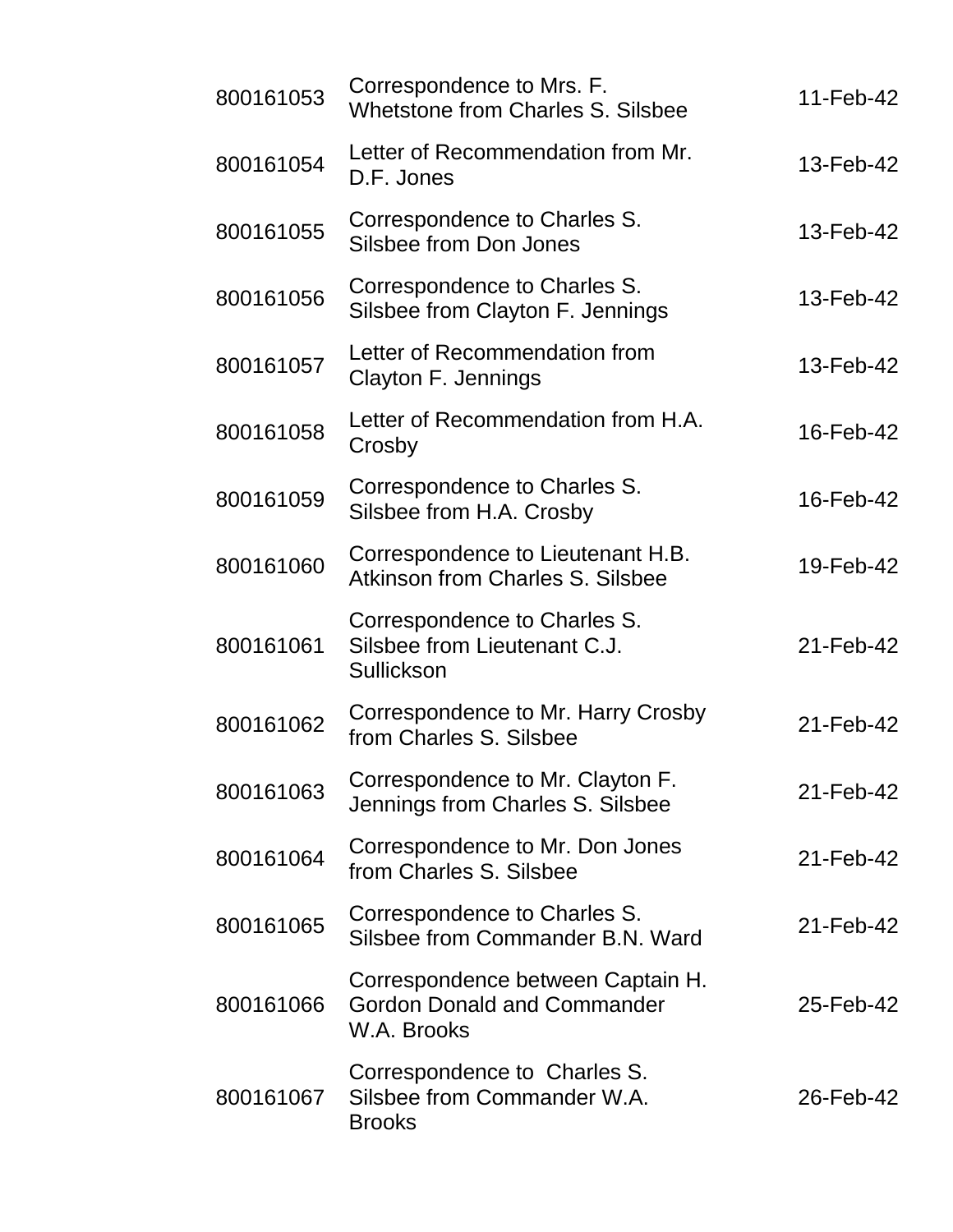| | | |
|---|---|---|
| 800161053 | Correspondence to Mrs. F. Whetstone from Charles S. Silsbee | 11-Feb-42 |
| 800161054 | Letter of Recommendation from Mr. D.F. Jones | 13-Feb-42 |
| 800161055 | Correspondence to Charles S. Silsbee from Don Jones | 13-Feb-42 |
| 800161056 | Correspondence to Charles S. Silsbee from Clayton F. Jennings | 13-Feb-42 |
| 800161057 | Letter of Recommendation from Clayton F. Jennings | 13-Feb-42 |
| 800161058 | Letter of Recommendation from H.A. Crosby | 16-Feb-42 |
| 800161059 | Correspondence to Charles S. Silsbee from H.A. Crosby | 16-Feb-42 |
| 800161060 | Correspondence to Lieutenant H.B. Atkinson from Charles S. Silsbee | 19-Feb-42 |
| 800161061 | Correspondence to Charles S. Silsbee from Lieutenant C.J. Sullickson | 21-Feb-42 |
| 800161062 | Correspondence to Mr. Harry Crosby from Charles S. Silsbee | 21-Feb-42 |
| 800161063 | Correspondence to Mr. Clayton F. Jennings from Charles S. Silsbee | 21-Feb-42 |
| 800161064 | Correspondence to Mr. Don Jones from Charles S. Silsbee | 21-Feb-42 |
| 800161065 | Correspondence to Charles S. Silsbee from Commander B.N. Ward | 21-Feb-42 |
| 800161066 | Correspondence between Captain H. Gordon Donald and Commander W.A. Brooks | 25-Feb-42 |
| 800161067 | Correspondence to Charles S. Silsbee from Commander W.A. Brooks | 26-Feb-42 |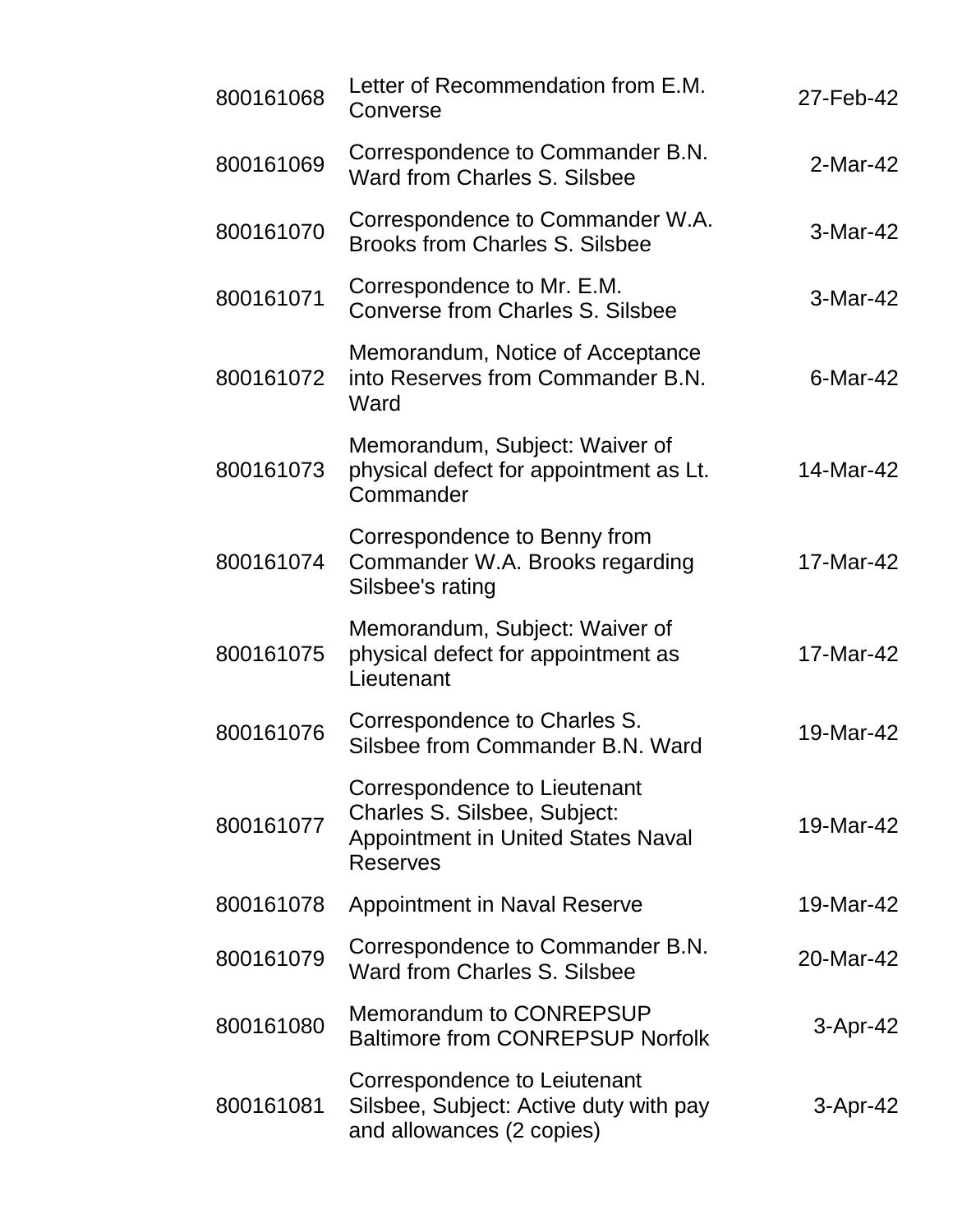| | | |
|---|---|---|
| 800161068 | Letter of Recommendation from E.M. Converse | 27-Feb-42 |
| 800161069 | Correspondence to Commander B.N. Ward from Charles S. Silsbee | 2-Mar-42 |
| 800161070 | Correspondence to Commander W.A. Brooks from Charles S. Silsbee | 3-Mar-42 |
| 800161071 | Correspondence to Mr. E.M. Converse from Charles S. Silsbee | 3-Mar-42 |
| 800161072 | Memorandum, Notice of Acceptance into Reserves from Commander B.N. Ward | 6-Mar-42 |
| 800161073 | Memorandum, Subject: Waiver of physical defect for appointment as Lt. Commander | 14-Mar-42 |
| 800161074 | Correspondence to Benny from Commander W.A. Brooks regarding Silsbee's rating | 17-Mar-42 |
| 800161075 | Memorandum, Subject: Waiver of physical defect for appointment as Lieutenant | 17-Mar-42 |
| 800161076 | Correspondence to Charles S. Silsbee from Commander B.N. Ward | 19-Mar-42 |
| 800161077 | Correspondence to Lieutenant Charles S. Silsbee, Subject: Appointment in United States Naval Reserves | 19-Mar-42 |
| 800161078 | Appointment in Naval Reserve | 19-Mar-42 |
| 800161079 | Correspondence to Commander B.N. Ward from Charles S. Silsbee | 20-Mar-42 |
| 800161080 | Memorandum to CONREPSUP Baltimore from CONREPSUP Norfolk | 3-Apr-42 |
| 800161081 | Correspondence to Leiutenant Silsbee, Subject: Active duty with pay and allowances (2 copies) | 3-Apr-42 |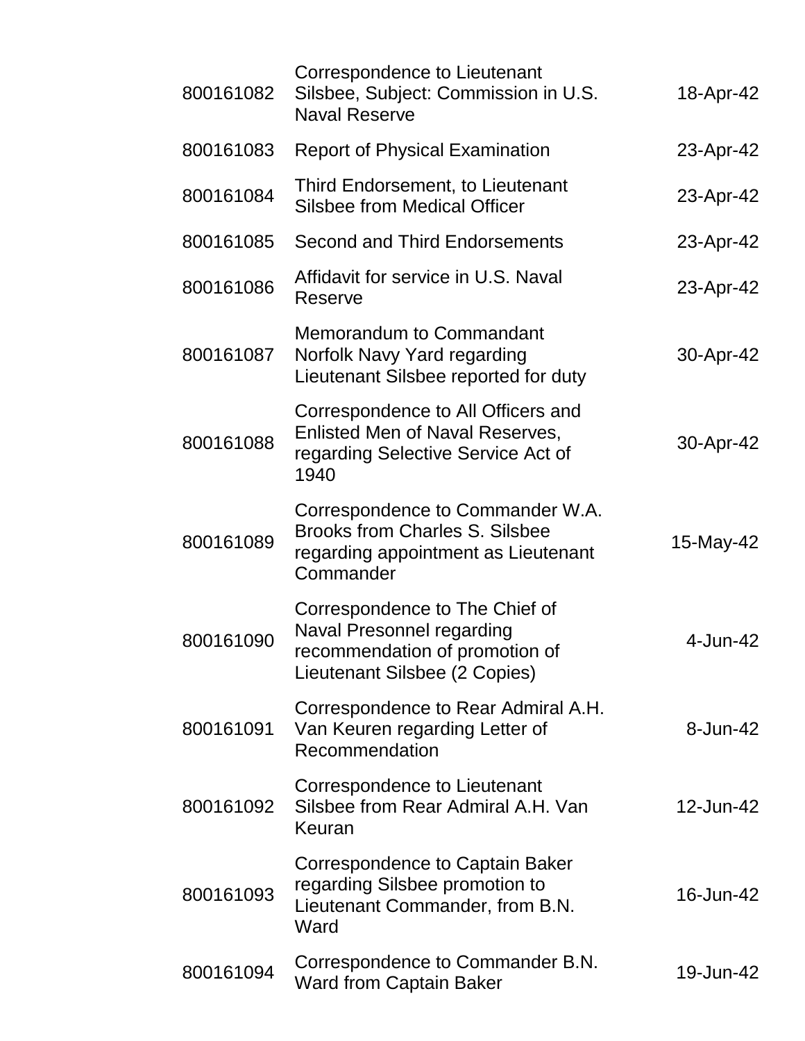| | | |
|---|---|---|
| 800161082 | Correspondence to Lieutenant Silsbee, Subject: Commission in U.S. Naval Reserve | 18-Apr-42 |
| 800161083 | Report of Physical Examination | 23-Apr-42 |
| 800161084 | Third Endorsement, to Lieutenant Silsbee from Medical Officer | 23-Apr-42 |
| 800161085 | Second and Third Endorsements | 23-Apr-42 |
| 800161086 | Affidavit for service in U.S. Naval Reserve | 23-Apr-42 |
| 800161087 | Memorandum to Commandant Norfolk Navy Yard regarding Lieutenant Silsbee reported for duty | 30-Apr-42 |
| 800161088 | Correspondence to All Officers and Enlisted Men of Naval Reserves, regarding Selective Service Act of 1940 | 30-Apr-42 |
| 800161089 | Correspondence to Commander W.A. Brooks from Charles S. Silsbee regarding appointment as Lieutenant Commander | 15-May-42 |
| 800161090 | Correspondence to The Chief of Naval Presonnel regarding recommendation of promotion of Lieutenant Silsbee (2 Copies) | 4-Jun-42 |
| 800161091 | Correspondence to Rear Admiral A.H. Van Keuren regarding Letter of Recommendation | 8-Jun-42 |
| 800161092 | Correspondence to Lieutenant Silsbee from Rear Admiral A.H. Van Keuran | 12-Jun-42 |
| 800161093 | Correspondence to Captain Baker regarding Silsbee promotion to Lieutenant Commander, from B.N. Ward | 16-Jun-42 |
| 800161094 | Correspondence to Commander B.N. Ward from Captain Baker | 19-Jun-42 |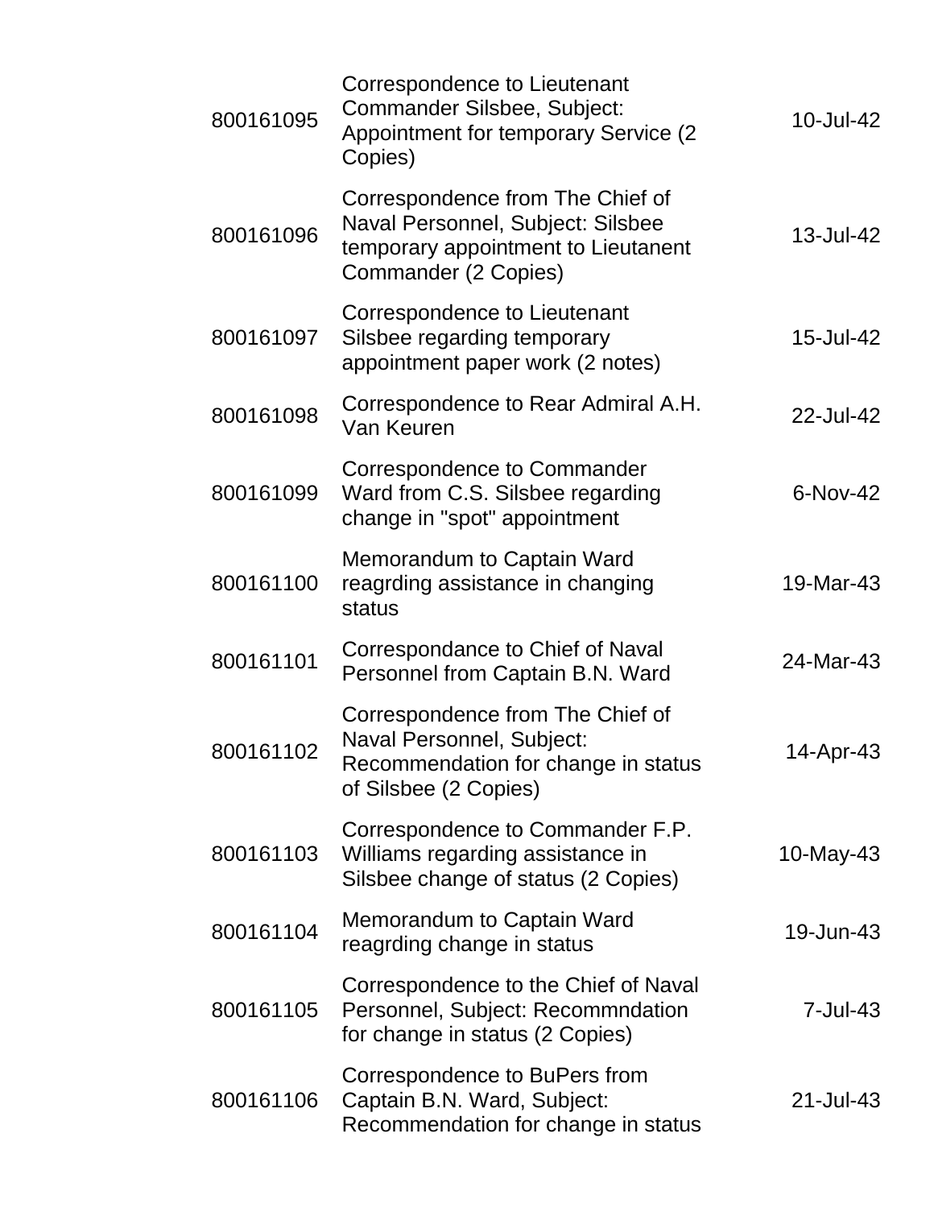| | | |
|---|---|---|
| 800161095 | Correspondence to Lieutenant Commander Silsbee, Subject: Appointment for temporary Service (2 Copies) | 10-Jul-42 |
| 800161096 | Correspondence from The Chief of Naval Personnel, Subject: Silsbee temporary appointment to Lieutanent Commander (2 Copies) | 13-Jul-42 |
| 800161097 | Correspondence to Lieutenant Silsbee regarding temporary appointment paper work (2 notes) | 15-Jul-42 |
| 800161098 | Correspondence to Rear Admiral A.H. Van Keuren | 22-Jul-42 |
| 800161099 | Correspondence to Commander Ward from C.S. Silsbee regarding change in "spot" appointment | 6-Nov-42 |
| 800161100 | Memorandum to Captain Ward reagrding assistance in changing status | 19-Mar-43 |
| 800161101 | Correspondance to Chief of Naval Personnel from Captain B.N. Ward | 24-Mar-43 |
| 800161102 | Correspondence from The Chief of Naval Personnel, Subject: Recommendation for change in status of Silsbee (2 Copies) | 14-Apr-43 |
| 800161103 | Correspondence to Commander F.P. Williams regarding assistance in Silsbee change of status (2 Copies) | 10-May-43 |
| 800161104 | Memorandum to Captain Ward reagrding change in status | 19-Jun-43 |
| 800161105 | Correspondence to the Chief of Naval Personnel, Subject: Recommndation for change in status (2 Copies) | 7-Jul-43 |
| 800161106 | Correspondence to BuPers from Captain B.N. Ward, Subject: Recommendation for change in status | 21-Jul-43 |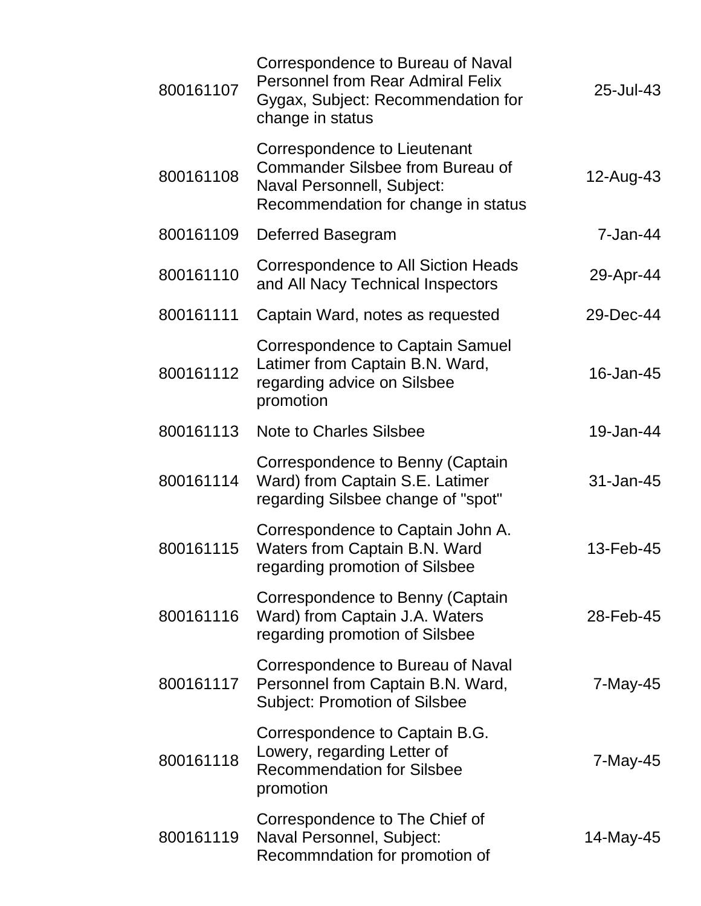| | | |
|---|---|---|
| 800161107 | Correspondence to Bureau of Naval Personnel from Rear Admiral Felix Gygax, Subject: Recommendation for change in status | 25-Jul-43 |
| 800161108 | Correspondence to Lieutenant Commander Silsbee from Bureau of Naval Personnell, Subject: Recommendation for change in status | 12-Aug-43 |
| 800161109 | Deferred Basegram | 7-Jan-44 |
| 800161110 | Correspondence to All Siction Heads and All Nacy Technical Inspectors | 29-Apr-44 |
| 800161111 | Captain Ward, notes as requested | 29-Dec-44 |
| 800161112 | Correspondence to Captain Samuel Latimer from Captain B.N. Ward, regarding advice on Silsbee promotion | 16-Jan-45 |
| 800161113 | Note to Charles Silsbee | 19-Jan-44 |
| 800161114 | Correspondence to Benny (Captain Ward) from Captain S.E. Latimer regarding Silsbee change of "spot" | 31-Jan-45 |
| 800161115 | Correspondence to Captain John A. Waters from Captain B.N. Ward regarding promotion of Silsbee | 13-Feb-45 |
| 800161116 | Correspondence to Benny (Captain Ward) from Captain J.A. Waters regarding promotion of Silsbee | 28-Feb-45 |
| 800161117 | Correspondence to Bureau of Naval Personnel from Captain B.N. Ward, Subject: Promotion of Silsbee | 7-May-45 |
| 800161118 | Correspondence to Captain B.G. Lowery, regarding Letter of Recommendation for Silsbee promotion | 7-May-45 |
| 800161119 | Correspondence to The Chief of Naval Personnel, Subject: Recommndation for promotion of | 14-May-45 |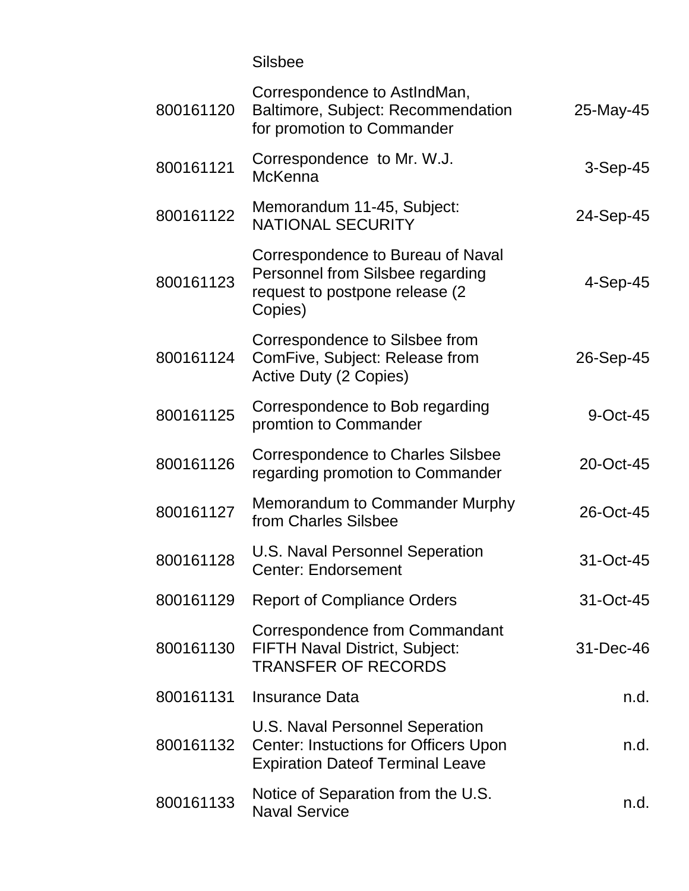| | Silsbee | |
|---|---|---|
| 800161120 | Correspondence to AstIndMan, Baltimore, Subject: Recommendation for promotion to Commander | 25-May-45 |
| 800161121 | Correspondence  to Mr. W.J. McKenna | 3-Sep-45 |
| 800161122 | Memorandum 11-45, Subject: NATIONAL SECURITY | 24-Sep-45 |
| 800161123 | Correspondence to Bureau of Naval Personnel from Silsbee regarding request to postpone release (2 Copies) | 4-Sep-45 |
| 800161124 | Correspondence to Silsbee from ComFive, Subject: Release from Active Duty (2 Copies) | 26-Sep-45 |
| 800161125 | Correspondence to Bob regarding promtion to Commander | 9-Oct-45 |
| 800161126 | Correspondence to Charles Silsbee regarding promotion to Commander | 20-Oct-45 |
| 800161127 | Memorandum to Commander Murphy from Charles Silsbee | 26-Oct-45 |
| 800161128 | U.S. Naval Personnel Seperation Center: Endorsement | 31-Oct-45 |
| 800161129 | Report of Compliance Orders | 31-Oct-45 |
| 800161130 | Correspondence from Commandant FIFTH Naval District, Subject: TRANSFER OF RECORDS | 31-Dec-46 |
| 800161131 | Insurance Data | n.d. |
| 800161132 | U.S. Naval Personnel Seperation Center: Instuctions for Officers Upon Expiration Dateof Terminal Leave | n.d. |
| 800161133 | Notice of Separation from the U.S. Naval Service | n.d. |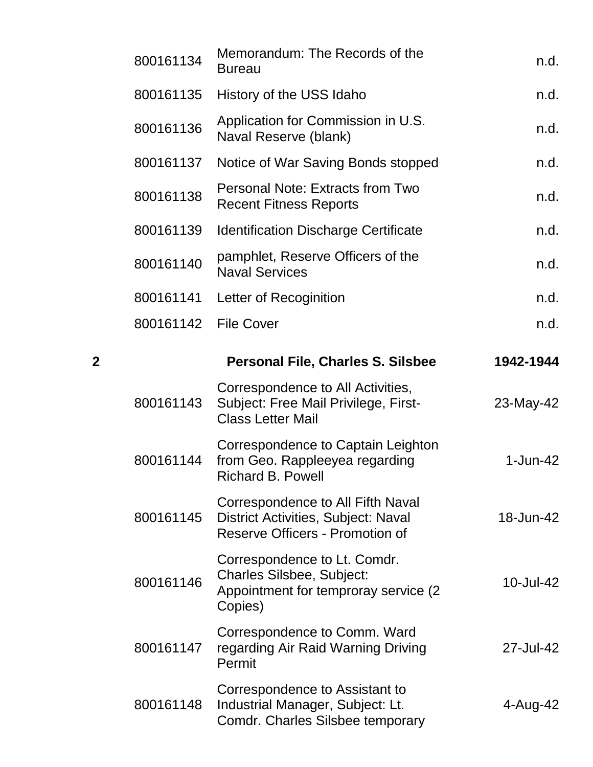| | | | |
|---|---|---|---|
| | 800161134 | Memorandum: The Records of the Bureau | n.d. |
| | 800161135 | History of the USS Idaho | n.d. |
| | 800161136 | Application for Commission in U.S. Naval Reserve (blank) | n.d. |
| | 800161137 | Notice of War Saving Bonds stopped | n.d. |
| | 800161138 | Personal Note: Extracts from Two Recent Fitness Reports | n.d. |
| | 800161139 | Identification Discharge Certificate | n.d. |
| | 800161140 | pamphlet, Reserve Officers of the Naval Services | n.d. |
| | 800161141 | Letter of Recoginition | n.d. |
| | 800161142 | File Cover | n.d. |
| **2** | | **Personal File, Charles S. Silsbee** | **1942-1944** |
| | 800161143 | Correspondence to All Activities, Subject: Free Mail Privilege, First-Class Letter Mail | 23-May-42 |
| | 800161144 | Correspondence to Captain Leighton from Geo. Rappleeyea regarding Richard B. Powell | 1-Jun-42 |
| | 800161145 | Correspondence to All Fifth Naval District Activities, Subject: Naval Reserve Officers - Promotion of | 18-Jun-42 |
| | 800161146 | Correspondence to Lt. Comdr. Charles Silsbee, Subject: Appointment for temproray service (2 Copies) | 10-Jul-42 |
| | 800161147 | Correspondence to Comm. Ward regarding Air Raid Warning Driving Permit | 27-Jul-42 |
| | 800161148 | Correspondence to Assistant to Industrial Manager, Subject: Lt. Comdr. Charles Silsbee temporary | 4-Aug-42 |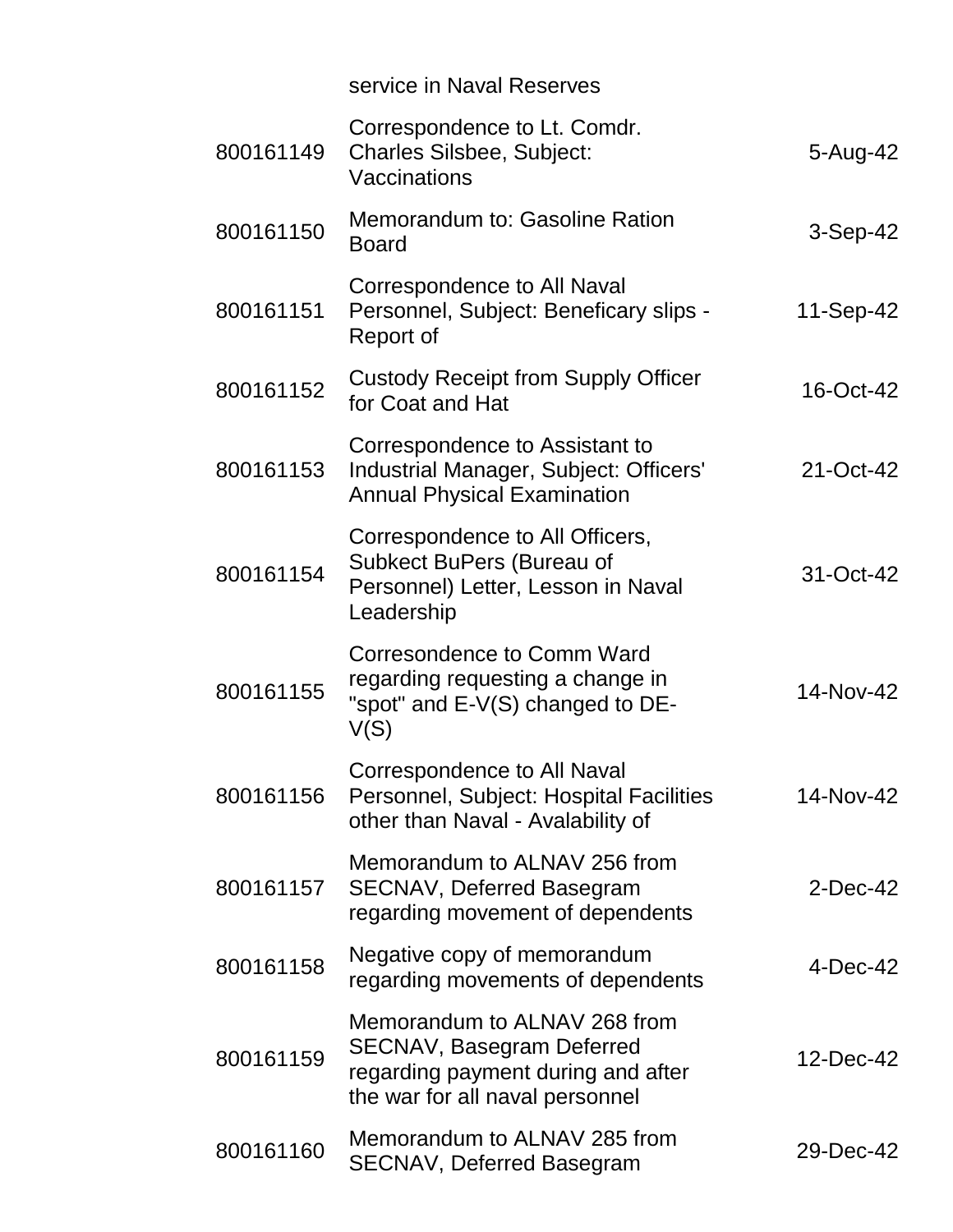| | | |
|---|---|---|
| | service in Naval Reserves | |
| 800161149 | Correspondence to Lt. Comdr. Charles Silsbee, Subject: Vaccinations | 5-Aug-42 |
| 800161150 | Memorandum to: Gasoline Ration Board | 3-Sep-42 |
| 800161151 | Correspondence to All Naval Personnel, Subject: Beneficary slips - Report of | 11-Sep-42 |
| 800161152 | Custody Receipt from Supply Officer for Coat and Hat | 16-Oct-42 |
| 800161153 | Correspondence to Assistant to Industrial Manager, Subject: Officers' Annual Physical Examination | 21-Oct-42 |
| 800161154 | Correspondence to All Officers, Subkect BuPers (Bureau of Personnel) Letter, Lesson in Naval Leadership | 31-Oct-42 |
| 800161155 | Corresondence to Comm Ward regarding requesting a change in "spot" and E-V(S) changed to DE-V(S) | 14-Nov-42 |
| 800161156 | Correspondence to All Naval Personnel, Subject: Hospital Facilities other than Naval - Avalability of | 14-Nov-42 |
| 800161157 | Memorandum to ALNAV 256 from SECNAV, Deferred Basegram regarding movement of dependents | 2-Dec-42 |
| 800161158 | Negative copy of memorandum regarding movements of dependents | 4-Dec-42 |
| 800161159 | Memorandum to ALNAV 268 from SECNAV, Basegram Deferred regarding payment during and after the war for all naval personnel | 12-Dec-42 |
| 800161160 | Memorandum to ALNAV 285 from SECNAV, Deferred Basegram | 29-Dec-42 |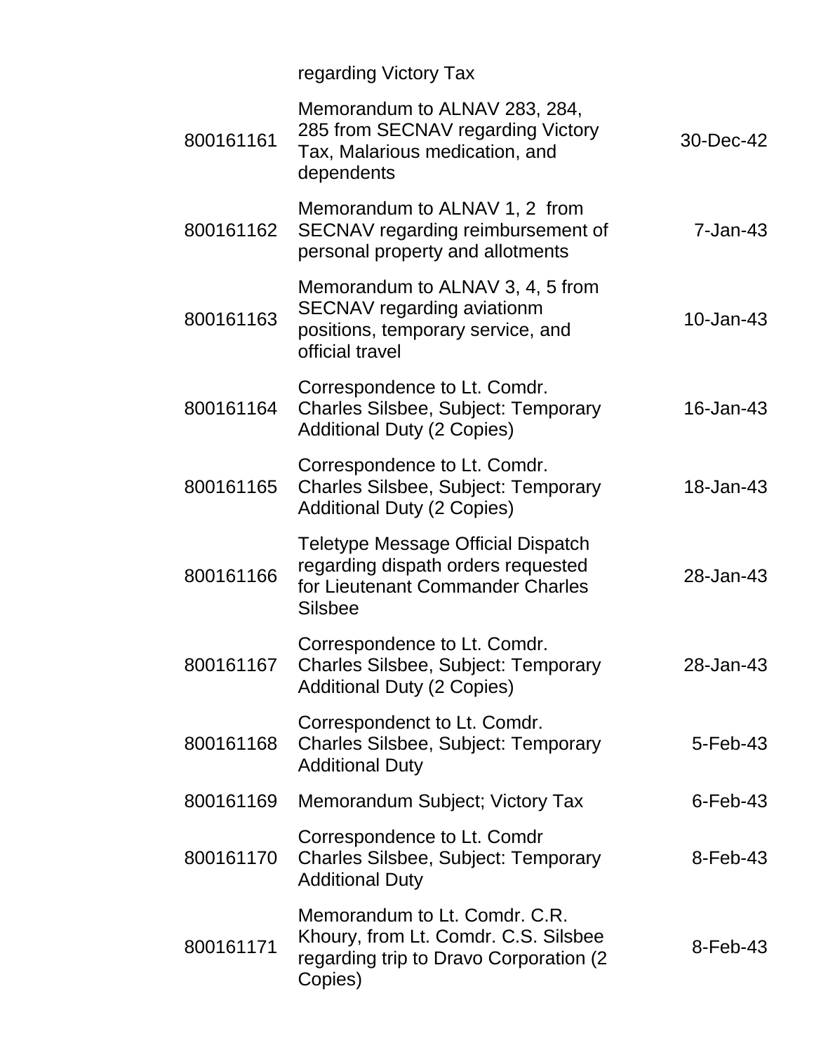| | | |
|---|---|---|
| | regarding Victory Tax | |
| 800161161 | Memorandum to ALNAV 283, 284, 285 from SECNAV regarding Victory Tax, Malarious medication, and dependents | 30-Dec-42 |
| 800161162 | Memorandum to ALNAV 1, 2 from SECNAV regarding reimbursement of personal property and allotments | 7-Jan-43 |
| 800161163 | Memorandum to ALNAV 3, 4, 5 from SECNAV regarding aviationm positions, temporary service, and official travel | 10-Jan-43 |
| 800161164 | Correspondence to Lt. Comdr. Charles Silsbee, Subject: Temporary Additional Duty (2 Copies) | 16-Jan-43 |
| 800161165 | Correspondence to Lt. Comdr. Charles Silsbee, Subject: Temporary Additional Duty (2 Copies) | 18-Jan-43 |
| 800161166 | Teletype Message Official Dispatch regarding dispath orders requested for Lieutenant Commander Charles Silsbee | 28-Jan-43 |
| 800161167 | Correspondence to Lt. Comdr. Charles Silsbee, Subject: Temporary Additional Duty (2 Copies) | 28-Jan-43 |
| 800161168 | Correspondenct to Lt. Comdr. Charles Silsbee, Subject: Temporary Additional Duty | 5-Feb-43 |
| 800161169 | Memorandum Subject; Victory Tax | 6-Feb-43 |
| 800161170 | Correspondence to Lt. Comdr Charles Silsbee, Subject: Temporary Additional Duty | 8-Feb-43 |
| 800161171 | Memorandum to Lt. Comdr. C.R. Khoury, from Lt. Comdr. C.S. Silsbee regarding trip to Dravo Corporation (2 Copies) | 8-Feb-43 |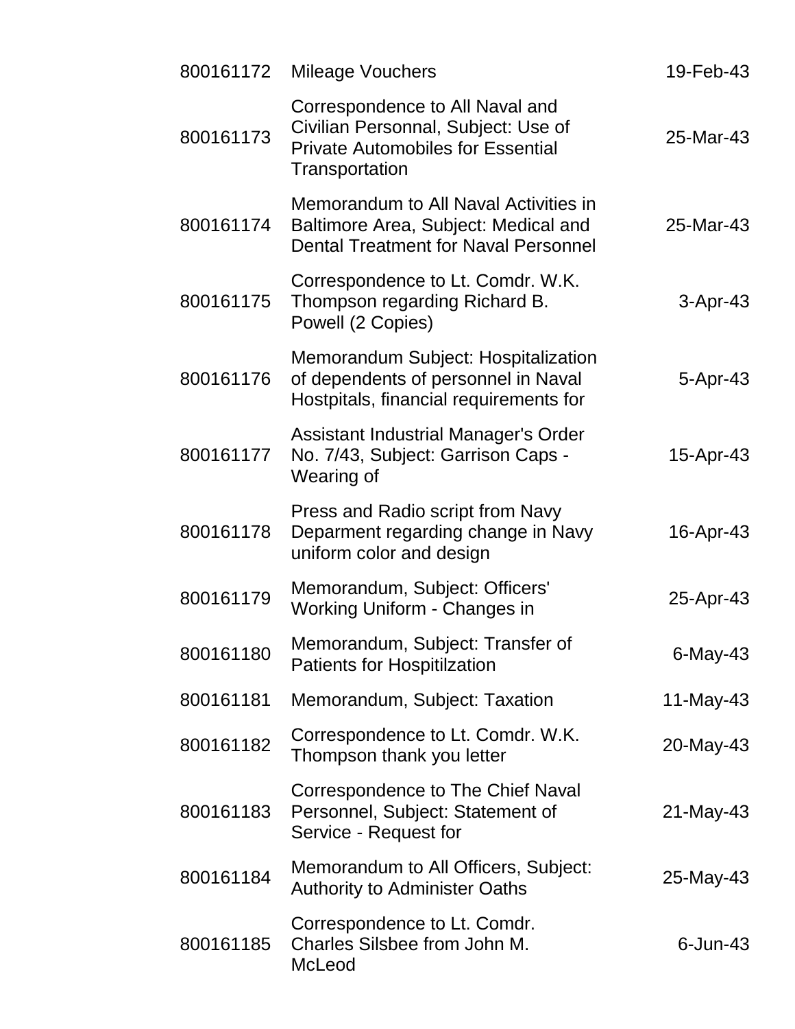| | | |
|---|---|---|
| 800161172 | Mileage Vouchers | 19-Feb-43 |
| 800161173 | Correspondence to All Naval and Civilian Personnal, Subject: Use of Private Automobiles for Essential Transportation | 25-Mar-43 |
| 800161174 | Memorandum to All Naval Activities in Baltimore Area, Subject: Medical and Dental Treatment for Naval Personnel | 25-Mar-43 |
| 800161175 | Correspondence to Lt. Comdr. W.K. Thompson regarding Richard B. Powell (2 Copies) | 3-Apr-43 |
| 800161176 | Memorandum Subject: Hospitalization of dependents of personnel in Naval Hostpitals, financial requirements for | 5-Apr-43 |
| 800161177 | Assistant Industrial Manager's Order No. 7/43, Subject: Garrison Caps - Wearing of | 15-Apr-43 |
| 800161178 | Press and Radio script from Navy Deparment regarding change in Navy uniform color and design | 16-Apr-43 |
| 800161179 | Memorandum, Subject: Officers' Working Uniform - Changes in | 25-Apr-43 |
| 800161180 | Memorandum, Subject: Transfer of Patients for Hospitilzation | 6-May-43 |
| 800161181 | Memorandum, Subject: Taxation | 11-May-43 |
| 800161182 | Correspondence to Lt. Comdr. W.K. Thompson thank you letter | 20-May-43 |
| 800161183 | Correspondence to The Chief Naval Personnel, Subject: Statement of Service - Request for | 21-May-43 |
| 800161184 | Memorandum to All Officers, Subject: Authority to Administer Oaths | 25-May-43 |
| 800161185 | Correspondence to Lt. Comdr. Charles Silsbee from John M. McLeod | 6-Jun-43 |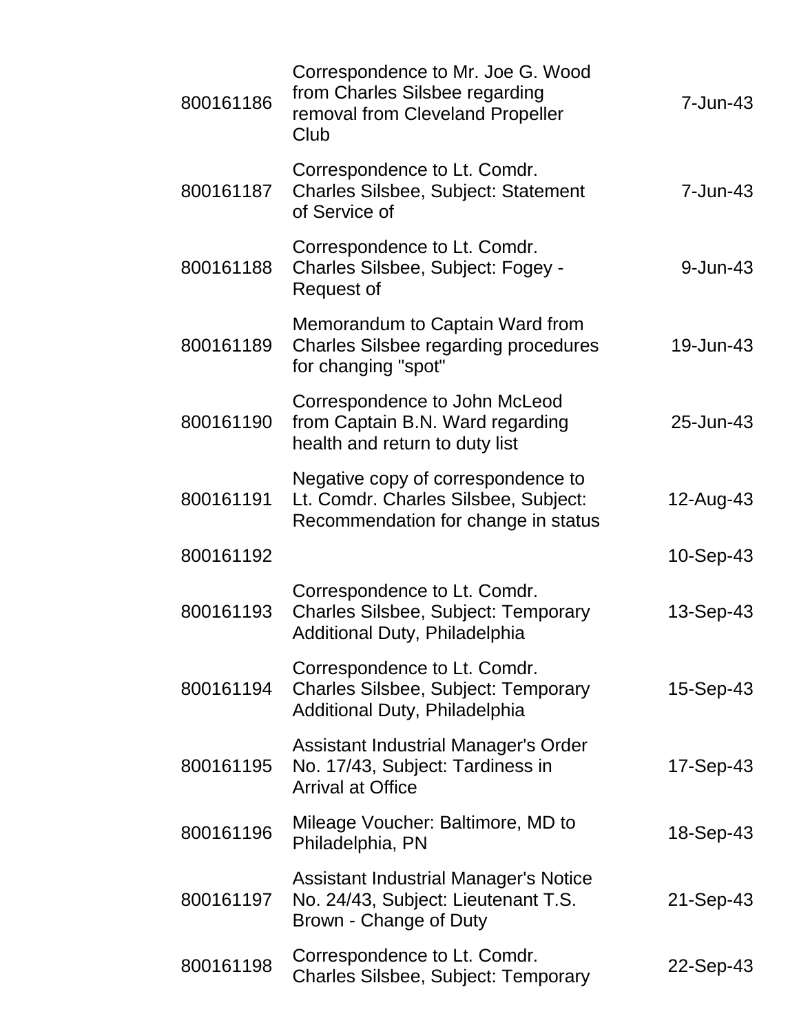| | | |
|---|---|---|
| 800161186 | Correspondence to Mr. Joe G. Wood from Charles Silsbee regarding removal from Cleveland Propeller Club | 7-Jun-43 |
| 800161187 | Correspondence to Lt. Comdr. Charles Silsbee, Subject: Statement of Service of | 7-Jun-43 |
| 800161188 | Correspondence to Lt. Comdr. Charles Silsbee, Subject: Fogey - Request of | 9-Jun-43 |
| 800161189 | Memorandum to Captain Ward from Charles Silsbee regarding procedures for changing "spot" | 19-Jun-43 |
| 800161190 | Correspondence to John McLeod from Captain B.N. Ward regarding health and return to duty list | 25-Jun-43 |
| 800161191 | Negative copy of correspondence to Lt. Comdr. Charles Silsbee, Subject: Recommendation for change in status | 12-Aug-43 |
| 800161192 | | 10-Sep-43 |
| 800161193 | Correspondence to Lt. Comdr. Charles Silsbee, Subject: Temporary Additional Duty, Philadelphia | 13-Sep-43 |
| 800161194 | Correspondence to Lt. Comdr. Charles Silsbee, Subject: Temporary Additional Duty, Philadelphia | 15-Sep-43 |
| 800161195 | Assistant Industrial Manager's Order No. 17/43, Subject: Tardiness in Arrival at Office | 17-Sep-43 |
| 800161196 | Mileage Voucher: Baltimore, MD to Philadelphia, PN | 18-Sep-43 |
| 800161197 | Assistant Industrial Manager's Notice No. 24/43, Subject: Lieutenant T.S. Brown - Change of Duty | 21-Sep-43 |
| 800161198 | Correspondence to Lt. Comdr. Charles Silsbee, Subject: Temporary | 22-Sep-43 |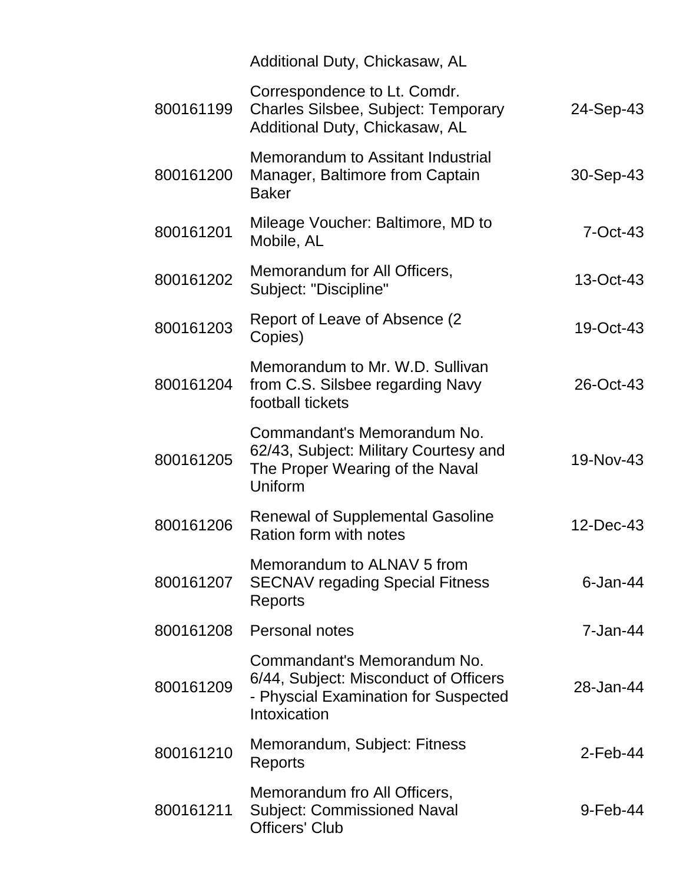| | | |
|---|---|---|
| | Additional Duty, Chickasaw, AL | |
| 800161199 | Correspondence to Lt. Comdr. Charles Silsbee, Subject: Temporary Additional Duty, Chickasaw, AL | 24-Sep-43 |
| 800161200 | Memorandum to Assitant Industrial Manager, Baltimore from Captain Baker | 30-Sep-43 |
| 800161201 | Mileage Voucher: Baltimore, MD to Mobile, AL | 7-Oct-43 |
| 800161202 | Memorandum for All Officers, Subject: "Discipline" | 13-Oct-43 |
| 800161203 | Report of Leave of Absence (2 Copies) | 19-Oct-43 |
| 800161204 | Memorandum to Mr. W.D. Sullivan from C.S. Silsbee regarding Navy football tickets | 26-Oct-43 |
| 800161205 | Commandant's Memorandum No. 62/43, Subject: Military Courtesy and The Proper Wearing of the Naval Uniform | 19-Nov-43 |
| 800161206 | Renewal of Supplemental Gasoline Ration form with notes | 12-Dec-43 |
| 800161207 | Memorandum to ALNAV 5 from SECNAV regading Special Fitness Reports | 6-Jan-44 |
| 800161208 | Personal notes | 7-Jan-44 |
| 800161209 | Commandant's Memorandum No. 6/44, Subject: Misconduct of Officers - Physcial Examination for Suspected Intoxication | 28-Jan-44 |
| 800161210 | Memorandum, Subject: Fitness Reports | 2-Feb-44 |
| 800161211 | Memorandum fro All Officers, Subject: Commissioned Naval Officers' Club | 9-Feb-44 |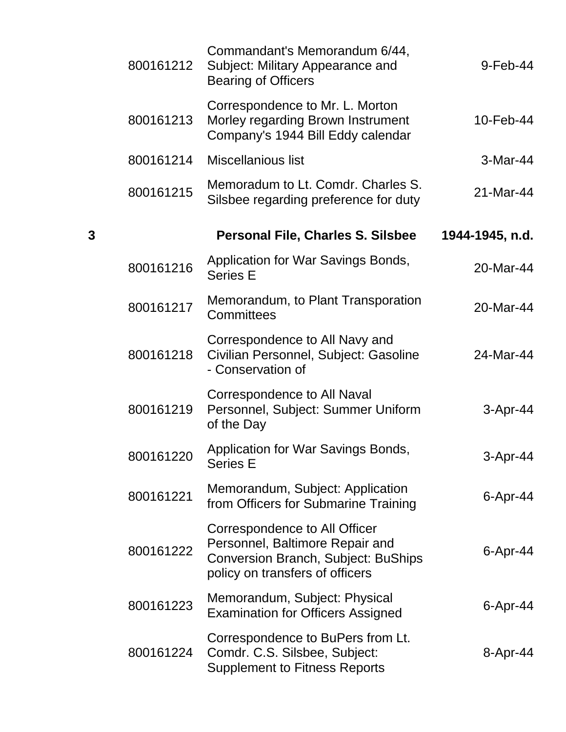| | | | |
|---|---|---|---|
| | 800161212 | Commandant's Memorandum 6/44, Subject: Military Appearance and Bearing of Officers | 9-Feb-44 |
| | 800161213 | Correspondence to Mr. L. Morton Morley regarding Brown Instrument Company's 1944 Bill Eddy calendar | 10-Feb-44 |
| | 800161214 | Miscellanious list | 3-Mar-44 |
| | 800161215 | Memoradum to Lt. Comdr. Charles S. Silsbee regarding preference for duty | 21-Mar-44 |
| **3** | | **Personal File, Charles S. Silsbee** | **1944-1945, n.d.** |
| | 800161216 | Application for War Savings Bonds, Series E | 20-Mar-44 |
| | 800161217 | Memorandum, to Plant Transporation Committees | 20-Mar-44 |
| | 800161218 | Correspondence to All Navy and Civilian Personnel, Subject: Gasoline - Conservation of | 24-Mar-44 |
| | 800161219 | Correspondence to All Naval Personnel, Subject: Summer Uniform of the Day | 3-Apr-44 |
| | 800161220 | Application for War Savings Bonds, Series E | 3-Apr-44 |
| | 800161221 | Memorandum, Subject: Application from Officers for Submarine Training | 6-Apr-44 |
| | 800161222 | Correspondence to All Officer Personnel, Baltimore Repair and Conversion Branch, Subject: BuShips policy on transfers of officers | 6-Apr-44 |
| | 800161223 | Memorandum, Subject: Physical Examination for Officers Assigned | 6-Apr-44 |
| | 800161224 | Correspondence to BuPers from Lt. Comdr. C.S. Silsbee, Subject: Supplement to Fitness Reports | 8-Apr-44 |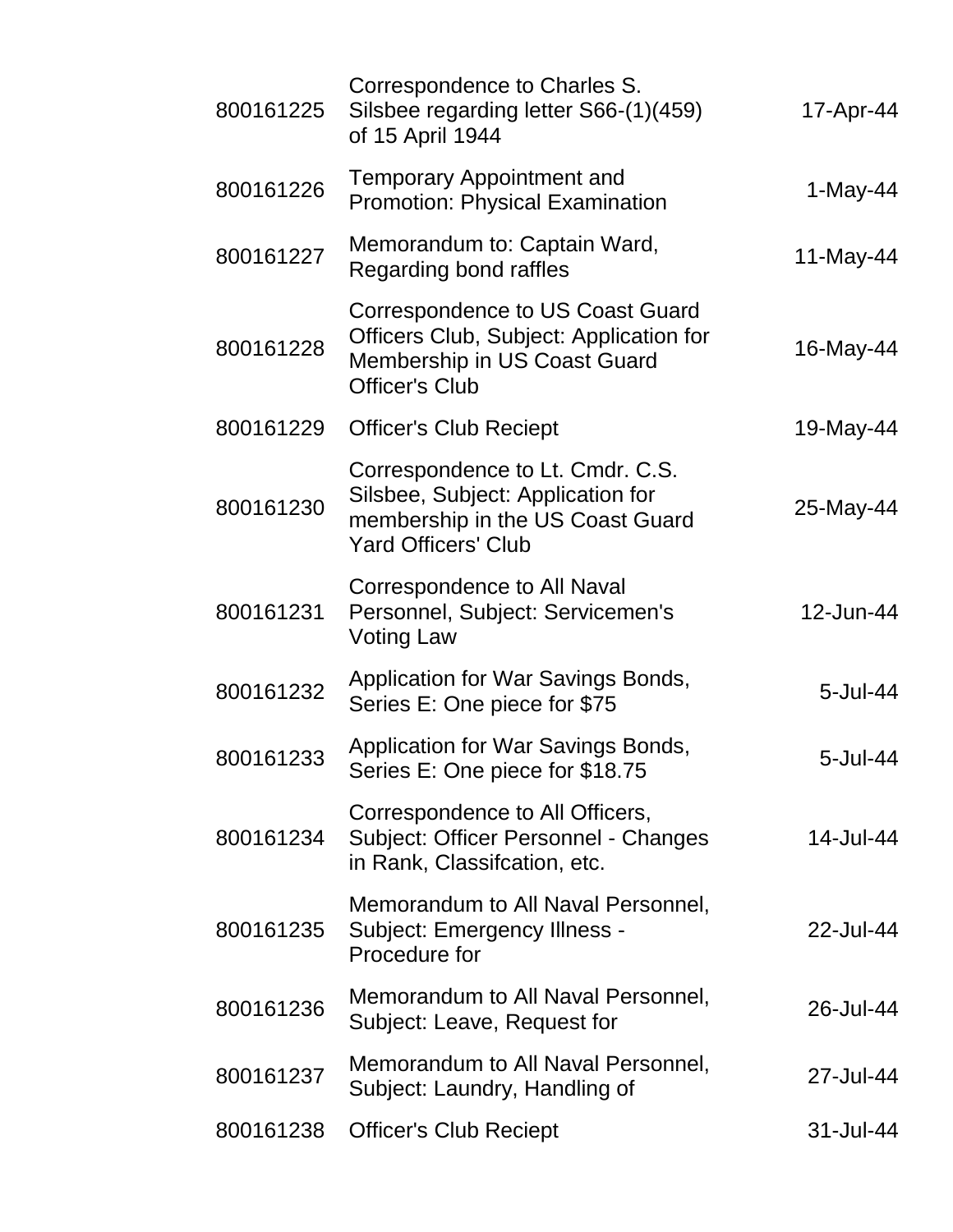| | | |
|---|---|---|
| 800161225 | Correspondence to Charles S. Silsbee regarding letter S66-(1)(459) of 15 April 1944 | 17-Apr-44 |
| 800161226 | Temporary Appointment and Promotion: Physical Examination | 1-May-44 |
| 800161227 | Memorandum to: Captain Ward, Regarding bond raffles | 11-May-44 |
| 800161228 | Correspondence to US Coast Guard Officers Club, Subject: Application for Membership in US Coast Guard Officer's Club | 16-May-44 |
| 800161229 | Officer's Club Reciept | 19-May-44 |
| 800161230 | Correspondence to Lt. Cmdr. C.S. Silsbee, Subject: Application for membership in the US Coast Guard Yard Officers' Club | 25-May-44 |
| 800161231 | Correspondence to All Naval Personnel, Subject: Servicemen's Voting Law | 12-Jun-44 |
| 800161232 | Application for War Savings Bonds, Series E: One piece for $75 | 5-Jul-44 |
| 800161233 | Application for War Savings Bonds, Series E: One piece for $18.75 | 5-Jul-44 |
| 800161234 | Correspondence to All Officers, Subject: Officer Personnel - Changes in Rank, Classifcation, etc. | 14-Jul-44 |
| 800161235 | Memorandum to All Naval Personnel, Subject: Emergency Illness - Procedure for | 22-Jul-44 |
| 800161236 | Memorandum to All Naval Personnel, Subject: Leave, Request for | 26-Jul-44 |
| 800161237 | Memorandum to All Naval Personnel, Subject: Laundry, Handling of | 27-Jul-44 |
| 800161238 | Officer's Club Reciept | 31-Jul-44 |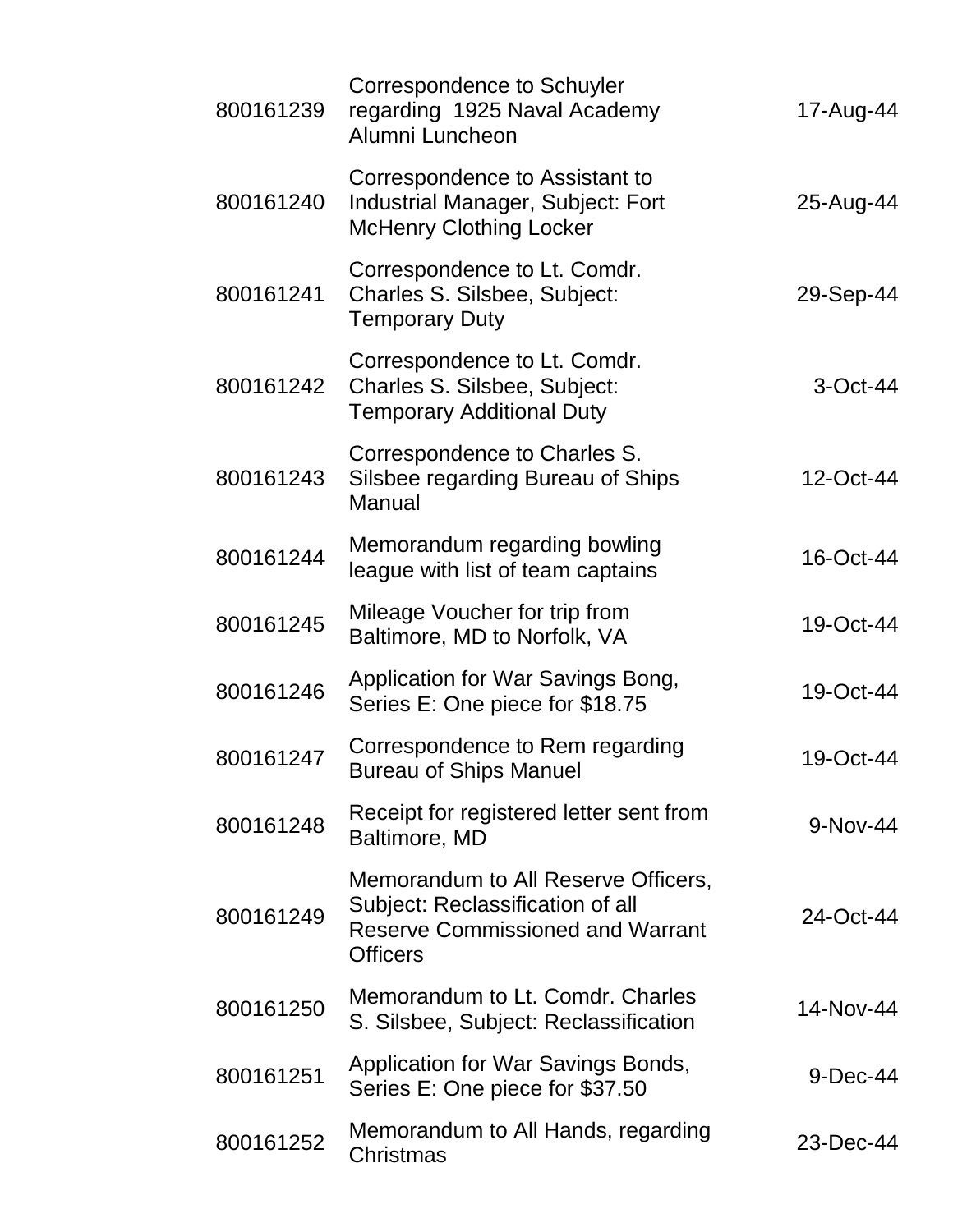| | | |
|---|---|---|
| 800161239 | Correspondence to Schuyler regarding 1925 Naval Academy Alumni Luncheon | 17-Aug-44 |
| 800161240 | Correspondence to Assistant to Industrial Manager, Subject: Fort McHenry Clothing Locker | 25-Aug-44 |
| 800161241 | Correspondence to Lt. Comdr. Charles S. Silsbee, Subject: Temporary Duty | 29-Sep-44 |
| 800161242 | Correspondence to Lt. Comdr. Charles S. Silsbee, Subject: Temporary Additional Duty | 3-Oct-44 |
| 800161243 | Correspondence to Charles S. Silsbee regarding Bureau of Ships Manual | 12-Oct-44 |
| 800161244 | Memorandum regarding bowling league with list of team captains | 16-Oct-44 |
| 800161245 | Mileage Voucher for trip from Baltimore, MD to Norfolk, VA | 19-Oct-44 |
| 800161246 | Application for War Savings Bong, Series E: One piece for $18.75 | 19-Oct-44 |
| 800161247 | Correspondence to Rem regarding Bureau of Ships Manuel | 19-Oct-44 |
| 800161248 | Receipt for registered letter sent from Baltimore, MD | 9-Nov-44 |
| 800161249 | Memorandum to All Reserve Officers, Subject: Reclassification of all Reserve Commissioned and Warrant Officers | 24-Oct-44 |
| 800161250 | Memorandum to Lt. Comdr. Charles S. Silsbee, Subject: Reclassification | 14-Nov-44 |
| 800161251 | Application for War Savings Bonds, Series E: One piece for $37.50 | 9-Dec-44 |
| 800161252 | Memorandum to All Hands, regarding Christmas | 23-Dec-44 |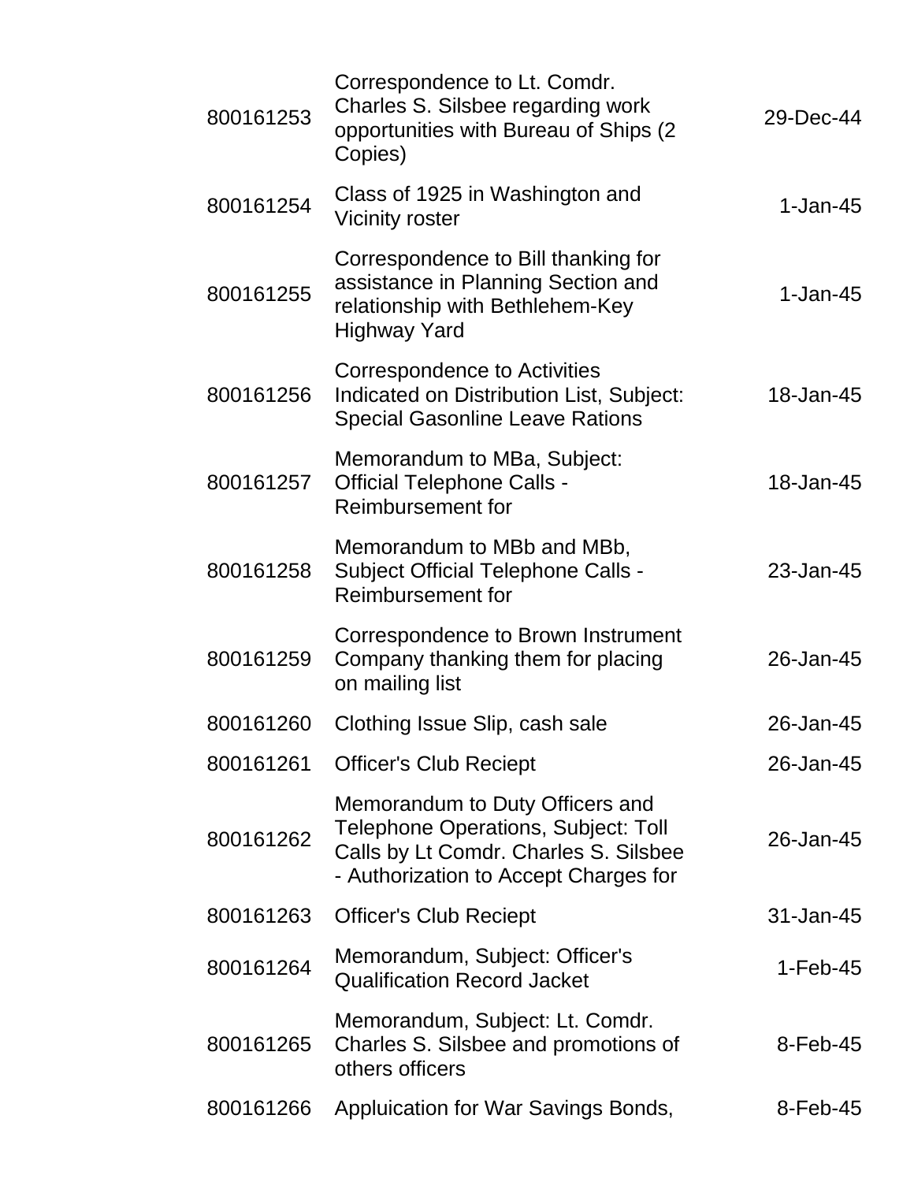| | | |
|---|---|---|
| 800161253 | Correspondence to Lt. Comdr. Charles S. Silsbee regarding work opportunities with Bureau of Ships (2 Copies) | 29-Dec-44 |
| 800161254 | Class of 1925 in Washington and Vicinity roster | 1-Jan-45 |
| 800161255 | Correspondence to Bill thanking for assistance in Planning Section and relationship with Bethlehem-Key Highway Yard | 1-Jan-45 |
| 800161256 | Correspondence to Activities Indicated on Distribution List, Subject: Special Gasonline Leave Rations | 18-Jan-45 |
| 800161257 | Memorandum to MBa, Subject: Official Telephone Calls - Reimbursement for | 18-Jan-45 |
| 800161258 | Memorandum to MBb and MBb, Subject Official Telephone Calls - Reimbursement for | 23-Jan-45 |
| 800161259 | Correspondence to Brown Instrument Company thanking them for placing on mailing list | 26-Jan-45 |
| 800161260 | Clothing Issue Slip, cash sale | 26-Jan-45 |
| 800161261 | Officer's Club Reciept | 26-Jan-45 |
| 800161262 | Memorandum to Duty Officers and Telephone Operations, Subject: Toll Calls by Lt Comdr. Charles S. Silsbee - Authorization to Accept Charges for | 26-Jan-45 |
| 800161263 | Officer's Club Reciept | 31-Jan-45 |
| 800161264 | Memorandum, Subject: Officer's Qualification Record Jacket | 1-Feb-45 |
| 800161265 | Memorandum, Subject: Lt. Comdr. Charles S. Silsbee and promotions of others officers | 8-Feb-45 |
| 800161266 | Appluication for War Savings Bonds, | 8-Feb-45 |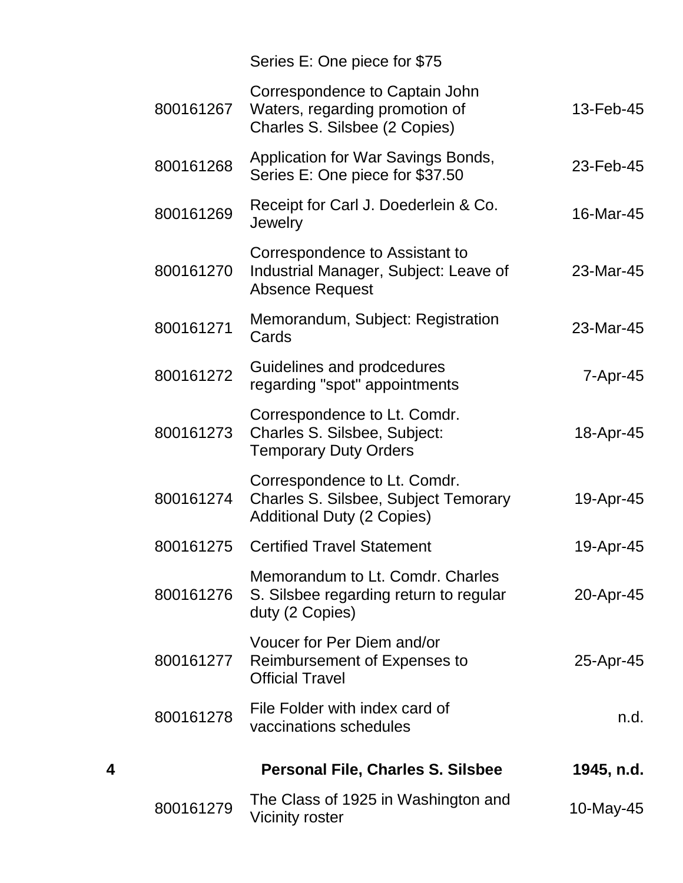| | | | |
|---|---|---|---|
| | | Series E: One piece for $75 | |
| | 800161267 | Correspondence to Captain John Waters, regarding promotion of Charles S. Silsbee (2 Copies) | 13-Feb-45 |
| | 800161268 | Application for War Savings Bonds, Series E: One piece for $37.50 | 23-Feb-45 |
| | 800161269 | Receipt for Carl J. Doederlein & Co. Jewelry | 16-Mar-45 |
| | 800161270 | Correspondence to Assistant to Industrial Manager, Subject: Leave of Absence Request | 23-Mar-45 |
| | 800161271 | Memorandum, Subject: Registration Cards | 23-Mar-45 |
| | 800161272 | Guidelines and prodcedures regarding "spot" appointments | 7-Apr-45 |
| | 800161273 | Correspondence to Lt. Comdr. Charles S. Silsbee, Subject: Temporary Duty Orders | 18-Apr-45 |
| | 800161274 | Correspondence to Lt. Comdr. Charles S. Silsbee, Subject Temorary Additional Duty (2 Copies) | 19-Apr-45 |
| | 800161275 | Certified Travel Statement | 19-Apr-45 |
| | 800161276 | Memorandum to Lt. Comdr. Charles S. Silsbee regarding return to regular duty (2 Copies) | 20-Apr-45 |
| | 800161277 | Voucer for Per Diem and/or Reimbursement of Expenses to Official Travel | 25-Apr-45 |
| | 800161278 | File Folder with index card of vaccinations schedules | n.d. |
| **4** | | **Personal File, Charles S. Silsbee** | **1945, n.d.** |
| | 800161279 | The Class of 1925 in Washington and Vicinity roster | 10-May-45 |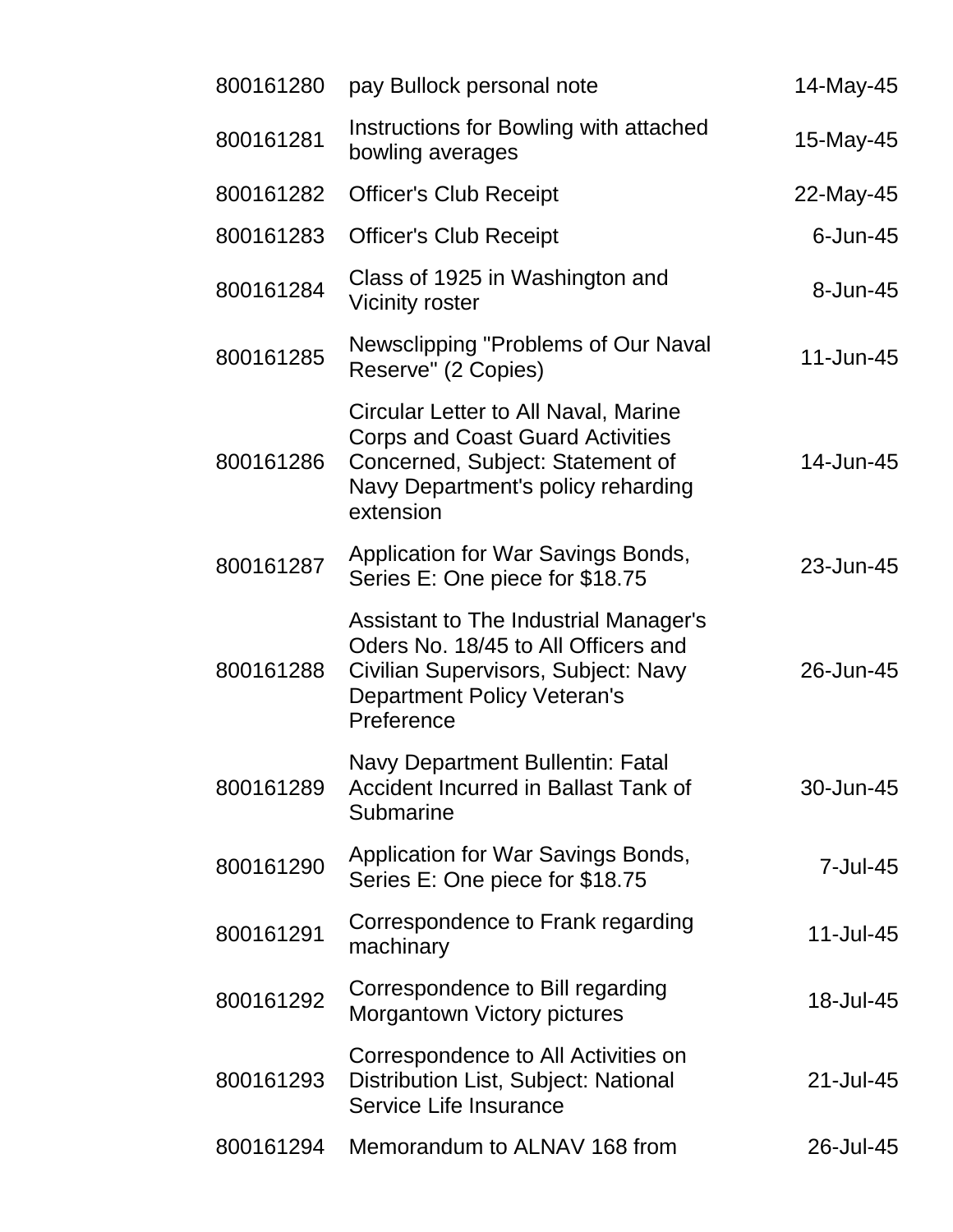| | | |
|---|---|---|
| 800161280 | pay Bullock personal note | 14-May-45 |
| 800161281 | Instructions for Bowling with attached bowling averages | 15-May-45 |
| 800161282 | Officer's Club Receipt | 22-May-45 |
| 800161283 | Officer's Club Receipt | 6-Jun-45 |
| 800161284 | Class of 1925 in Washington and Vicinity roster | 8-Jun-45 |
| 800161285 | Newsclipping "Problems of Our Naval Reserve" (2 Copies) | 11-Jun-45 |
| 800161286 | Circular Letter to All Naval, Marine Corps and Coast Guard Activities Concerned, Subject: Statement of Navy Department's policy reharding extension | 14-Jun-45 |
| 800161287 | Application for War Savings Bonds, Series E: One piece for $18.75 | 23-Jun-45 |
| 800161288 | Assistant to The Industrial Manager's Oders No. 18/45 to All Officers and Civilian Supervisors, Subject: Navy Department Policy Veteran's Preference | 26-Jun-45 |
| 800161289 | Navy Department Bullentin: Fatal Accident Incurred in Ballast Tank of Submarine | 30-Jun-45 |
| 800161290 | Application for War Savings Bonds, Series E: One piece for $18.75 | 7-Jul-45 |
| 800161291 | Correspondence to Frank regarding machinary | 11-Jul-45 |
| 800161292 | Correspondence to Bill regarding Morgantown Victory pictures | 18-Jul-45 |
| 800161293 | Correspondence to All Activities on Distribution List, Subject: National Service Life Insurance | 21-Jul-45 |
| 800161294 | Memorandum to ALNAV 168 from | 26-Jul-45 |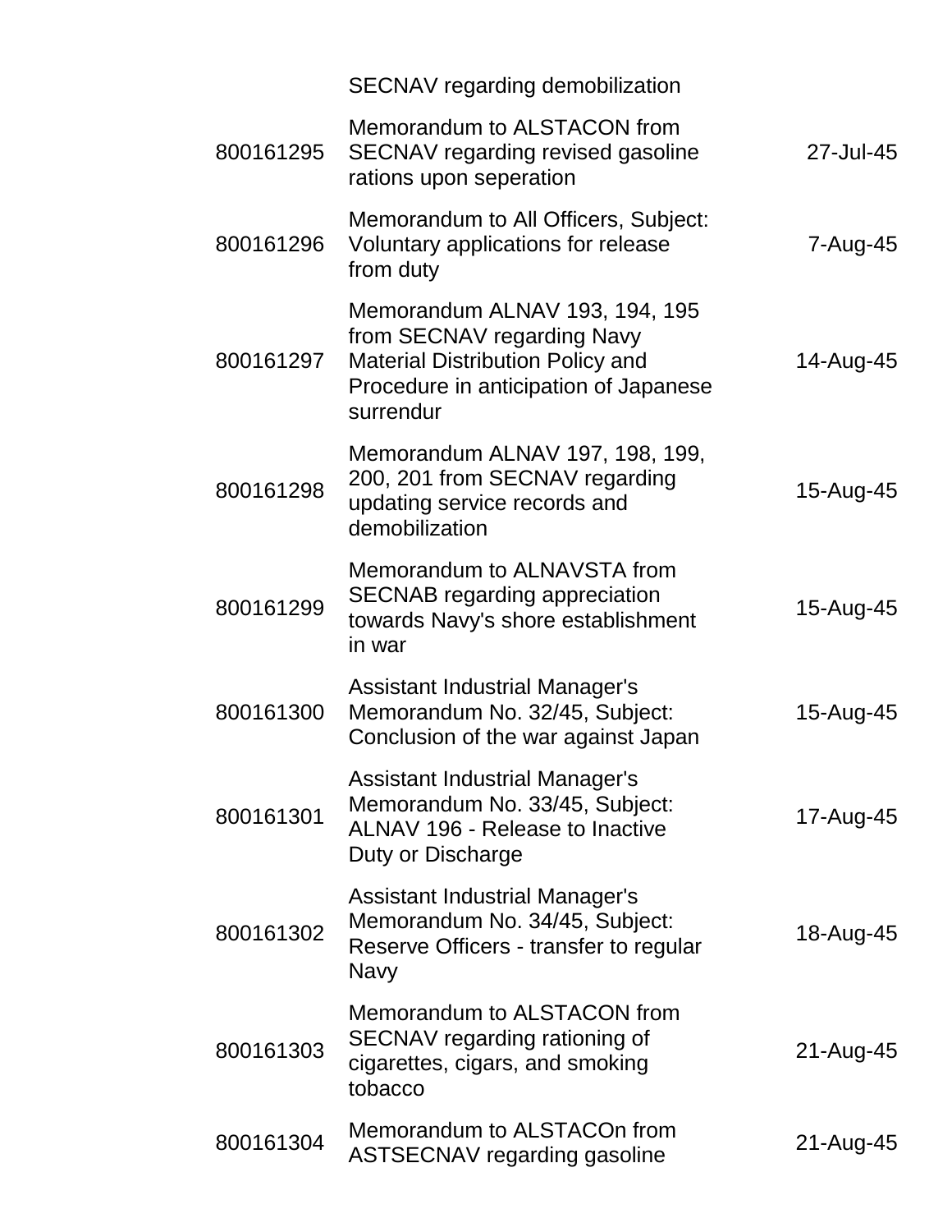|  | SECNAV regarding demobilization |  |
|---|---|---|
| 800161295 | Memorandum to ALSTACON from SECNAV regarding revised gasoline rations upon seperation | 27-Jul-45 |
| 800161296 | Memorandum to All Officers, Subject: Voluntary applications for release from duty | 7-Aug-45 |
| 800161297 | Memorandum ALNAV 193, 194, 195 from SECNAV regarding Navy Material Distribution Policy and Procedure in anticipation of Japanese surrendur | 14-Aug-45 |
| 800161298 | Memorandum ALNAV 197, 198, 199, 200, 201 from SECNAV regarding updating service records and demobilization | 15-Aug-45 |
| 800161299 | Memorandum to ALNAVSTA from SECNAB regarding appreciation towards Navy's shore establishment in war | 15-Aug-45 |
| 800161300 | Assistant Industrial Manager's Memorandum No. 32/45, Subject: Conclusion of the war against Japan | 15-Aug-45 |
| 800161301 | Assistant Industrial Manager's Memorandum No. 33/45, Subject: ALNAV 196 - Release to Inactive Duty or Discharge | 17-Aug-45 |
| 800161302 | Assistant Industrial Manager's Memorandum No. 34/45, Subject: Reserve Officers - transfer to regular Navy | 18-Aug-45 |
| 800161303 | Memorandum to ALSTACON from SECNAV regarding rationing of cigarettes, cigars, and smoking tobacco | 21-Aug-45 |
| 800161304 | Memorandum to ALSTACOn from ASTSECNAV regarding gasoline | 21-Aug-45 |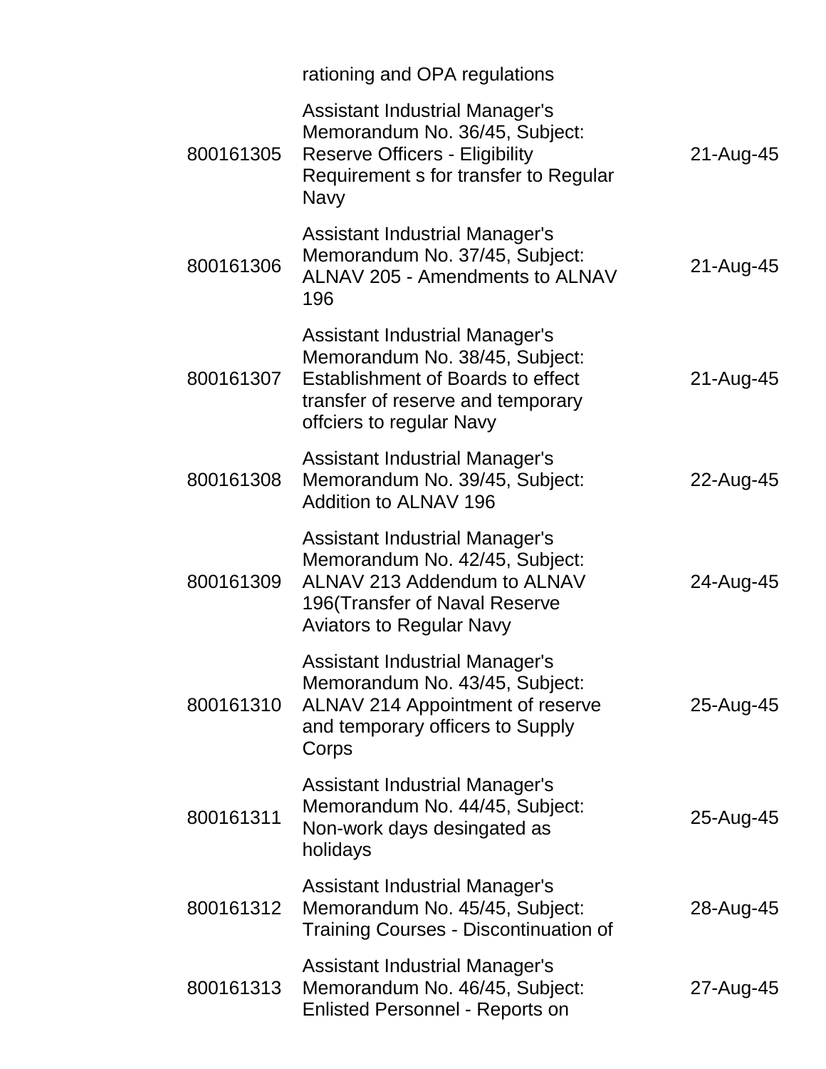| | | |
|---|---|---|
| | rationing and OPA regulations | |
| 800161305 | Assistant Industrial Manager's Memorandum No. 36/45, Subject: Reserve Officers - Eligibility Requirement s for transfer to Regular Navy | 21-Aug-45 |
| 800161306 | Assistant Industrial Manager's Memorandum No. 37/45, Subject: ALNAV 205 - Amendments to ALNAV 196 | 21-Aug-45 |
| 800161307 | Assistant Industrial Manager's Memorandum No. 38/45, Subject: Establishment of Boards to effect transfer of reserve and temporary offciers to regular Navy | 21-Aug-45 |
| 800161308 | Assistant Industrial Manager's Memorandum No. 39/45, Subject: Addition to ALNAV 196 | 22-Aug-45 |
| 800161309 | Assistant Industrial Manager's Memorandum No. 42/45, Subject: ALNAV 213 Addendum to ALNAV 196(Transfer of Naval Reserve Aviators to Regular Navy | 24-Aug-45 |
| 800161310 | Assistant Industrial Manager's Memorandum No. 43/45, Subject: ALNAV 214 Appointment of reserve and temporary officers to Supply Corps | 25-Aug-45 |
| 800161311 | Assistant Industrial Manager's Memorandum No. 44/45, Subject: Non-work days desingated as holidays | 25-Aug-45 |
| 800161312 | Assistant Industrial Manager's Memorandum No. 45/45, Subject: Training Courses - Discontinuation of | 28-Aug-45 |
| 800161313 | Assistant Industrial Manager's Memorandum No. 46/45, Subject: Enlisted Personnel - Reports on | 27-Aug-45 |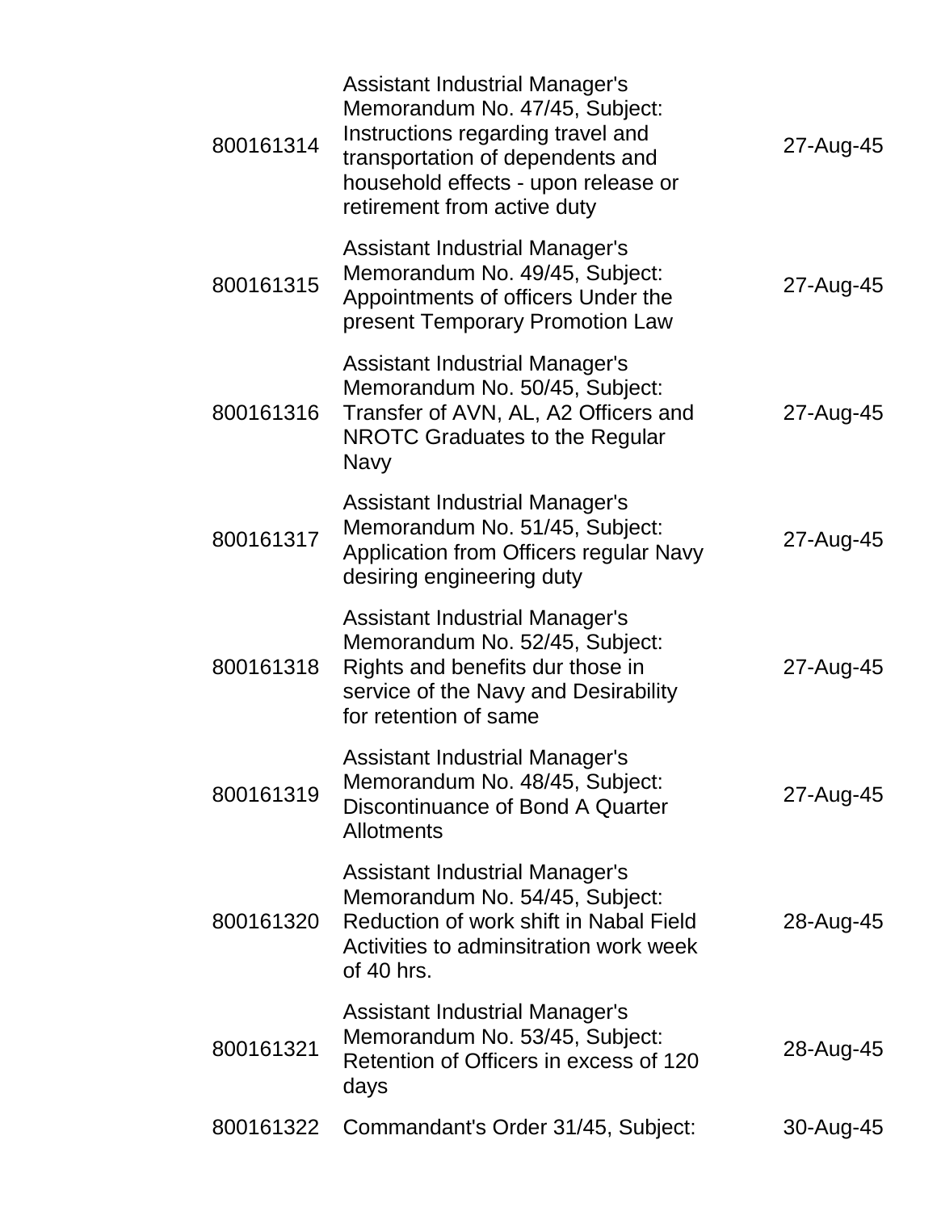| | | |
|---|---|---|
| 800161314 | Assistant Industrial Manager's Memorandum No. 47/45, Subject: Instructions regarding travel and transportation of dependents and household effects - upon release or retirement from active duty | 27-Aug-45 |
| 800161315 | Assistant Industrial Manager's Memorandum No. 49/45, Subject: Appointments of officers Under the present Temporary Promotion Law | 27-Aug-45 |
| 800161316 | Assistant Industrial Manager's Memorandum No. 50/45, Subject: Transfer of AVN, AL, A2 Officers and NROTC Graduates to the Regular Navy | 27-Aug-45 |
| 800161317 | Assistant Industrial Manager's Memorandum No. 51/45, Subject: Application from Officers regular Navy desiring engineering duty | 27-Aug-45 |
| 800161318 | Assistant Industrial Manager's Memorandum No. 52/45, Subject: Rights and benefits dur those in service of the Navy and Desirability for retention of same | 27-Aug-45 |
| 800161319 | Assistant Industrial Manager's Memorandum No. 48/45, Subject: Discontinuance of Bond A Quarter Allotments | 27-Aug-45 |
| 800161320 | Assistant Industrial Manager's Memorandum No. 54/45, Subject: Reduction of work shift in Nabal Field Activities to adminsitration work week of 40 hrs. | 28-Aug-45 |
| 800161321 | Assistant Industrial Manager's Memorandum No. 53/45, Subject: Retention of Officers in excess of 120 days | 28-Aug-45 |
| 800161322 | Commandant's Order 31/45, Subject: | 30-Aug-45 |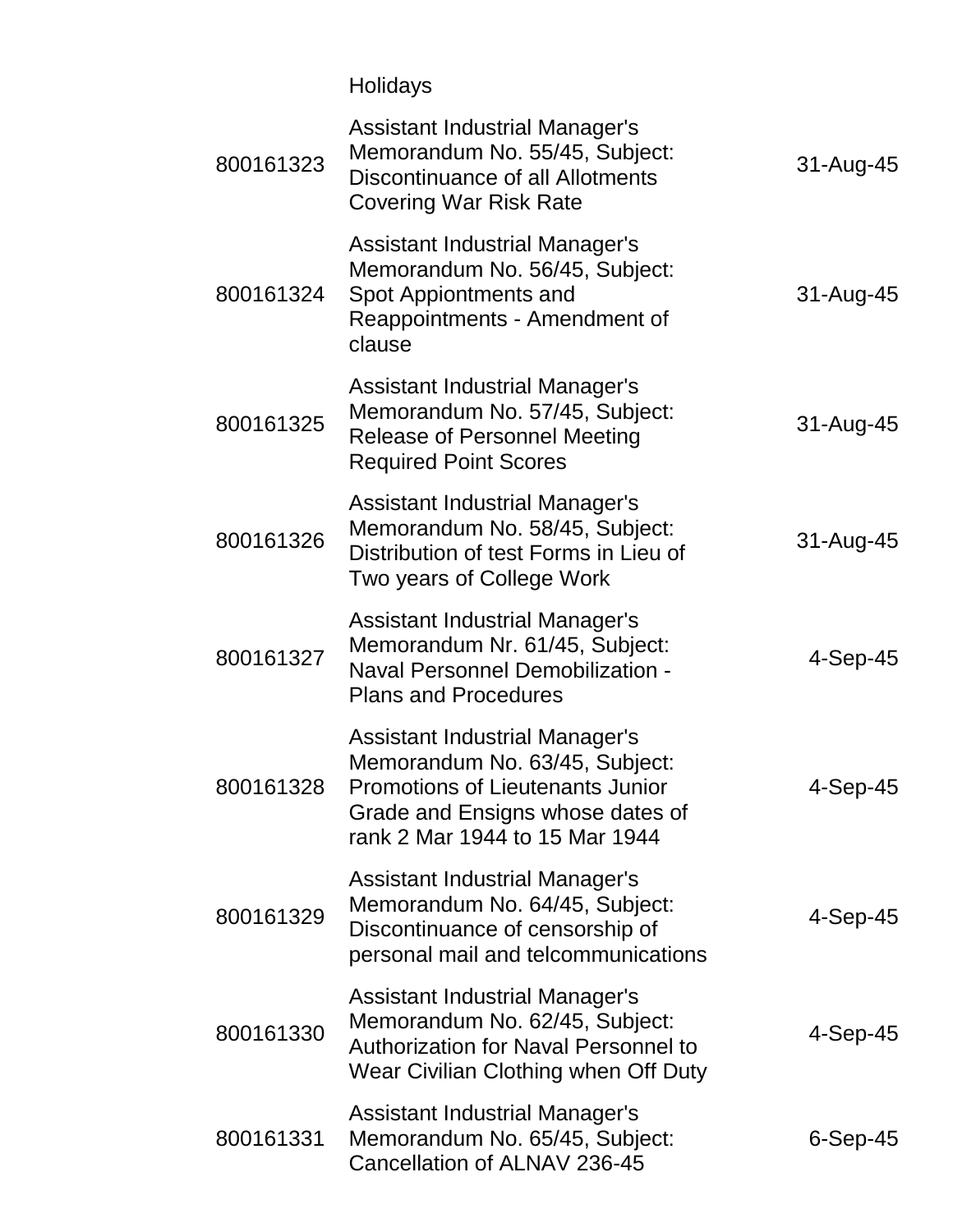| | Holidays | |
|---|---|---|
| 800161323 | Assistant Industrial Manager's Memorandum No. 55/45, Subject: Discontinuance of all Allotments Covering War Risk Rate | 31-Aug-45 |
| 800161324 | Assistant Industrial Manager's Memorandum No. 56/45, Subject: Spot Appiontments and Reappointments - Amendment of clause | 31-Aug-45 |
| 800161325 | Assistant Industrial Manager's Memorandum No. 57/45, Subject: Release of Personnel Meeting Required Point Scores | 31-Aug-45 |
| 800161326 | Assistant Industrial Manager's Memorandum No. 58/45, Subject: Distribution of test Forms in Lieu of Two years of College Work | 31-Aug-45 |
| 800161327 | Assistant Industrial Manager's Memorandum Nr. 61/45, Subject: Naval Personnel Demobilization - Plans and Procedures | 4-Sep-45 |
| 800161328 | Assistant Industrial Manager's Memorandum No. 63/45, Subject: Promotions of Lieutenants Junior Grade and Ensigns whose dates of rank 2 Mar 1944 to 15 Mar 1944 | 4-Sep-45 |
| 800161329 | Assistant Industrial Manager's Memorandum No. 64/45, Subject: Discontinuance of censorship of personal mail and telcommunications | 4-Sep-45 |
| 800161330 | Assistant Industrial Manager's Memorandum No. 62/45, Subject: Authorization for Naval Personnel to Wear Civilian Clothing when Off Duty | 4-Sep-45 |
| 800161331 | Assistant Industrial Manager's Memorandum No. 65/45, Subject: Cancellation of ALNAV 236-45 | 6-Sep-45 |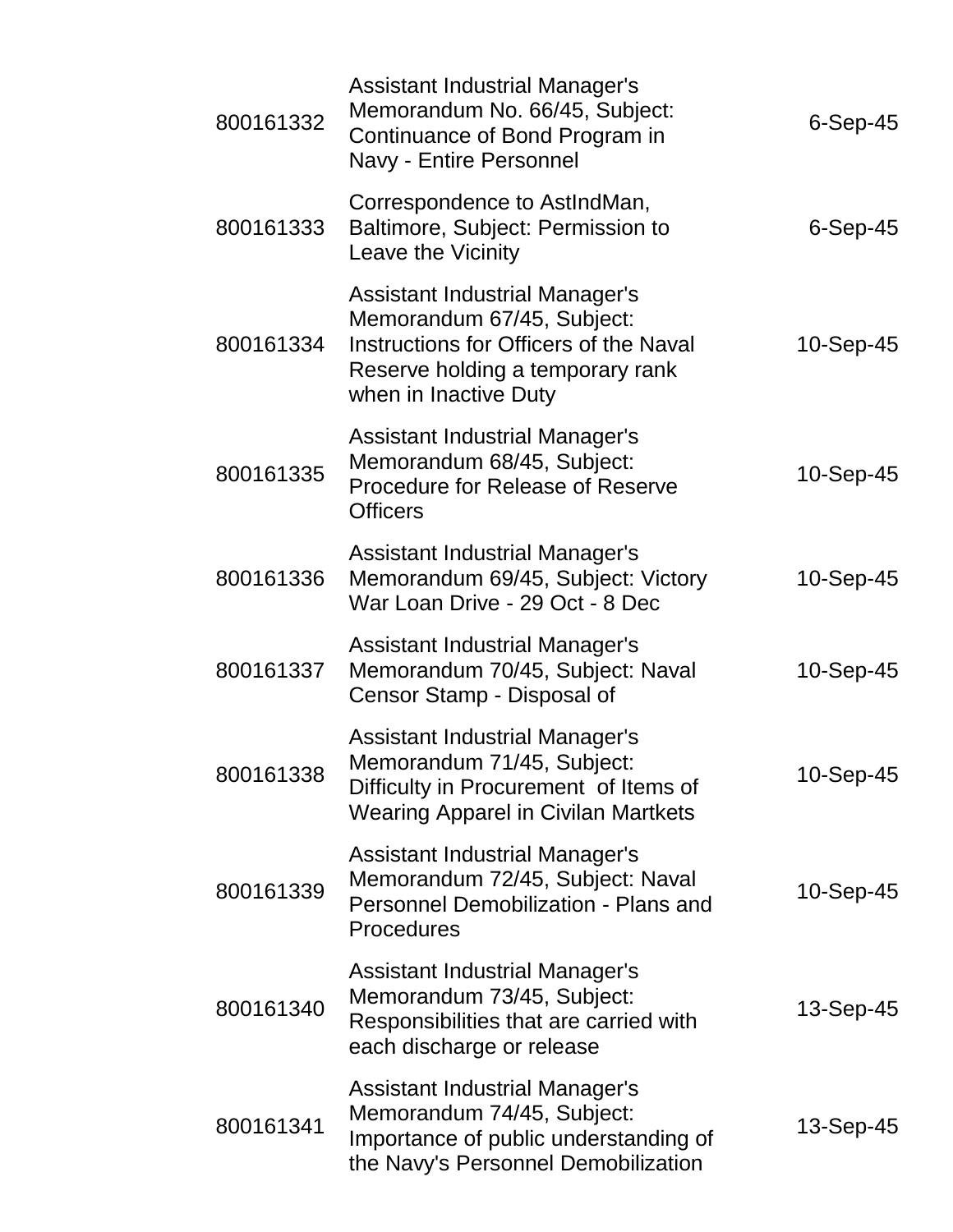| | | |
|---|---|---|
| 800161332 | Assistant Industrial Manager's Memorandum No. 66/45, Subject: Continuance of Bond Program in Navy - Entire Personnel | 6-Sep-45 |
| 800161333 | Correspondence to AstIndMan, Baltimore, Subject: Permission to Leave the Vicinity | 6-Sep-45 |
| 800161334 | Assistant Industrial Manager's Memorandum 67/45, Subject: Instructions for Officers of the Naval Reserve holding a temporary rank when in Inactive Duty | 10-Sep-45 |
| 800161335 | Assistant Industrial Manager's Memorandum 68/45, Subject: Procedure for Release of Reserve Officers | 10-Sep-45 |
| 800161336 | Assistant Industrial Manager's Memorandum 69/45, Subject: Victory War Loan Drive - 29 Oct - 8 Dec | 10-Sep-45 |
| 800161337 | Assistant Industrial Manager's Memorandum 70/45, Subject: Naval Censor Stamp - Disposal of | 10-Sep-45 |
| 800161338 | Assistant Industrial Manager's Memorandum 71/45, Subject: Difficulty in Procurement of Items of Wearing Apparel in Civilan Martkets | 10-Sep-45 |
| 800161339 | Assistant Industrial Manager's Memorandum 72/45, Subject: Naval Personnel Demobilization - Plans and Procedures | 10-Sep-45 |
| 800161340 | Assistant Industrial Manager's Memorandum 73/45, Subject: Responsibilities that are carried with each discharge or release | 13-Sep-45 |
| 800161341 | Assistant Industrial Manager's Memorandum 74/45, Subject: Importance of public understanding of the Navy's Personnel Demobilization | 13-Sep-45 |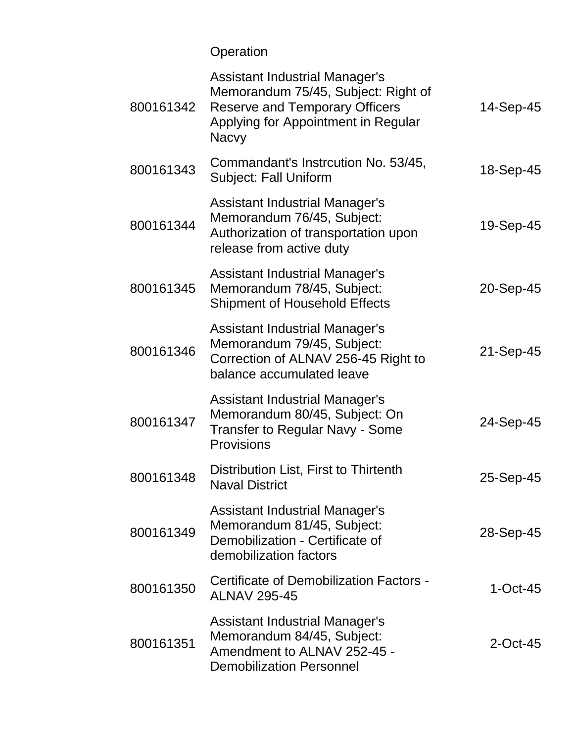| | Operation | |
|---|---|---|
| 800161342 | Assistant Industrial Manager's Memorandum 75/45, Subject: Right of Reserve and Temporary Officers Applying for Appointment in Regular Nacvy | 14-Sep-45 |
| 800161343 | Commandant's Instrcution No. 53/45, Subject: Fall Uniform | 18-Sep-45 |
| 800161344 | Assistant Industrial Manager's Memorandum 76/45, Subject: Authorization of transportation upon release from active duty | 19-Sep-45 |
| 800161345 | Assistant Industrial Manager's Memorandum 78/45, Subject: Shipment of Household Effects | 20-Sep-45 |
| 800161346 | Assistant Industrial Manager's Memorandum 79/45, Subject: Correction of ALNAV 256-45 Right to balance accumulated leave | 21-Sep-45 |
| 800161347 | Assistant Industrial Manager's Memorandum 80/45, Subject: On Transfer to Regular Navy - Some Provisions | 24-Sep-45 |
| 800161348 | Distribution List, First to Thirtenth Naval District | 25-Sep-45 |
| 800161349 | Assistant Industrial Manager's Memorandum 81/45, Subject: Demobilization - Certificate of demobilization factors | 28-Sep-45 |
| 800161350 | Certificate of Demobilization Factors - ALNAV 295-45 | 1-Oct-45 |
| 800161351 | Assistant Industrial Manager's Memorandum 84/45, Subject: Amendment to ALNAV 252-45 - Demobilization Personnel | 2-Oct-45 |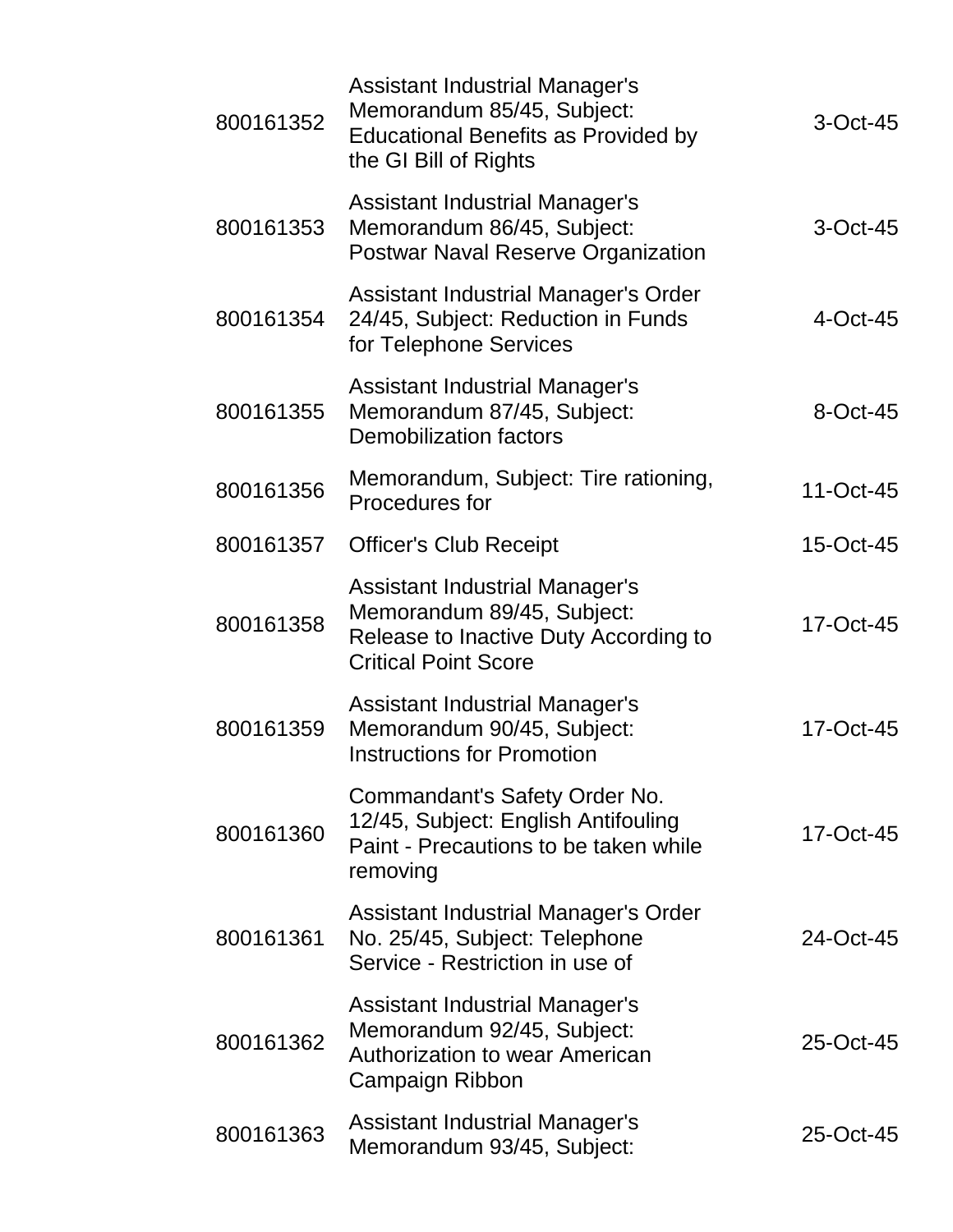| | | |
|---|---|---|
| 800161352 | Assistant Industrial Manager's Memorandum 85/45, Subject: Educational Benefits as Provided by the GI Bill of Rights | 3-Oct-45 |
| 800161353 | Assistant Industrial Manager's Memorandum 86/45, Subject: Postwar Naval Reserve Organization | 3-Oct-45 |
| 800161354 | Assistant Industrial Manager's Order 24/45, Subject: Reduction in Funds for Telephone Services | 4-Oct-45 |
| 800161355 | Assistant Industrial Manager's Memorandum 87/45, Subject: Demobilization factors | 8-Oct-45 |
| 800161356 | Memorandum, Subject: Tire rationing, Procedures for | 11-Oct-45 |
| 800161357 | Officer's Club Receipt | 15-Oct-45 |
| 800161358 | Assistant Industrial Manager's Memorandum 89/45, Subject: Release to Inactive Duty According to Critical Point Score | 17-Oct-45 |
| 800161359 | Assistant Industrial Manager's Memorandum 90/45, Subject: Instructions for Promotion | 17-Oct-45 |
| 800161360 | Commandant's Safety Order No. 12/45, Subject: English Antifouling Paint - Precautions to be taken while removing | 17-Oct-45 |
| 800161361 | Assistant Industrial Manager's Order No. 25/45, Subject: Telephone Service - Restriction in use of | 24-Oct-45 |
| 800161362 | Assistant Industrial Manager's Memorandum 92/45, Subject: Authorization to wear American Campaign Ribbon | 25-Oct-45 |
| 800161363 | Assistant Industrial Manager's Memorandum 93/45, Subject: | 25-Oct-45 |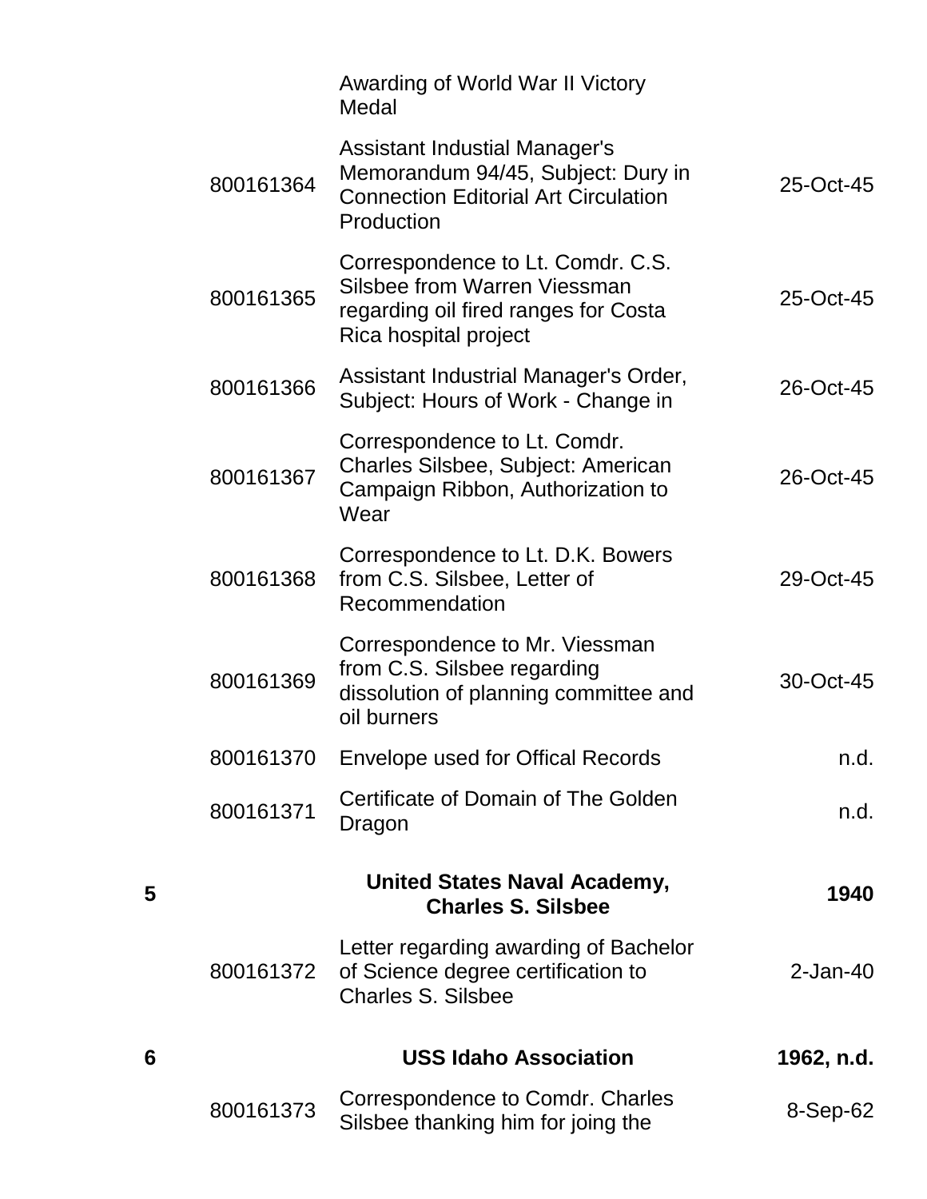| | | | |
|---|---|---|---|
| | | Awarding of World War II Victory Medal | |
| | 800161364 | Assistant Industial Manager's Memorandum 94/45, Subject: Dury in Connection Editorial Art Circulation Production | 25-Oct-45 |
| | 800161365 | Correspondence to Lt. Comdr. C.S. Silsbee from Warren Viessman regarding oil fired ranges for Costa Rica hospital project | 25-Oct-45 |
| | 800161366 | Assistant Industrial Manager's Order, Subject: Hours of Work - Change in | 26-Oct-45 |
| | 800161367 | Correspondence to Lt. Comdr. Charles Silsbee, Subject: American Campaign Ribbon, Authorization to Wear | 26-Oct-45 |
| | 800161368 | Correspondence to Lt. D.K. Bowers from C.S. Silsbee, Letter of Recommendation | 29-Oct-45 |
| | 800161369 | Correspondence to Mr. Viessman from C.S. Silsbee regarding dissolution of planning committee and oil burners | 30-Oct-45 |
| | 800161370 | Envelope used for Offical Records | n.d. |
| | 800161371 | Certificate of Domain of The Golden Dragon | n.d. |
| **5** | | **United States Naval Academy, Charles S. Silsbee** | **1940** |
| | 800161372 | Letter regarding awarding of Bachelor of Science degree certification to Charles S. Silsbee | 2-Jan-40 |
| **6** | | **USS Idaho Association** | **1962, n.d.** |
| | 800161373 | Correspondence to Comdr. Charles Silsbee thanking him for joing the | 8-Sep-62 |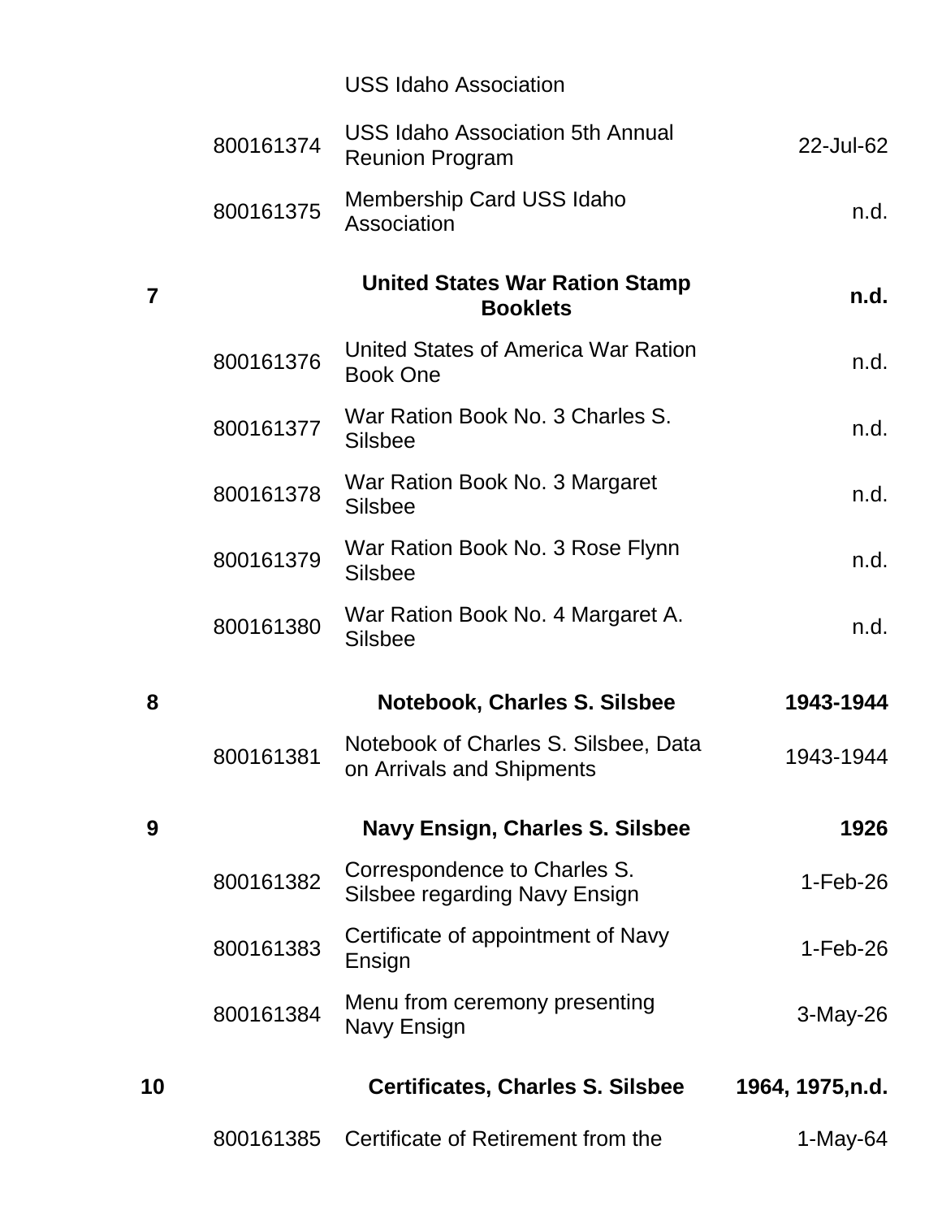| | | USS Idaho Association | |
|---|---|---|---|
| | 800161374 | USS Idaho Association 5th Annual Reunion Program | 22-Jul-62 |
| | 800161375 | Membership Card USS Idaho Association | n.d. |
| **7** | | **United States War Ration Stamp Booklets** | **n.d.** |
| | 800161376 | United States of America War Ration Book One | n.d. |
| | 800161377 | War Ration Book No. 3 Charles S. Silsbee | n.d. |
| | 800161378 | War Ration Book No. 3 Margaret Silsbee | n.d. |
| | 800161379 | War Ration Book No. 3 Rose Flynn Silsbee | n.d. |
| | 800161380 | War Ration Book No. 4 Margaret A. Silsbee | n.d. |
| **8** | | **Notebook, Charles S. Silsbee** | **1943-1944** |
| | 800161381 | Notebook of Charles S. Silsbee, Data on Arrivals and Shipments | 1943-1944 |
| **9** | | **Navy Ensign, Charles S. Silsbee** | **1926** |
| | 800161382 | Correspondence to Charles S. Silsbee regarding Navy Ensign | 1-Feb-26 |
| | 800161383 | Certificate of appointment of Navy Ensign | 1-Feb-26 |
| | 800161384 | Menu from ceremony presenting Navy Ensign | 3-May-26 |
| **10** | | **Certificates, Charles S. Silsbee** | **1964, 1975,n.d.** |
| | 800161385 | Certificate of Retirement from the | 1-May-64 |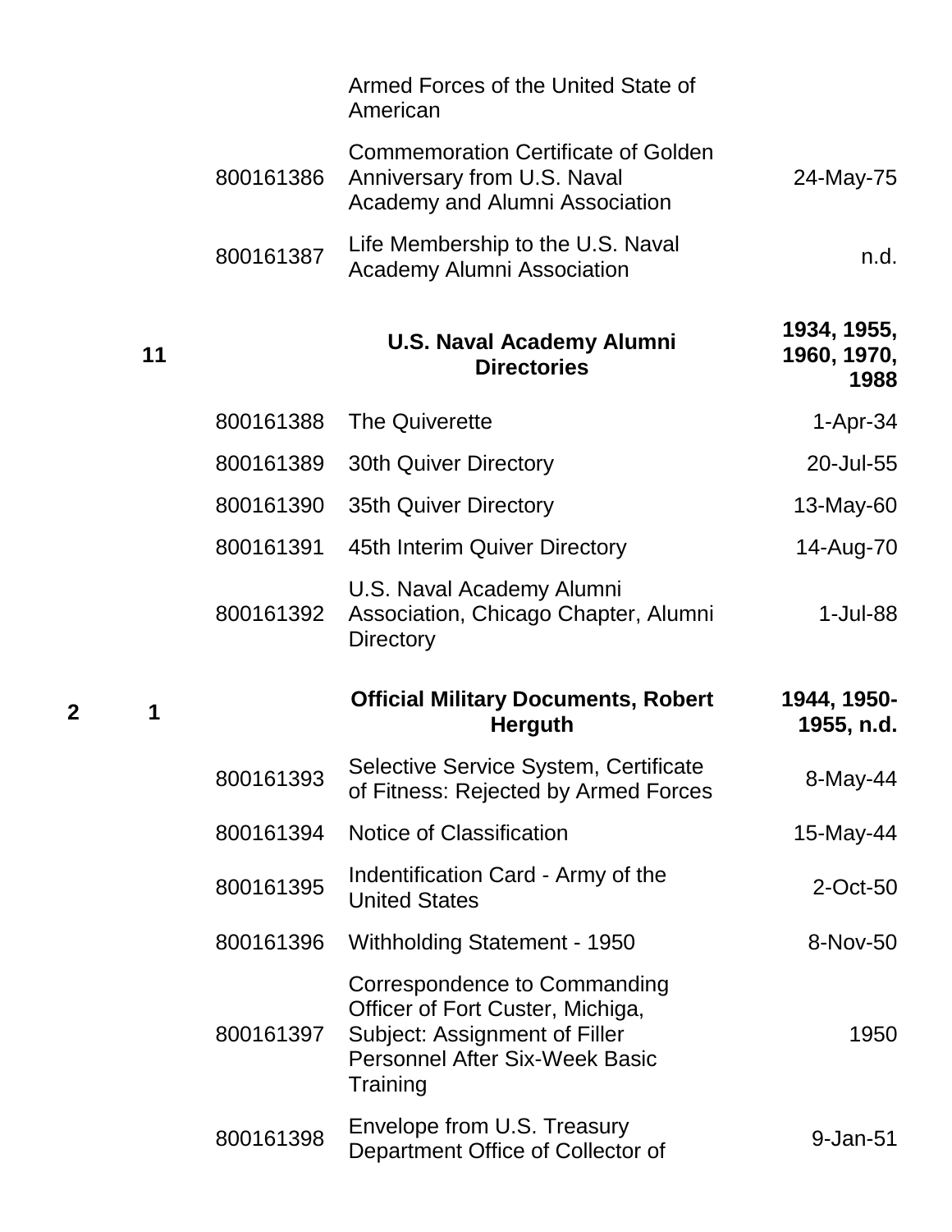| Box | Folder | Item | Description | Date |
|---|---|---|---|---|
| | | | Armed Forces of the United State of American | |
| | | 800161386 | Commemoration Certificate of Golden Anniversary from U.S. Naval Academy and Alumni Association | 24-May-75 |
| | | 800161387 | Life Membership to the U.S. Naval Academy Alumni Association | n.d. |
| | **11** | | **U.S. Naval Academy Alumni Directories** | **1934, 1955, 1960, 1970, 1988** |
| | | 800161388 | The Quiverette | 1-Apr-34 |
| | | 800161389 | 30th Quiver Directory | 20-Jul-55 |
| | | 800161390 | 35th Quiver Directory | 13-May-60 |
| | | 800161391 | 45th Interim Quiver Directory | 14-Aug-70 |
| | | 800161392 | U.S. Naval Academy Alumni Association, Chicago Chapter, Alumni Directory | 1-Jul-88 |
| **2** | **1** | | **Official Military Documents, Robert Herguth** | **1944, 1950-1955, n.d.** |
| | | 800161393 | Selective Service System, Certificate of Fitness: Rejected by Armed Forces | 8-May-44 |
| | | 800161394 | Notice of Classification | 15-May-44 |
| | | 800161395 | Indentification Card - Army of the United States | 2-Oct-50 |
| | | 800161396 | Withholding Statement - 1950 | 8-Nov-50 |
| | | 800161397 | Correspondence to Commanding Officer of Fort Custer, Michiga, Subject: Assignment of Filler Personnel After Six-Week Basic Training | 1950 |
| | | 800161398 | Envelope from U.S. Treasury Department Office of Collector of | 9-Jan-51 |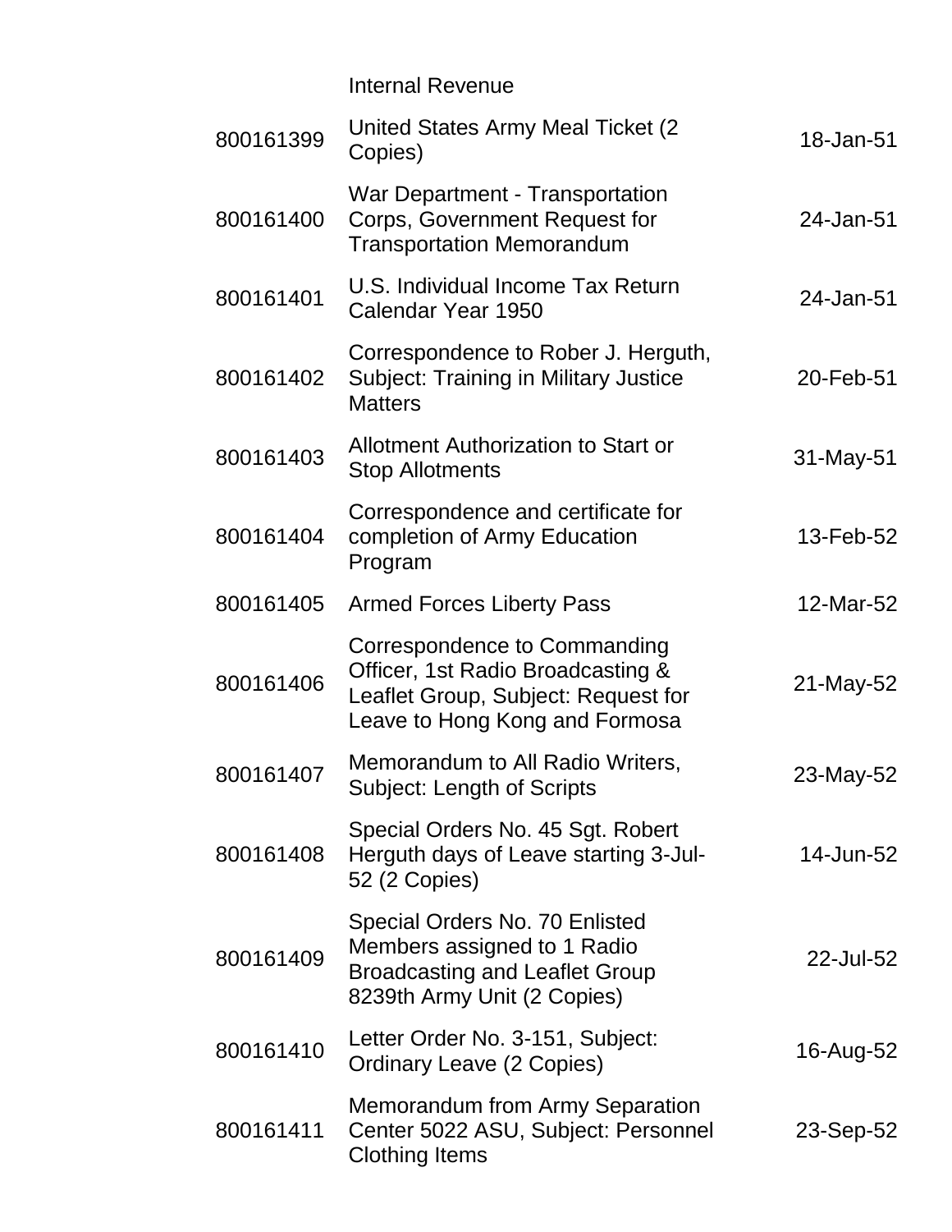| | Internal Revenue | |
|---|---|---|
| 800161399 | United States Army Meal Ticket (2 Copies) | 18-Jan-51 |
| 800161400 | War Department - Transportation Corps, Government Request for Transportation Memorandum | 24-Jan-51 |
| 800161401 | U.S. Individual Income Tax Return Calendar Year 1950 | 24-Jan-51 |
| 800161402 | Correspondence to Rober J. Herguth, Subject: Training in Military Justice Matters | 20-Feb-51 |
| 800161403 | Allotment Authorization to Start or Stop Allotments | 31-May-51 |
| 800161404 | Correspondence and certificate for completion of Army Education Program | 13-Feb-52 |
| 800161405 | Armed Forces Liberty Pass | 12-Mar-52 |
| 800161406 | Correspondence to Commanding Officer, 1st Radio Broadcasting & Leaflet Group, Subject: Request for Leave to Hong Kong and Formosa | 21-May-52 |
| 800161407 | Memorandum to All Radio Writers, Subject: Length of Scripts | 23-May-52 |
| 800161408 | Special Orders No. 45 Sgt. Robert Herguth days of Leave starting 3-Jul-52 (2 Copies) | 14-Jun-52 |
| 800161409 | Special Orders No. 70 Enlisted Members assigned to 1 Radio Broadcasting and Leaflet Group 8239th Army Unit (2 Copies) | 22-Jul-52 |
| 800161410 | Letter Order No. 3-151, Subject: Ordinary Leave (2 Copies) | 16-Aug-52 |
| 800161411 | Memorandum from Army Separation Center 5022 ASU, Subject: Personnel Clothing Items | 23-Sep-52 |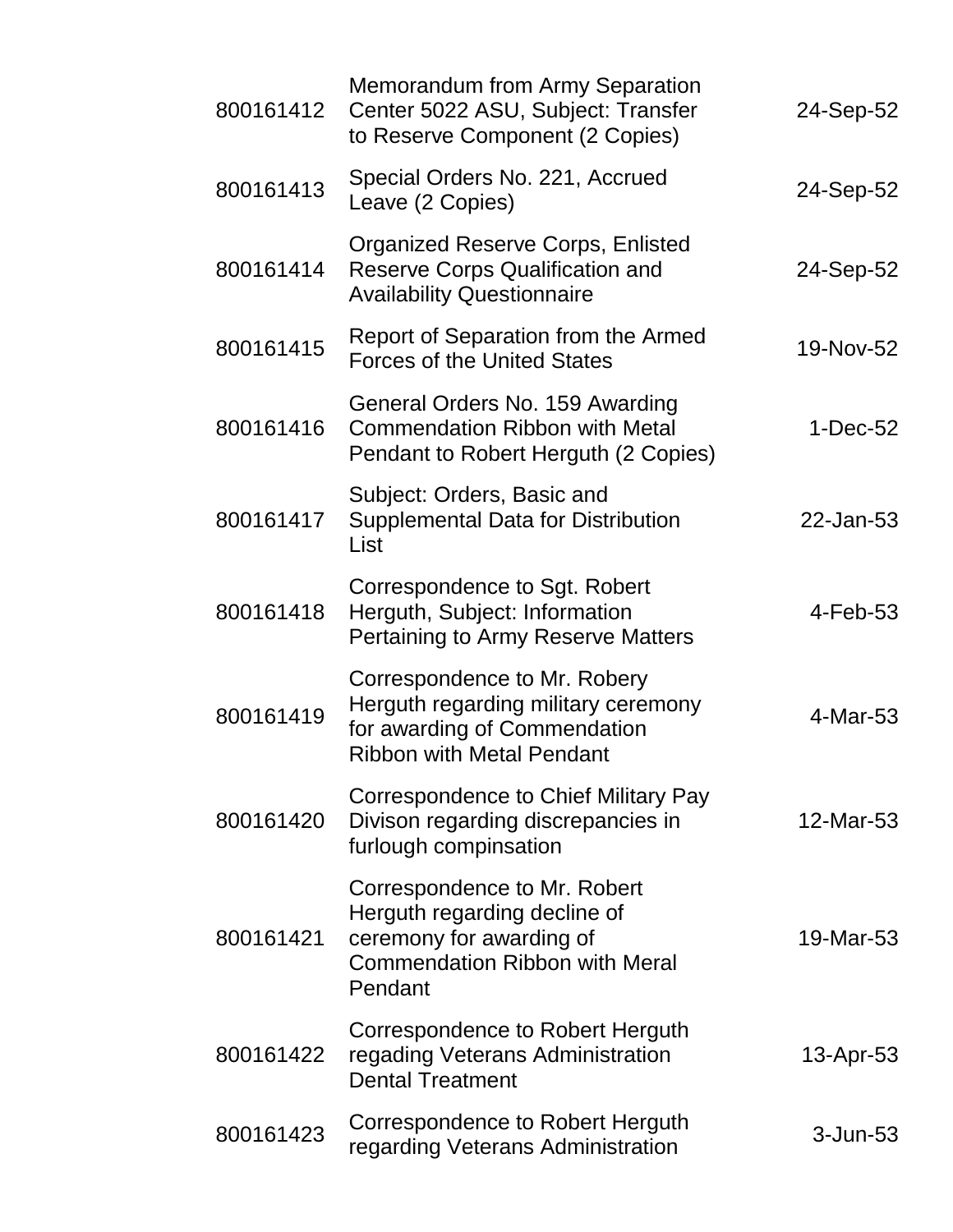| | | |
|---|---|---|
| 800161412 | Memorandum from Army Separation Center 5022 ASU, Subject: Transfer to Reserve Component (2 Copies) | 24-Sep-52 |
| 800161413 | Special Orders No. 221, Accrued Leave (2 Copies) | 24-Sep-52 |
| 800161414 | Organized Reserve Corps, Enlisted Reserve Corps Qualification and Availability Questionnaire | 24-Sep-52 |
| 800161415 | Report of Separation from the Armed Forces of the United States | 19-Nov-52 |
| 800161416 | General Orders No. 159 Awarding Commendation Ribbon with Metal Pendant to Robert Herguth (2 Copies) | 1-Dec-52 |
| 800161417 | Subject: Orders, Basic and Supplemental Data for Distribution List | 22-Jan-53 |
| 800161418 | Correspondence to Sgt. Robert Herguth, Subject: Information Pertaining to Army Reserve Matters | 4-Feb-53 |
| 800161419 | Correspondence to Mr. Robery Herguth regarding military ceremony for awarding of Commendation Ribbon with Metal Pendant | 4-Mar-53 |
| 800161420 | Correspondence to Chief Military Pay Divison regarding discrepancies in furlough compinsation | 12-Mar-53 |
| 800161421 | Correspondence to Mr. Robert Herguth regarding decline of ceremony for awarding of Commendation Ribbon with Meral Pendant | 19-Mar-53 |
| 800161422 | Correspondence to Robert Herguth regading Veterans Administration Dental Treatment | 13-Apr-53 |
| 800161423 | Correspondence to Robert Herguth regarding Veterans Administration | 3-Jun-53 |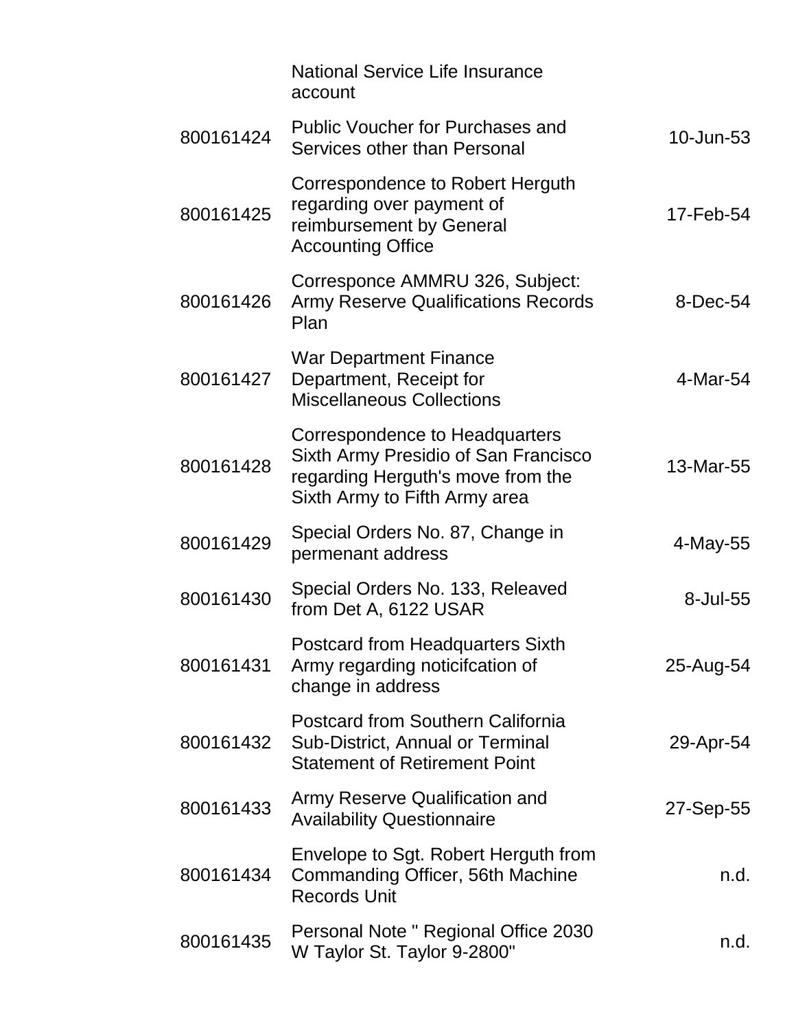| | | |
|---|---|---|
| | National Service Life Insurance account | |
| 800161424 | Public Voucher for Purchases and Services other than Personal | 10-Jun-53 |
| 800161425 | Correspondence to Robert Herguth regarding over payment of reimbursement by General Accounting Office | 17-Feb-54 |
| 800161426 | Corresponce AMMRU 326, Subject: Army Reserve Qualifications Records Plan | 8-Dec-54 |
| 800161427 | War Department Finance Department, Receipt for Miscellaneous Collections | 4-Mar-54 |
| 800161428 | Correspondence to Headquarters Sixth Army Presidio of San Francisco regarding Herguth's move from the Sixth Army to Fifth Army area | 13-Mar-55 |
| 800161429 | Special Orders No. 87, Change in permenant address | 4-May-55 |
| 800161430 | Special Orders No. 133, Releaved from Det A, 6122 USAR | 8-Jul-55 |
| 800161431 | Postcard from Headquarters Sixth Army regarding noticifcation of change in address | 25-Aug-54 |
| 800161432 | Postcard from Southern California Sub-District, Annual or Terminal Statement of Retirement Point | 29-Apr-54 |
| 800161433 | Army Reserve Qualification and Availability Questionnaire | 27-Sep-55 |
| 800161434 | Envelope to Sgt. Robert Herguth from Commanding Officer, 56th Machine Records Unit | n.d. |
| 800161435 | Personal Note " Regional Office 2030 W Taylor St. Taylor 9-2800" | n.d. |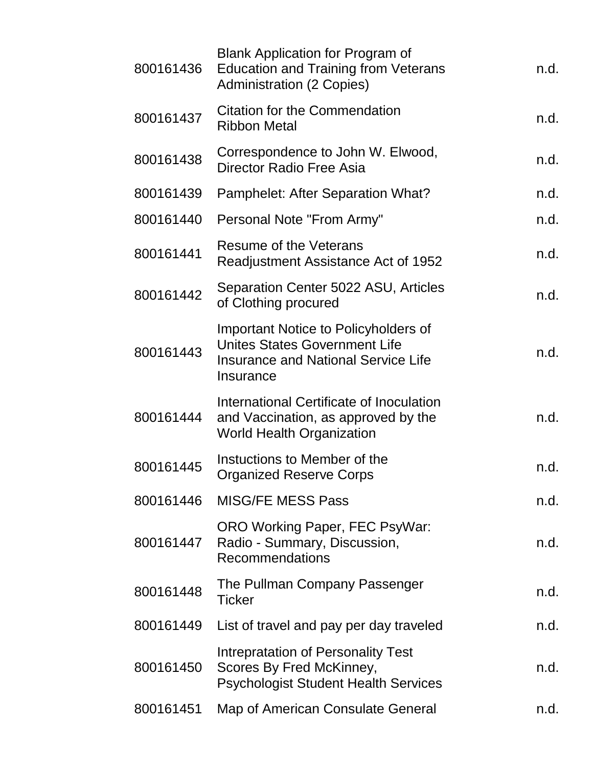| | | |
|---|---|---|
| 800161436 | Blank Application for Program of Education and Training from Veterans Administration (2 Copies) | n.d. |
| 800161437 | Citation for the Commendation Ribbon Metal | n.d. |
| 800161438 | Correspondence to John W. Elwood, Director Radio Free Asia | n.d. |
| 800161439 | Pamphelet: After Separation What? | n.d. |
| 800161440 | Personal Note "From Army" | n.d. |
| 800161441 | Resume of the Veterans Readjustment Assistance Act of 1952 | n.d. |
| 800161442 | Separation Center 5022 ASU, Articles of Clothing procured | n.d. |
| 800161443 | Important Notice to Policyholders of Unites States Government Life Insurance and National Service Life Insurance | n.d. |
| 800161444 | International Certificate of Inoculation and Vaccination, as approved by the World Health Organization | n.d. |
| 800161445 | Instuctions to Member of the Organized Reserve Corps | n.d. |
| 800161446 | MISG/FE MESS Pass | n.d. |
| 800161447 | ORO Working Paper, FEC PsyWar: Radio - Summary, Discussion, Recommendations | n.d. |
| 800161448 | The Pullman Company Passenger Ticker | n.d. |
| 800161449 | List of travel and pay per day traveled | n.d. |
| 800161450 | Intrepratation of Personality Test Scores By Fred McKinney, Psychologist Student Health Services | n.d. |
| 800161451 | Map of American Consulate General | n.d. |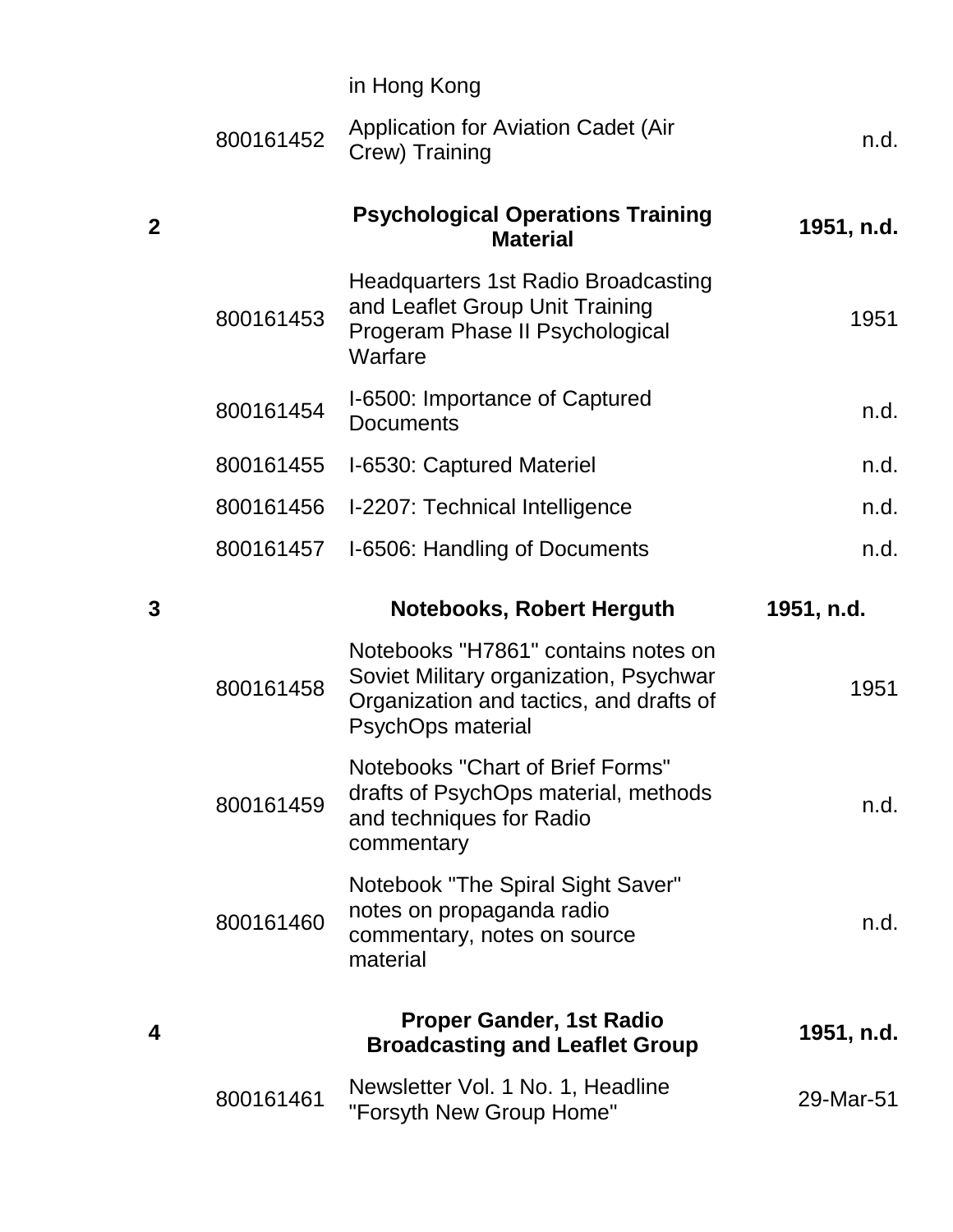| | | | |
|---|---|---|---|
| | | in Hong Kong | |
| | 800161452 | Application for Aviation Cadet (Air Crew) Training | n.d. |
| **2** | | **Psychological Operations Training Material** | **1951, n.d.** |
| | 800161453 | Headquarters 1st Radio Broadcasting and Leaflet Group Unit Training Progeram Phase II Psychological Warfare | 1951 |
| | 800161454 | I-6500: Importance of Captured Documents | n.d. |
| | 800161455 | I-6530: Captured Materiel | n.d. |
| | 800161456 | I-2207: Technical Intelligence | n.d. |
| | 800161457 | I-6506: Handling of Documents | n.d. |
| **3** | | **Notebooks, Robert Herguth** | **1951, n.d.** |
| | 800161458 | Notebooks "H7861" contains notes on Soviet Military organization, Psychwar Organization and tactics, and drafts of PsychOps material | 1951 |
| | 800161459 | Notebooks "Chart of Brief Forms" drafts of PsychOps material, methods and techniques for Radio commentary | n.d. |
| | 800161460 | Notebook "The Spiral Sight Saver" notes on propaganda radio commentary, notes on source material | n.d. |
| **4** | | **Proper Gander, 1st Radio Broadcasting and Leaflet Group** | **1951, n.d.** |
| | 800161461 | Newsletter Vol. 1 No. 1, Headline "Forsyth New Group Home" | 29-Mar-51 |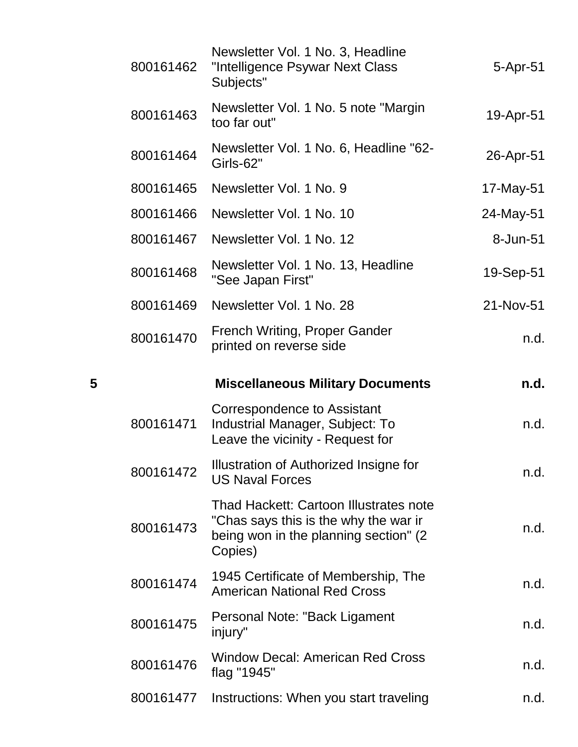| Box | ID | Description | Date |
|---|---|---|---|
| | 800161462 | Newsletter Vol. 1 No. 3, Headline "Intelligence Psywar Next Class Subjects" | 5-Apr-51 |
| | 800161463 | Newsletter Vol. 1 No. 5 note "Margin too far out" | 19-Apr-51 |
| | 800161464 | Newsletter Vol. 1 No. 6, Headline "62-Girls-62" | 26-Apr-51 |
| | 800161465 | Newsletter Vol. 1 No. 9 | 17-May-51 |
| | 800161466 | Newsletter Vol. 1 No. 10 | 24-May-51 |
| | 800161467 | Newsletter Vol. 1 No. 12 | 8-Jun-51 |
| | 800161468 | Newsletter Vol. 1 No. 13, Headline "See Japan First" | 19-Sep-51 |
| | 800161469 | Newsletter Vol. 1 No. 28 | 21-Nov-51 |
| | 800161470 | French Writing, Proper Gander printed on reverse side | n.d. |
| **5** | | **Miscellaneous Military Documents** | **n.d.** |
| | 800161471 | Correspondence to Assistant Industrial Manager, Subject: To Leave the vicinity - Request for | n.d. |
| | 800161472 | Illustration of Authorized Insigne for US Naval Forces | n.d. |
| | 800161473 | Thad Hackett: Cartoon Illustrates note "Chas says this is the why the war ir being won in the planning section" (2 Copies) | n.d. |
| | 800161474 | 1945 Certificate of Membership, The American National Red Cross | n.d. |
| | 800161475 | Personal Note: "Back Ligament injury" | n.d. |
| | 800161476 | Window Decal: American Red Cross flag "1945" | n.d. |
| | 800161477 | Instructions: When you start traveling | n.d. |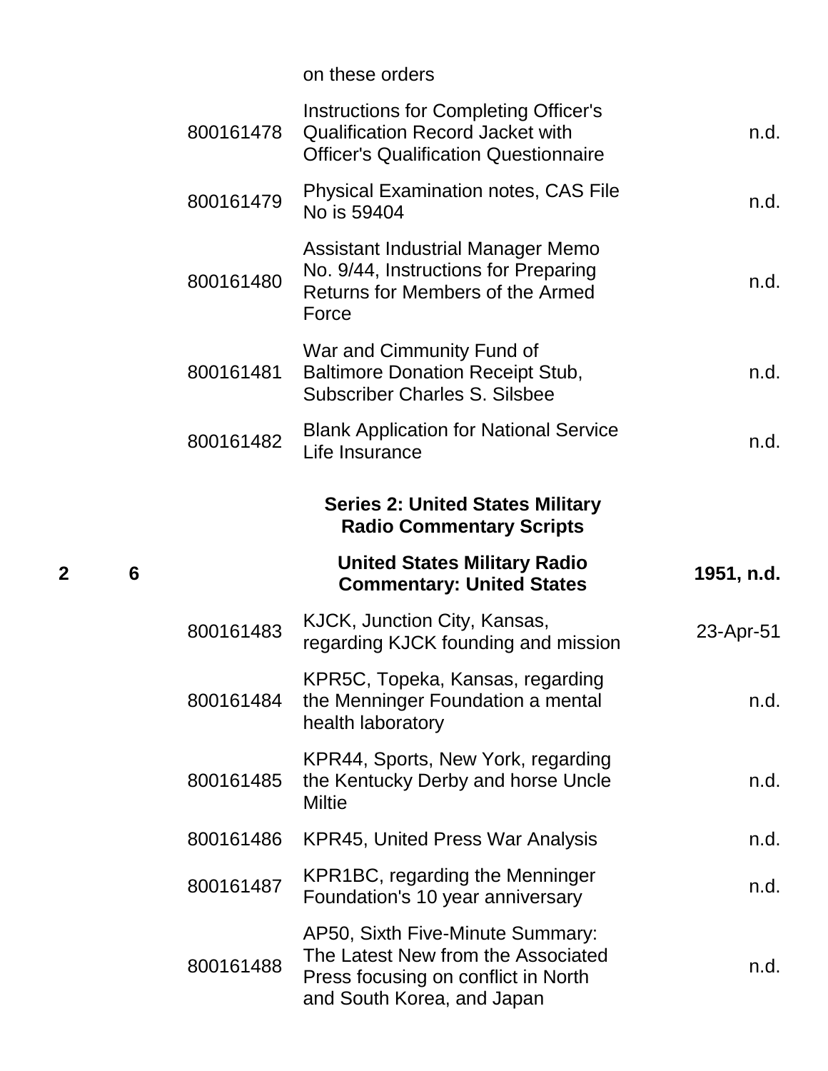| Box | Folder | Item ID | Title | Date |
|---|---|---|---|---|
| | | | on these orders | |
| | | 800161478 | Instructions for Completing Officer's Qualification Record Jacket with Officer's Qualification Questionnaire | n.d. |
| | | 800161479 | Physical Examination notes, CAS File No is 59404 | n.d. |
| | | 800161480 | Assistant Industrial Manager Memo No. 9/44, Instructions for Preparing Returns for Members of the Armed Force | n.d. |
| | | 800161481 | War and Cimmunity Fund of Baltimore Donation Receipt Stub, Subscriber Charles S. Silsbee | n.d. |
| | | 800161482 | Blank Application for National Service Life Insurance | n.d. |
| | | | **Series 2: United States Military Radio Commentary Scripts** | |
| **2** | **6** | | **United States Military Radio Commentary: United States** | **1951, n.d.** |
| | | 800161483 | KJCK, Junction City, Kansas, regarding KJCK founding and mission | 23-Apr-51 |
| | | 800161484 | KPR5C, Topeka, Kansas, regarding the Menninger Foundation a mental health laboratory | n.d. |
| | | 800161485 | KPR44, Sports, New York, regarding the Kentucky Derby and horse Uncle Miltie | n.d. |
| | | 800161486 | KPR45, United Press War Analysis | n.d. |
| | | 800161487 | KPR1BC, regarding the Menninger Foundation's 10 year anniversary | n.d. |
| | | 800161488 | AP50, Sixth Five-Minute Summary: The Latest New from the Associated Press focusing on conflict in North and South Korea, and Japan | n.d. |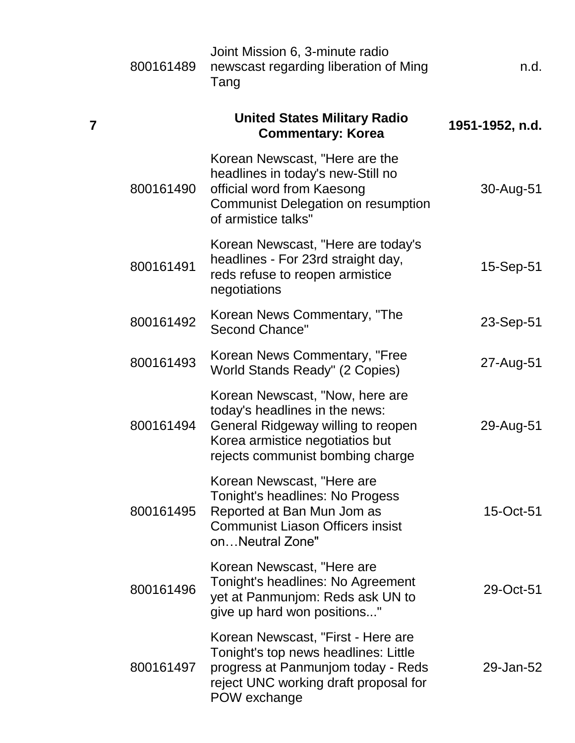| | | | |
|---|---|---|---|
| | 800161489 | Joint Mission 6, 3-minute radio newscast regarding liberation of Ming Tang | n.d. |
| **7** | | **United States Military Radio Commentary: Korea** | **1951-1952, n.d.** |
| | 800161490 | Korean Newscast, "Here are the headlines in today's new-Still no official word from Kaesong Communist Delegation on resumption of armistice talks" | 30-Aug-51 |
| | 800161491 | Korean Newscast, "Here are today's headlines - For 23rd straight day, reds refuse to reopen armistice negotiations | 15-Sep-51 |
| | 800161492 | Korean News Commentary, "The Second Chance" | 23-Sep-51 |
| | 800161493 | Korean News Commentary, "Free World Stands Ready" (2 Copies) | 27-Aug-51 |
| | 800161494 | Korean Newscast, "Now, here are today's headlines in the news: General Ridgeway willing to reopen Korea armistice negotiatios but rejects communist bombing charge | 29-Aug-51 |
| | 800161495 | Korean Newscast, "Here are Tonight's headlines: No Progess Reported at Ban Mun Jom as Communist Liason Officers insist on…Neutral Zone" | 15-Oct-51 |
| | 800161496 | Korean Newscast, "Here are Tonight's headlines: No Agreement yet at Panmunjom: Reds ask UN to give up hard won positions..." | 29-Oct-51 |
| | 800161497 | Korean Newscast, "First - Here are Tonight's top news headlines: Little progress at Panmunjom today - Reds reject UNC working draft proposal for POW exchange | 29-Jan-52 |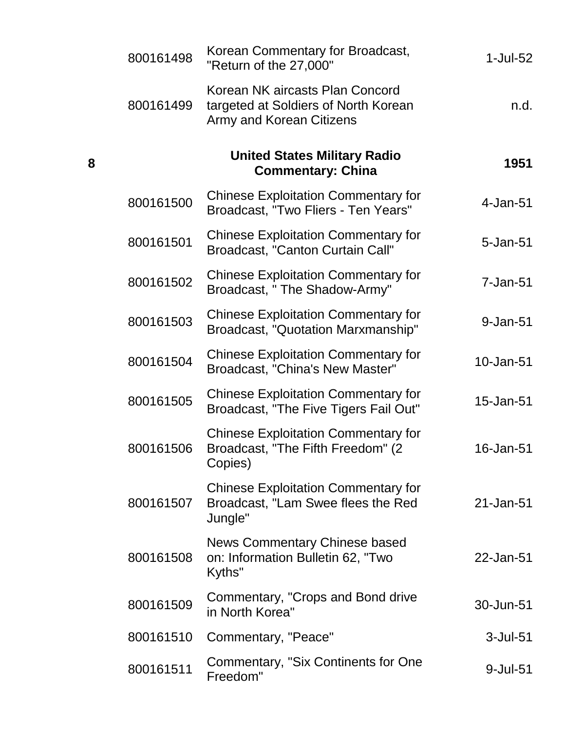| | | | |
|---|---|---|---|
| | 800161498 | Korean Commentary for Broadcast, "Return of the 27,000" | 1-Jul-52 |
| | 800161499 | Korean NK aircasts Plan Concord targeted at Soldiers of North Korean Army and Korean Citizens | n.d. |
| **8** | | **United States Military Radio Commentary: China** | **1951** |
| | 800161500 | Chinese Exploitation Commentary for Broadcast, "Two Fliers - Ten Years" | 4-Jan-51 |
| | 800161501 | Chinese Exploitation Commentary for Broadcast, "Canton Curtain Call" | 5-Jan-51 |
| | 800161502 | Chinese Exploitation Commentary for Broadcast, " The Shadow-Army" | 7-Jan-51 |
| | 800161503 | Chinese Exploitation Commentary for Broadcast, "Quotation Marxmanship" | 9-Jan-51 |
| | 800161504 | Chinese Exploitation Commentary for Broadcast, "China's New Master" | 10-Jan-51 |
| | 800161505 | Chinese Exploitation Commentary for Broadcast, "The Five Tigers Fail Out" | 15-Jan-51 |
| | 800161506 | Chinese Exploitation Commentary for Broadcast, "The Fifth Freedom" (2 Copies) | 16-Jan-51 |
| | 800161507 | Chinese Exploitation Commentary for Broadcast, "Lam Swee flees the Red Jungle" | 21-Jan-51 |
| | 800161508 | News Commentary Chinese based on: Information Bulletin 62, "Two Kyths" | 22-Jan-51 |
| | 800161509 | Commentary, "Crops and Bond drive in North Korea" | 30-Jun-51 |
| | 800161510 | Commentary, "Peace" | 3-Jul-51 |
| | 800161511 | Commentary, "Six Continents for One Freedom" | 9-Jul-51 |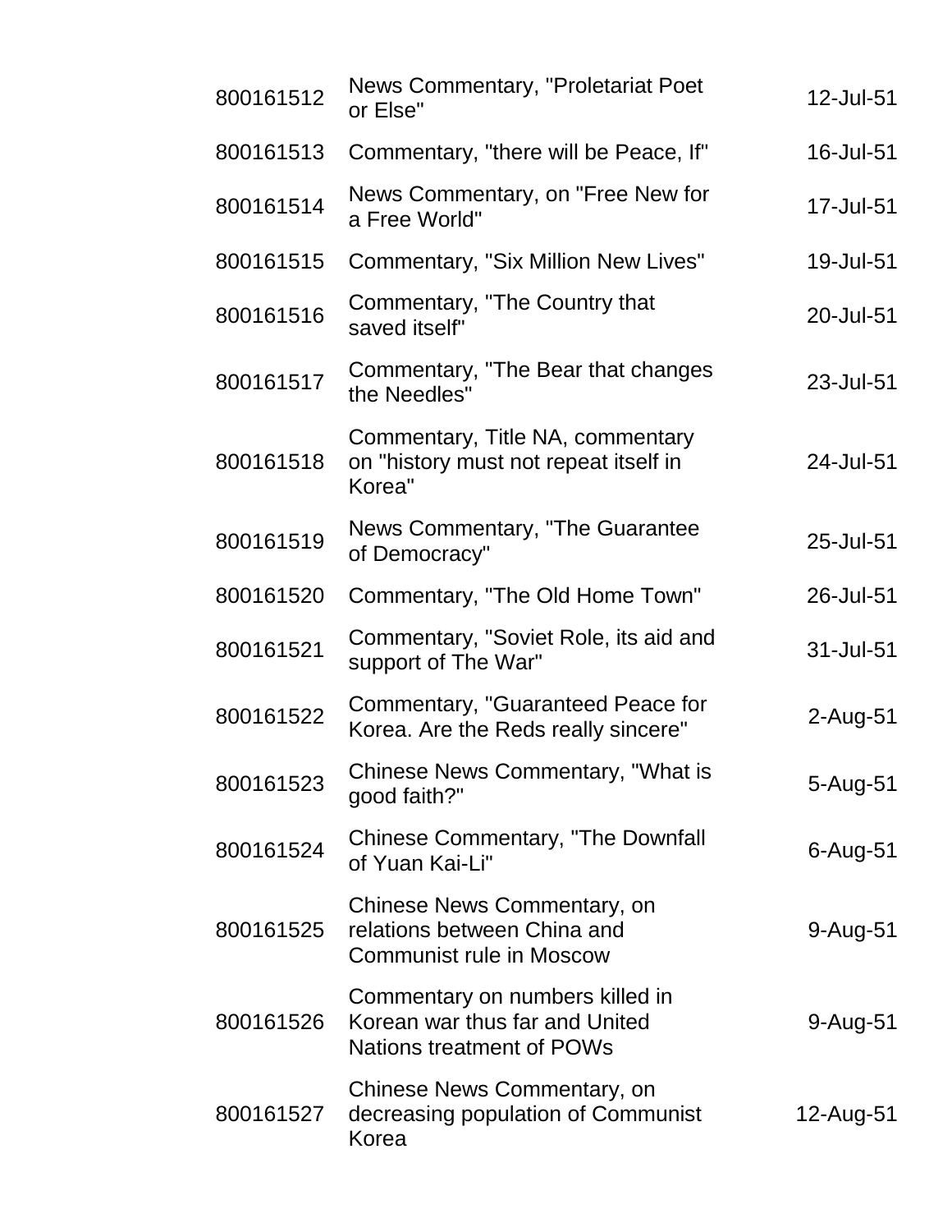| | | |
|---|---|---|
| 800161512 | News Commentary, "Proletariat Poet or Else" | 12-Jul-51 |
| 800161513 | Commentary, "there will be Peace, If" | 16-Jul-51 |
| 800161514 | News Commentary, on "Free New for a Free World" | 17-Jul-51 |
| 800161515 | Commentary, "Six Million New Lives" | 19-Jul-51 |
| 800161516 | Commentary, "The Country that saved itself" | 20-Jul-51 |
| 800161517 | Commentary, "The Bear that changes the Needles" | 23-Jul-51 |
| 800161518 | Commentary, Title NA, commentary on "history must not repeat itself in Korea" | 24-Jul-51 |
| 800161519 | News Commentary, "The Guarantee of Democracy" | 25-Jul-51 |
| 800161520 | Commentary, "The Old Home Town" | 26-Jul-51 |
| 800161521 | Commentary, "Soviet Role, its aid and support of The War" | 31-Jul-51 |
| 800161522 | Commentary, "Guaranteed Peace for Korea. Are the Reds really sincere" | 2-Aug-51 |
| 800161523 | Chinese News Commentary, "What is good faith?" | 5-Aug-51 |
| 800161524 | Chinese Commentary, "The Downfall of Yuan Kai-Li" | 6-Aug-51 |
| 800161525 | Chinese News Commentary, on relations between China and Communist rule in Moscow | 9-Aug-51 |
| 800161526 | Commentary on numbers killed in Korean war thus far and United Nations treatment of POWs | 9-Aug-51 |
| 800161527 | Chinese News Commentary, on decreasing population of Communist Korea | 12-Aug-51 |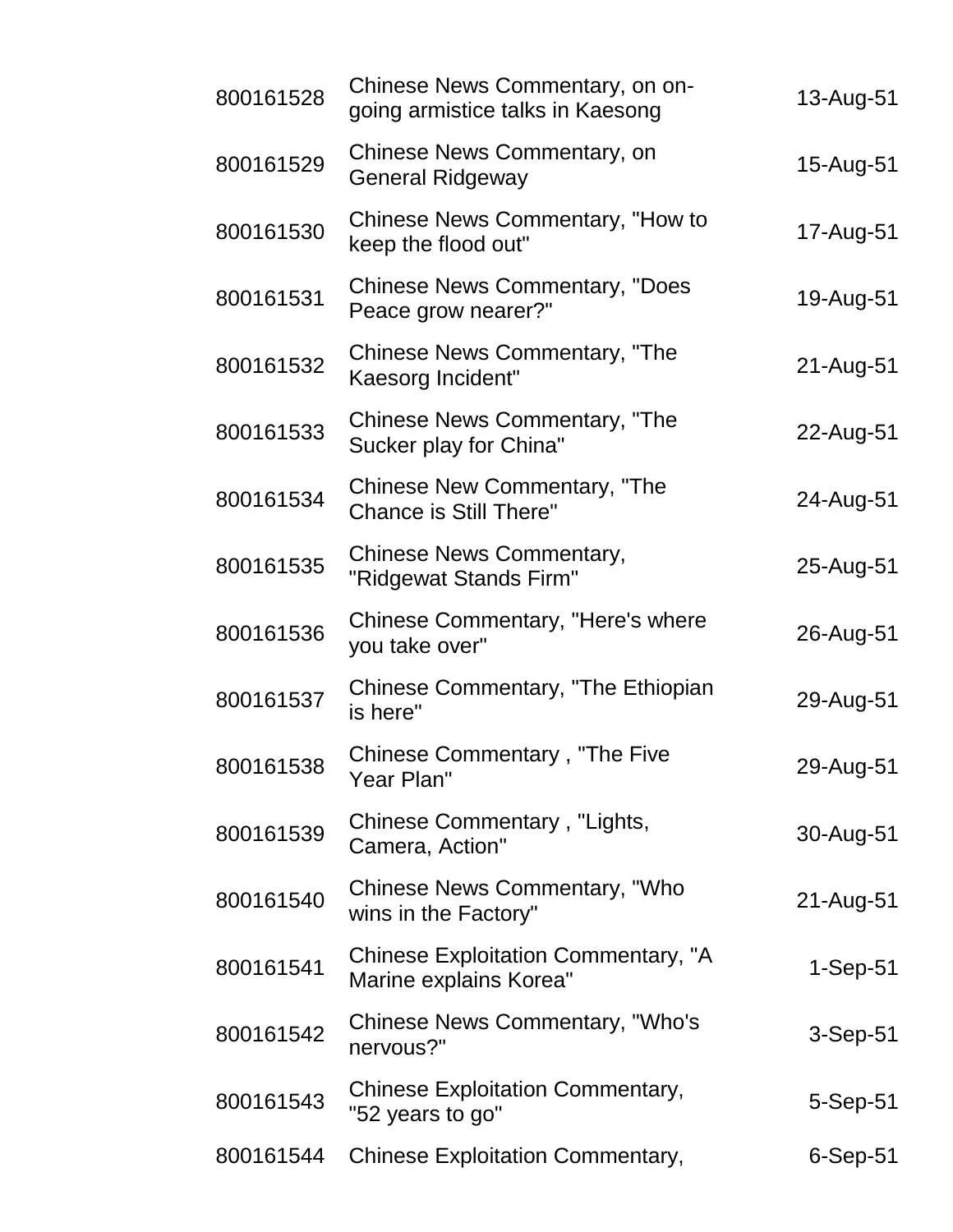| | | |
|---|---|---|
| 800161528 | Chinese News Commentary, on on-going armistice talks in Kaesong | 13-Aug-51 |
| 800161529 | Chinese News Commentary, on General Ridgeway | 15-Aug-51 |
| 800161530 | Chinese News Commentary, "How to keep the flood out" | 17-Aug-51 |
| 800161531 | Chinese News Commentary, "Does Peace grow nearer?" | 19-Aug-51 |
| 800161532 | Chinese News Commentary, "The Kaesorg Incident" | 21-Aug-51 |
| 800161533 | Chinese News Commentary, "The Sucker play for China" | 22-Aug-51 |
| 800161534 | Chinese New Commentary, "The Chance is Still There" | 24-Aug-51 |
| 800161535 | Chinese News Commentary, "Ridgewat Stands Firm" | 25-Aug-51 |
| 800161536 | Chinese Commentary, "Here's where you take over" | 26-Aug-51 |
| 800161537 | Chinese Commentary, "The Ethiopian is here" | 29-Aug-51 |
| 800161538 | Chinese Commentary , "The Five Year Plan" | 29-Aug-51 |
| 800161539 | Chinese Commentary , "Lights, Camera, Action" | 30-Aug-51 |
| 800161540 | Chinese News Commentary, "Who wins in the Factory" | 21-Aug-51 |
| 800161541 | Chinese Exploitation Commentary, "A Marine explains Korea" | 1-Sep-51 |
| 800161542 | Chinese News Commentary, "Who's nervous?" | 3-Sep-51 |
| 800161543 | Chinese Exploitation Commentary, "52 years to go" | 5-Sep-51 |
| 800161544 | Chinese Exploitation Commentary, | 6-Sep-51 |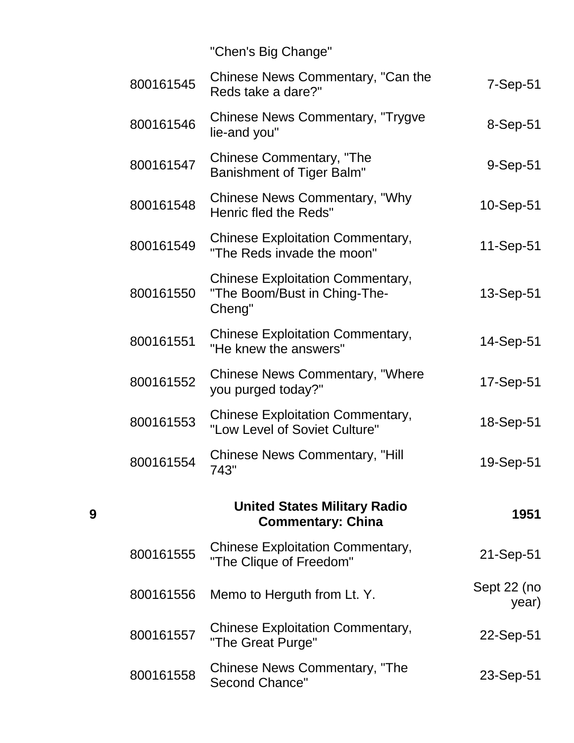| | | "Chen's Big Change" | |
|---|---|---|---|
| | 800161545 | Chinese News Commentary, "Can the Reds take a dare?" | 7-Sep-51 |
| | 800161546 | Chinese News Commentary, "Trygve lie-and you" | 8-Sep-51 |
| | 800161547 | Chinese Commentary, "The Banishment of Tiger Balm" | 9-Sep-51 |
| | 800161548 | Chinese News Commentary, "Why Henric fled the Reds" | 10-Sep-51 |
| | 800161549 | Chinese Exploitation Commentary, "The Reds invade the moon" | 11-Sep-51 |
| | 800161550 | Chinese Exploitation Commentary, "The Boom/Bust in Ching-The-Cheng" | 13-Sep-51 |
| | 800161551 | Chinese Exploitation Commentary, "He knew the answers" | 14-Sep-51 |
| | 800161552 | Chinese News Commentary, "Where you purged today?" | 17-Sep-51 |
| | 800161553 | Chinese Exploitation Commentary, "Low Level of Soviet Culture" | 18-Sep-51 |
| | 800161554 | Chinese News Commentary, "Hill 743" | 19-Sep-51 |
| **9** | | **United States Military Radio Commentary: China** | **1951** |
| | 800161555 | Chinese Exploitation Commentary, "The Clique of Freedom" | 21-Sep-51 |
| | 800161556 | Memo to Herguth from Lt. Y. | Sept 22 (no year) |
| | 800161557 | Chinese Exploitation Commentary, "The Great Purge" | 22-Sep-51 |
| | 800161558 | Chinese News Commentary, "The Second Chance" | 23-Sep-51 |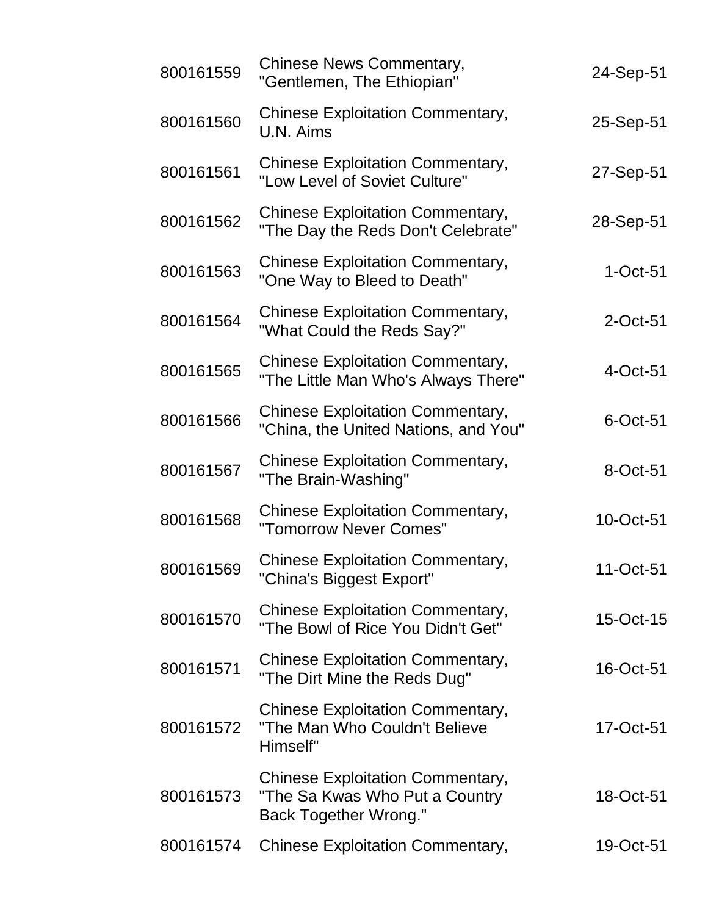| | | |
|---|---|---|
| 800161559 | Chinese News Commentary, "Gentlemen, The Ethiopian" | 24-Sep-51 |
| 800161560 | Chinese Exploitation Commentary, U.N. Aims | 25-Sep-51 |
| 800161561 | Chinese Exploitation Commentary, "Low Level of Soviet Culture" | 27-Sep-51 |
| 800161562 | Chinese Exploitation Commentary, "The Day the Reds Don't Celebrate" | 28-Sep-51 |
| 800161563 | Chinese Exploitation Commentary, "One Way to Bleed to Death" | 1-Oct-51 |
| 800161564 | Chinese Exploitation Commentary, "What Could the Reds Say?" | 2-Oct-51 |
| 800161565 | Chinese Exploitation Commentary, "The Little Man Who's Always There" | 4-Oct-51 |
| 800161566 | Chinese Exploitation Commentary, "China, the United Nations, and You" | 6-Oct-51 |
| 800161567 | Chinese Exploitation Commentary, "The Brain-Washing" | 8-Oct-51 |
| 800161568 | Chinese Exploitation Commentary, "Tomorrow Never Comes" | 10-Oct-51 |
| 800161569 | Chinese Exploitation Commentary, "China's Biggest Export" | 11-Oct-51 |
| 800161570 | Chinese Exploitation Commentary, "The Bowl of Rice You Didn't Get" | 15-Oct-15 |
| 800161571 | Chinese Exploitation Commentary, "The Dirt Mine the Reds Dug" | 16-Oct-51 |
| 800161572 | Chinese Exploitation Commentary, "The Man Who Couldn't Believe Himself" | 17-Oct-51 |
| 800161573 | Chinese Exploitation Commentary, "The Sa Kwas Who Put a Country Back Together Wrong." | 18-Oct-51 |
| 800161574 | Chinese Exploitation Commentary, | 19-Oct-51 |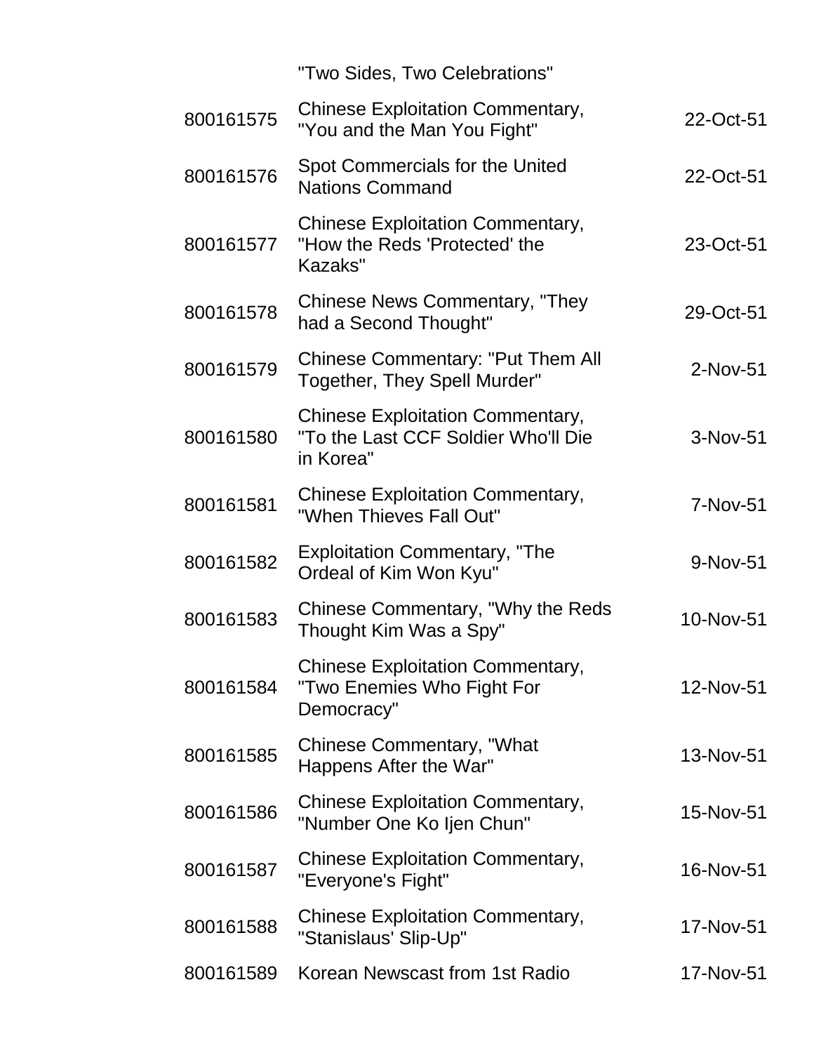| | | |
|---|---|---|
| | "Two Sides, Two Celebrations" | |
| 800161575 | Chinese Exploitation Commentary, "You and the Man You Fight" | 22-Oct-51 |
| 800161576 | Spot Commercials for the United Nations Command | 22-Oct-51 |
| 800161577 | Chinese Exploitation Commentary, "How the Reds 'Protected' the Kazaks" | 23-Oct-51 |
| 800161578 | Chinese News Commentary, "They had a Second Thought" | 29-Oct-51 |
| 800161579 | Chinese Commentary: "Put Them All Together, They Spell Murder" | 2-Nov-51 |
| 800161580 | Chinese Exploitation Commentary, "To the Last CCF Soldier Who'll Die in Korea" | 3-Nov-51 |
| 800161581 | Chinese Exploitation Commentary, "When Thieves Fall Out" | 7-Nov-51 |
| 800161582 | Exploitation Commentary, "The Ordeal of Kim Won Kyu" | 9-Nov-51 |
| 800161583 | Chinese Commentary, "Why the Reds Thought Kim Was a Spy" | 10-Nov-51 |
| 800161584 | Chinese Exploitation Commentary, "Two Enemies Who Fight For Democracy" | 12-Nov-51 |
| 800161585 | Chinese Commentary, "What Happens After the War" | 13-Nov-51 |
| 800161586 | Chinese Exploitation Commentary, "Number One Ko Ijen Chun" | 15-Nov-51 |
| 800161587 | Chinese Exploitation Commentary, "Everyone's Fight" | 16-Nov-51 |
| 800161588 | Chinese Exploitation Commentary, "Stanislaus' Slip-Up" | 17-Nov-51 |
| 800161589 | Korean Newscast from 1st Radio | 17-Nov-51 |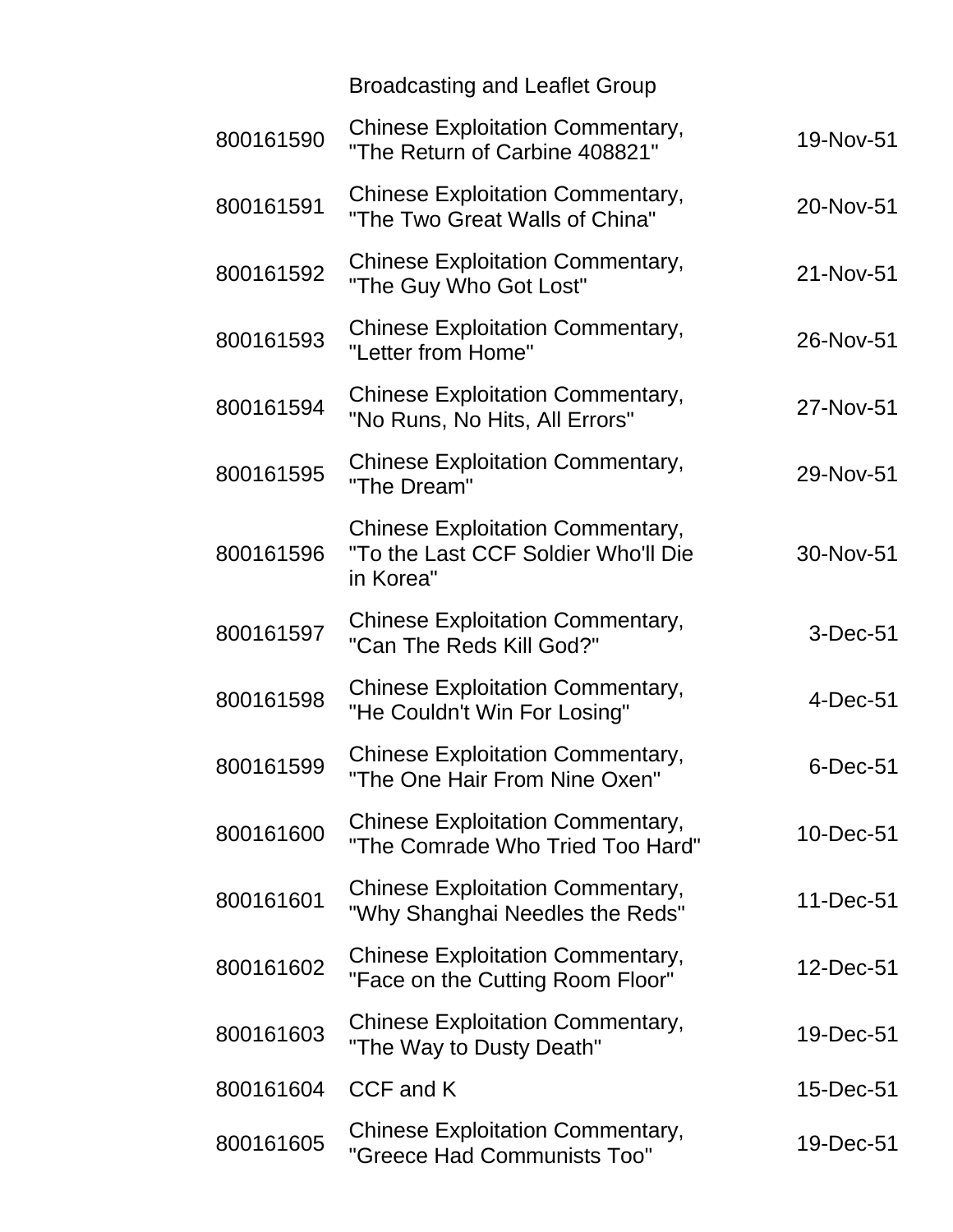| | Broadcasting and Leaflet Group | |
|---|---|---|
| 800161590 | Chinese Exploitation Commentary, "The Return of Carbine 408821" | 19-Nov-51 |
| 800161591 | Chinese Exploitation Commentary, "The Two Great Walls of China" | 20-Nov-51 |
| 800161592 | Chinese Exploitation Commentary, "The Guy Who Got Lost" | 21-Nov-51 |
| 800161593 | Chinese Exploitation Commentary, "Letter from Home" | 26-Nov-51 |
| 800161594 | Chinese Exploitation Commentary, "No Runs, No Hits, All Errors" | 27-Nov-51 |
| 800161595 | Chinese Exploitation Commentary, "The Dream" | 29-Nov-51 |
| 800161596 | Chinese Exploitation Commentary, "To the Last CCF Soldier Who'll Die in Korea" | 30-Nov-51 |
| 800161597 | Chinese Exploitation Commentary, "Can The Reds Kill God?" | 3-Dec-51 |
| 800161598 | Chinese Exploitation Commentary, "He Couldn't Win For Losing" | 4-Dec-51 |
| 800161599 | Chinese Exploitation Commentary, "The One Hair From Nine Oxen" | 6-Dec-51 |
| 800161600 | Chinese Exploitation Commentary, "The Comrade Who Tried Too Hard" | 10-Dec-51 |
| 800161601 | Chinese Exploitation Commentary, "Why Shanghai Needles the Reds" | 11-Dec-51 |
| 800161602 | Chinese Exploitation Commentary, "Face on the Cutting Room Floor" | 12-Dec-51 |
| 800161603 | Chinese Exploitation Commentary, "The Way to Dusty Death" | 19-Dec-51 |
| 800161604 | CCF and K | 15-Dec-51 |
| 800161605 | Chinese Exploitation Commentary, "Greece Had Communists Too" | 19-Dec-51 |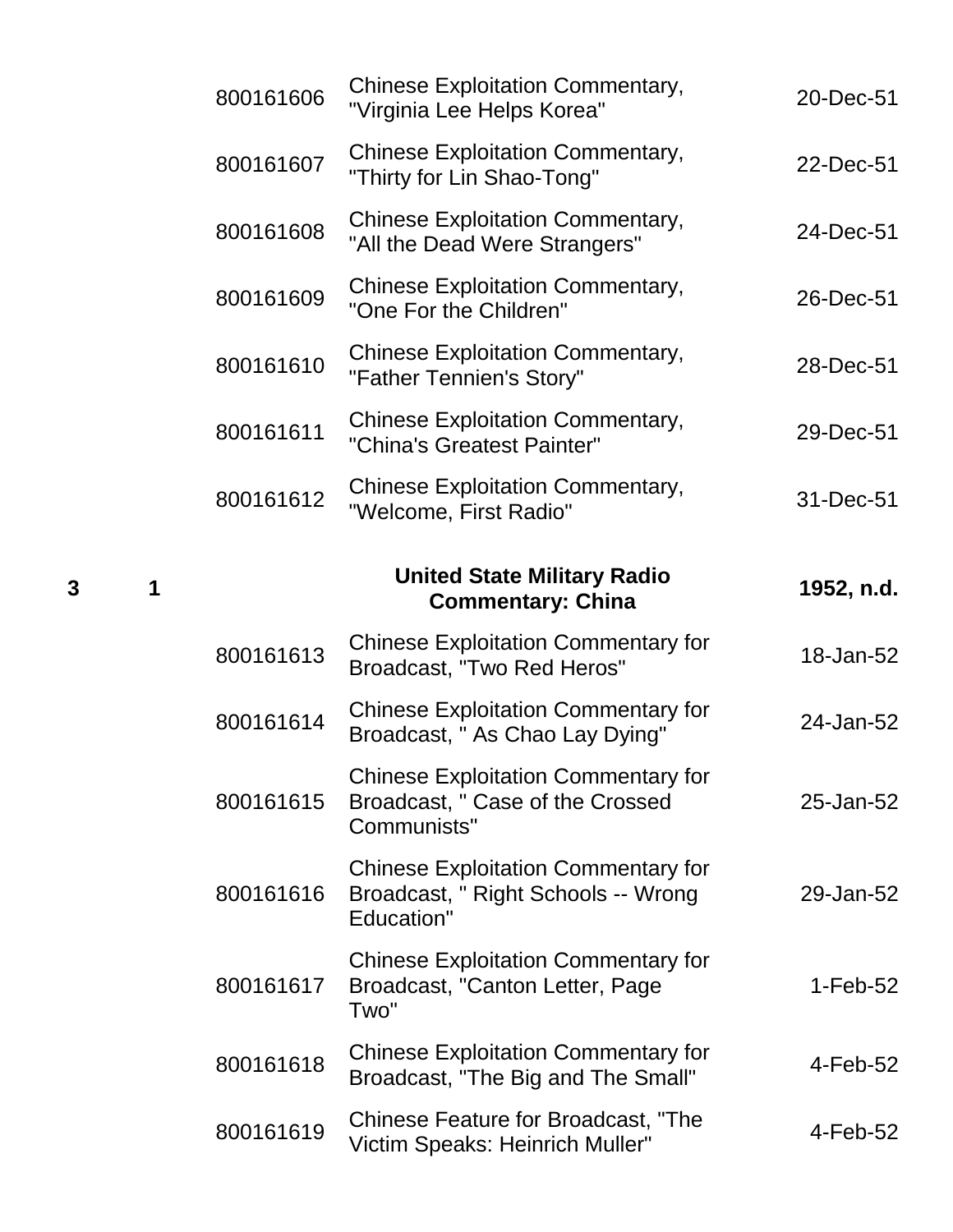| Box | Folder | ID | Title | Date |
|---|---|---|---|---|
| | | 800161606 | Chinese Exploitation Commentary, "Virginia Lee Helps Korea" | 20-Dec-51 |
| | | 800161607 | Chinese Exploitation Commentary, "Thirty for Lin Shao-Tong" | 22-Dec-51 |
| | | 800161608 | Chinese Exploitation Commentary, "All the Dead Were Strangers" | 24-Dec-51 |
| | | 800161609 | Chinese Exploitation Commentary, "One For the Children" | 26-Dec-51 |
| | | 800161610 | Chinese Exploitation Commentary, "Father Tennien's Story" | 28-Dec-51 |
| | | 800161611 | Chinese Exploitation Commentary, "China's Greatest Painter" | 29-Dec-51 |
| | | 800161612 | Chinese Exploitation Commentary, "Welcome, First Radio" | 31-Dec-51 |
| **3** | **1** | | **United State Military Radio Commentary: China** | **1952, n.d.** |
| | | 800161613 | Chinese Exploitation Commentary for Broadcast, "Two Red Heros" | 18-Jan-52 |
| | | 800161614 | Chinese Exploitation Commentary for Broadcast, " As Chao Lay Dying" | 24-Jan-52 |
| | | 800161615 | Chinese Exploitation Commentary for Broadcast, " Case of the Crossed Communists" | 25-Jan-52 |
| | | 800161616 | Chinese Exploitation Commentary for Broadcast, " Right Schools -- Wrong Education" | 29-Jan-52 |
| | | 800161617 | Chinese Exploitation Commentary for Broadcast, "Canton Letter, Page Two" | 1-Feb-52 |
| | | 800161618 | Chinese Exploitation Commentary for Broadcast, "The Big and The Small" | 4-Feb-52 |
| | | 800161619 | Chinese Feature for Broadcast, "The Victim Speaks: Heinrich Muller" | 4-Feb-52 |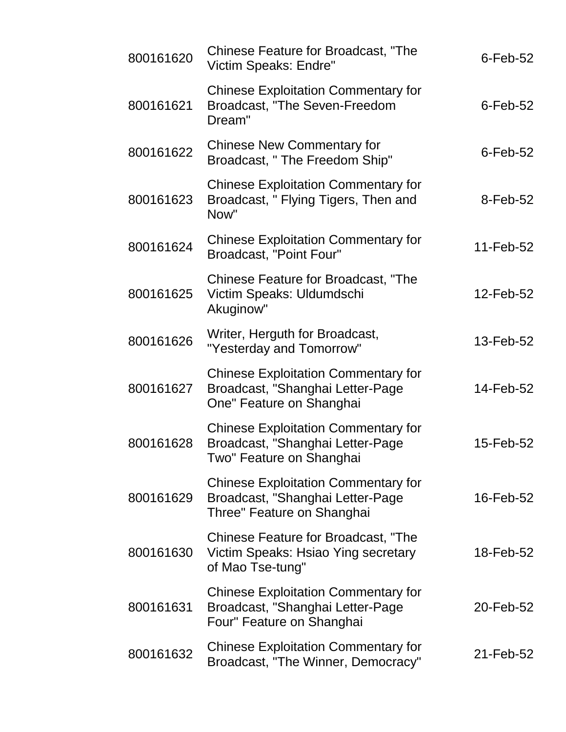| | | |
|---|---|---|
| 800161620 | Chinese Feature for Broadcast, "The Victim Speaks: Endre" | 6-Feb-52 |
| 800161621 | Chinese Exploitation Commentary for Broadcast, "The Seven-Freedom Dream" | 6-Feb-52 |
| 800161622 | Chinese New Commentary for Broadcast, " The Freedom Ship" | 6-Feb-52 |
| 800161623 | Chinese Exploitation Commentary for Broadcast, " Flying Tigers, Then and Now" | 8-Feb-52 |
| 800161624 | Chinese Exploitation Commentary for Broadcast, "Point Four" | 11-Feb-52 |
| 800161625 | Chinese Feature for Broadcast, "The Victim Speaks: Uldumdschi Akuginow" | 12-Feb-52 |
| 800161626 | Writer, Herguth for Broadcast, "Yesterday and Tomorrow" | 13-Feb-52 |
| 800161627 | Chinese Exploitation Commentary for Broadcast, "Shanghai Letter-Page One" Feature on Shanghai | 14-Feb-52 |
| 800161628 | Chinese Exploitation Commentary for Broadcast, "Shanghai Letter-Page Two" Feature on Shanghai | 15-Feb-52 |
| 800161629 | Chinese Exploitation Commentary for Broadcast, "Shanghai Letter-Page Three" Feature on Shanghai | 16-Feb-52 |
| 800161630 | Chinese Feature for Broadcast, "The Victim Speaks: Hsiao Ying secretary of Mao Tse-tung" | 18-Feb-52 |
| 800161631 | Chinese Exploitation Commentary for Broadcast, "Shanghai Letter-Page Four" Feature on Shanghai | 20-Feb-52 |
| 800161632 | Chinese Exploitation Commentary for Broadcast, "The Winner, Democracy" | 21-Feb-52 |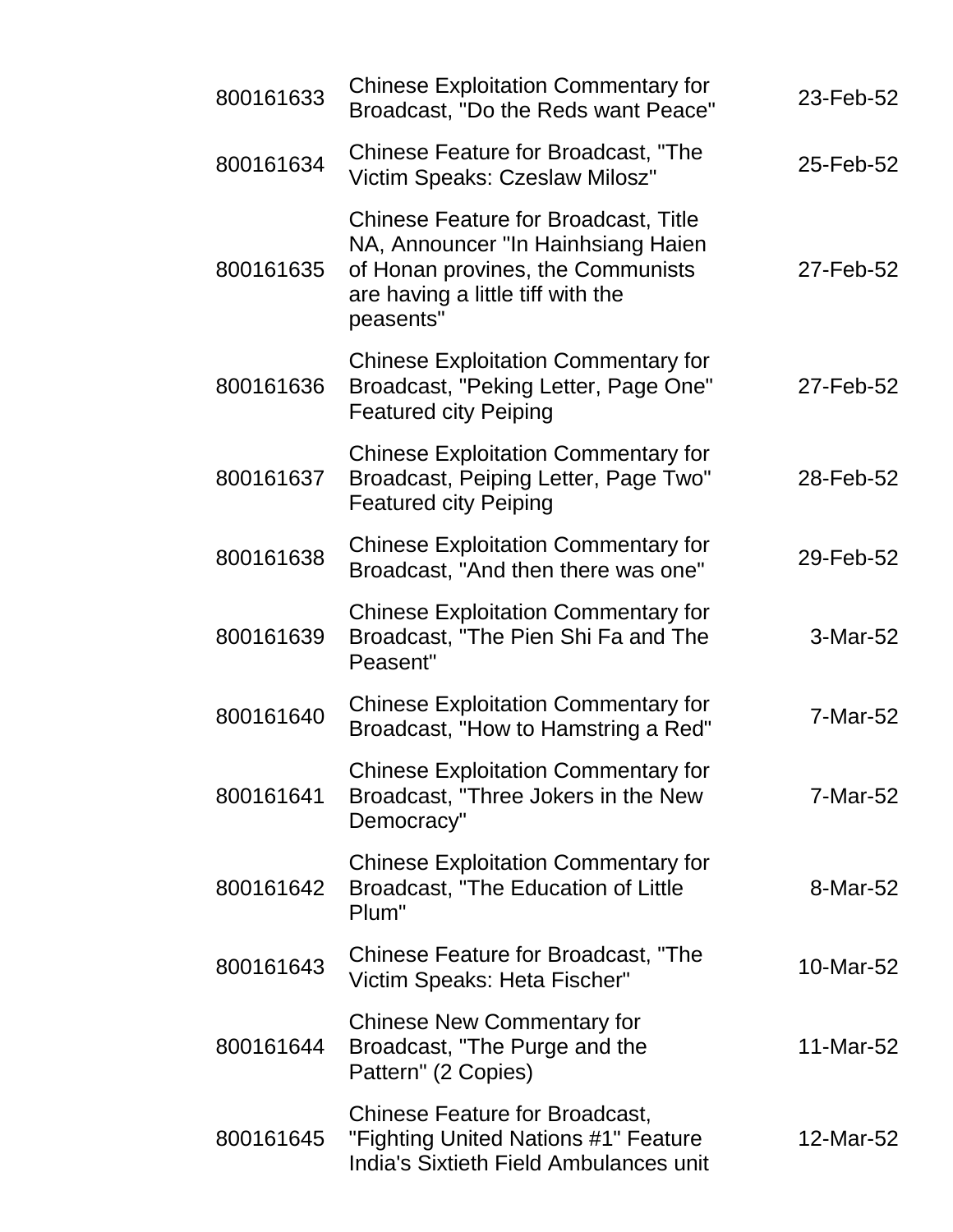| | | |
|---|---|---|
| 800161633 | Chinese Exploitation Commentary for Broadcast, "Do the Reds want Peace" | 23-Feb-52 |
| 800161634 | Chinese Feature for Broadcast, "The Victim Speaks: Czeslaw Milosz" | 25-Feb-52 |
| 800161635 | Chinese Feature for Broadcast, Title NA, Announcer "In Hainhsiang Haien of Honan provines, the Communists are having a little tiff with the peasents" | 27-Feb-52 |
| 800161636 | Chinese Exploitation Commentary for Broadcast, "Peking Letter, Page One" Featured city Peiping | 27-Feb-52 |
| 800161637 | Chinese Exploitation Commentary for Broadcast, Peiping Letter, Page Two" Featured city Peiping | 28-Feb-52 |
| 800161638 | Chinese Exploitation Commentary for Broadcast, "And then there was one" | 29-Feb-52 |
| 800161639 | Chinese Exploitation Commentary for Broadcast, "The Pien Shi Fa and The Peasent" | 3-Mar-52 |
| 800161640 | Chinese Exploitation Commentary for Broadcast, "How to Hamstring a Red" | 7-Mar-52 |
| 800161641 | Chinese Exploitation Commentary for Broadcast, "Three Jokers in the New Democracy" | 7-Mar-52 |
| 800161642 | Chinese Exploitation Commentary for Broadcast, "The Education of Little Plum" | 8-Mar-52 |
| 800161643 | Chinese Feature for Broadcast, "The Victim Speaks: Heta Fischer" | 10-Mar-52 |
| 800161644 | Chinese New Commentary for Broadcast, "The Purge and the Pattern" (2 Copies) | 11-Mar-52 |
| 800161645 | Chinese Feature for Broadcast, "Fighting United Nations #1" Feature India's Sixtieth Field Ambulances unit | 12-Mar-52 |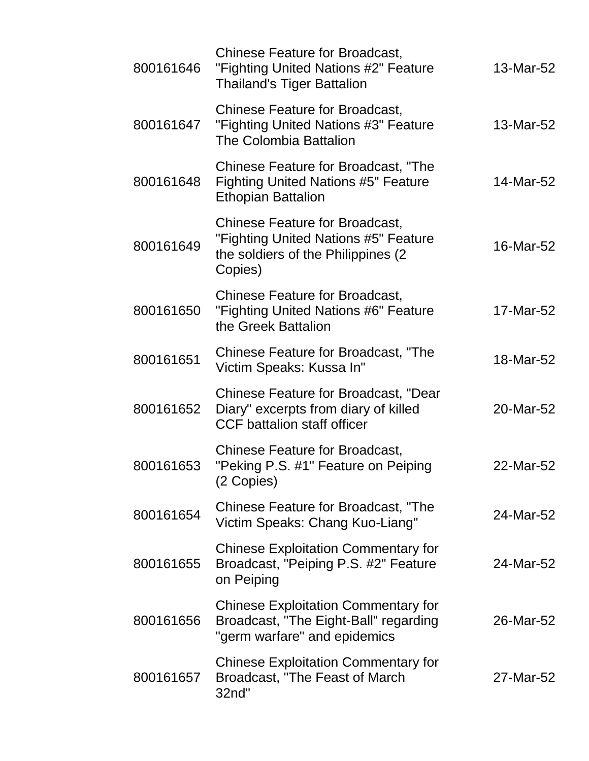| | | |
|---|---|---|
| 800161646 | Chinese Feature for Broadcast, "Fighting United Nations #2" Feature Thailand's Tiger Battalion | 13-Mar-52 |
| 800161647 | Chinese Feature for Broadcast, "Fighting United Nations #3" Feature The Colombia Battalion | 13-Mar-52 |
| 800161648 | Chinese Feature for Broadcast, "The Fighting United Nations #5" Feature Ethopian Battalion | 14-Mar-52 |
| 800161649 | Chinese Feature for Broadcast, "Fighting United Nations #5" Feature the soldiers of the Philippines (2 Copies) | 16-Mar-52 |
| 800161650 | Chinese Feature for Broadcast, "Fighting United Nations #6" Feature the Greek Battalion | 17-Mar-52 |
| 800161651 | Chinese Feature for Broadcast, "The Victim Speaks: Kussa In" | 18-Mar-52 |
| 800161652 | Chinese Feature for Broadcast, "Dear Diary" excerpts from diary of killed CCF battalion staff officer | 20-Mar-52 |
| 800161653 | Chinese Feature for Broadcast, "Peking P.S. #1" Feature on Peiping (2 Copies) | 22-Mar-52 |
| 800161654 | Chinese Feature for Broadcast, "The Victim Speaks: Chang Kuo-Liang" | 24-Mar-52 |
| 800161655 | Chinese Exploitation Commentary for Broadcast, "Peiping P.S. #2" Feature on Peiping | 24-Mar-52 |
| 800161656 | Chinese Exploitation Commentary for Broadcast, "The Eight-Ball" regarding "germ warfare" and epidemics | 26-Mar-52 |
| 800161657 | Chinese Exploitation Commentary for Broadcast, "The Feast of March 32nd" | 27-Mar-52 |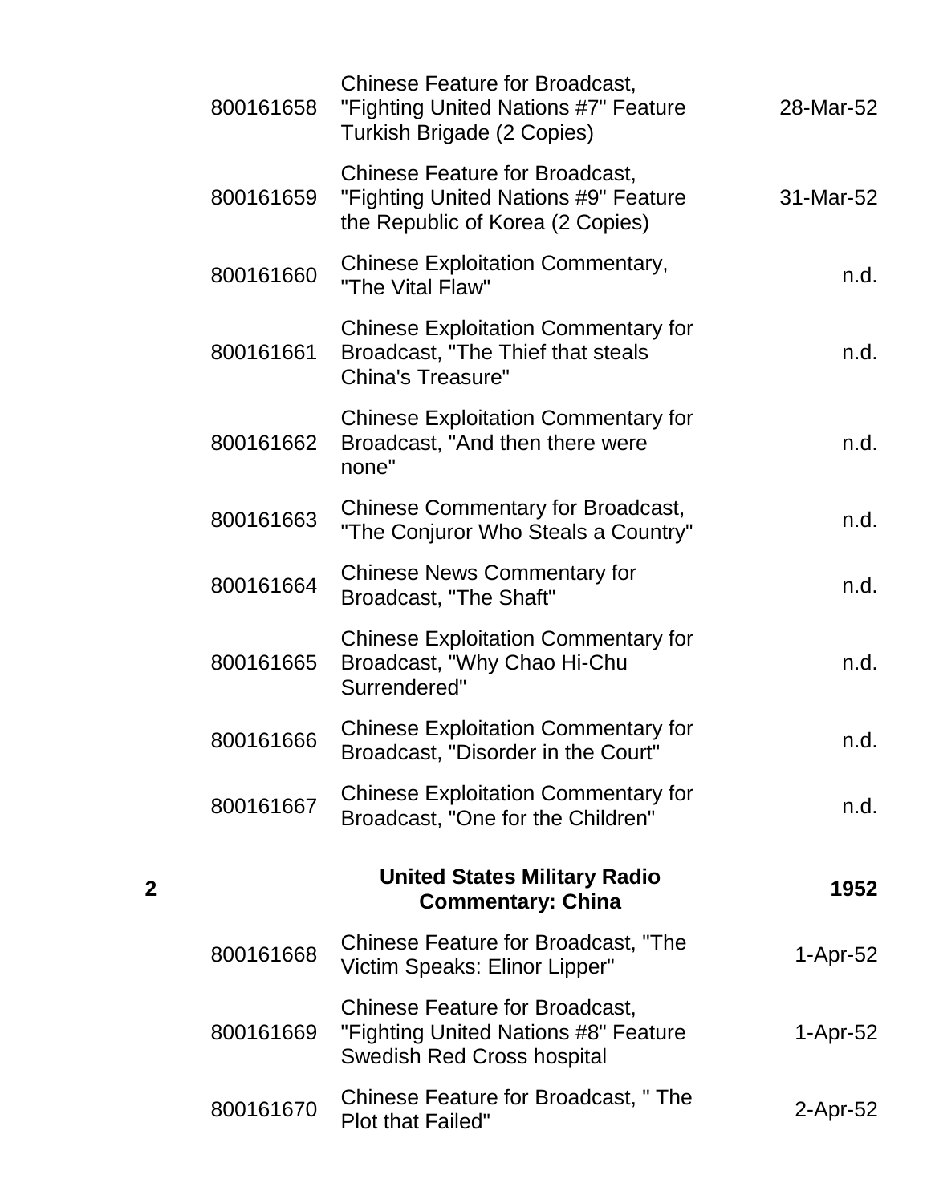| | | | |
|---|---|---|---|
| | 800161658 | Chinese Feature for Broadcast, "Fighting United Nations #7" Feature Turkish Brigade (2 Copies) | 28-Mar-52 |
| | 800161659 | Chinese Feature for Broadcast, "Fighting United Nations #9" Feature the Republic of Korea (2 Copies) | 31-Mar-52 |
| | 800161660 | Chinese Exploitation Commentary, "The Vital Flaw" | n.d. |
| | 800161661 | Chinese Exploitation Commentary for Broadcast, "The Thief that steals China's Treasure" | n.d. |
| | 800161662 | Chinese Exploitation Commentary for Broadcast, "And then there were none" | n.d. |
| | 800161663 | Chinese Commentary for Broadcast, "The Conjuror Who Steals a Country" | n.d. |
| | 800161664 | Chinese News Commentary for Broadcast, "The Shaft" | n.d. |
| | 800161665 | Chinese Exploitation Commentary for Broadcast, "Why Chao Hi-Chu Surrendered" | n.d. |
| | 800161666 | Chinese Exploitation Commentary for Broadcast, "Disorder in the Court" | n.d. |
| | 800161667 | Chinese Exploitation Commentary for Broadcast, "One for the Children" | n.d. |
| **2** | | **United States Military Radio Commentary: China** | **1952** |
| | 800161668 | Chinese Feature for Broadcast, "The Victim Speaks: Elinor Lipper" | 1-Apr-52 |
| | 800161669 | Chinese Feature for Broadcast, "Fighting United Nations #8" Feature Swedish Red Cross hospital | 1-Apr-52 |
| | 800161670 | Chinese Feature for Broadcast, " The Plot that Failed" | 2-Apr-52 |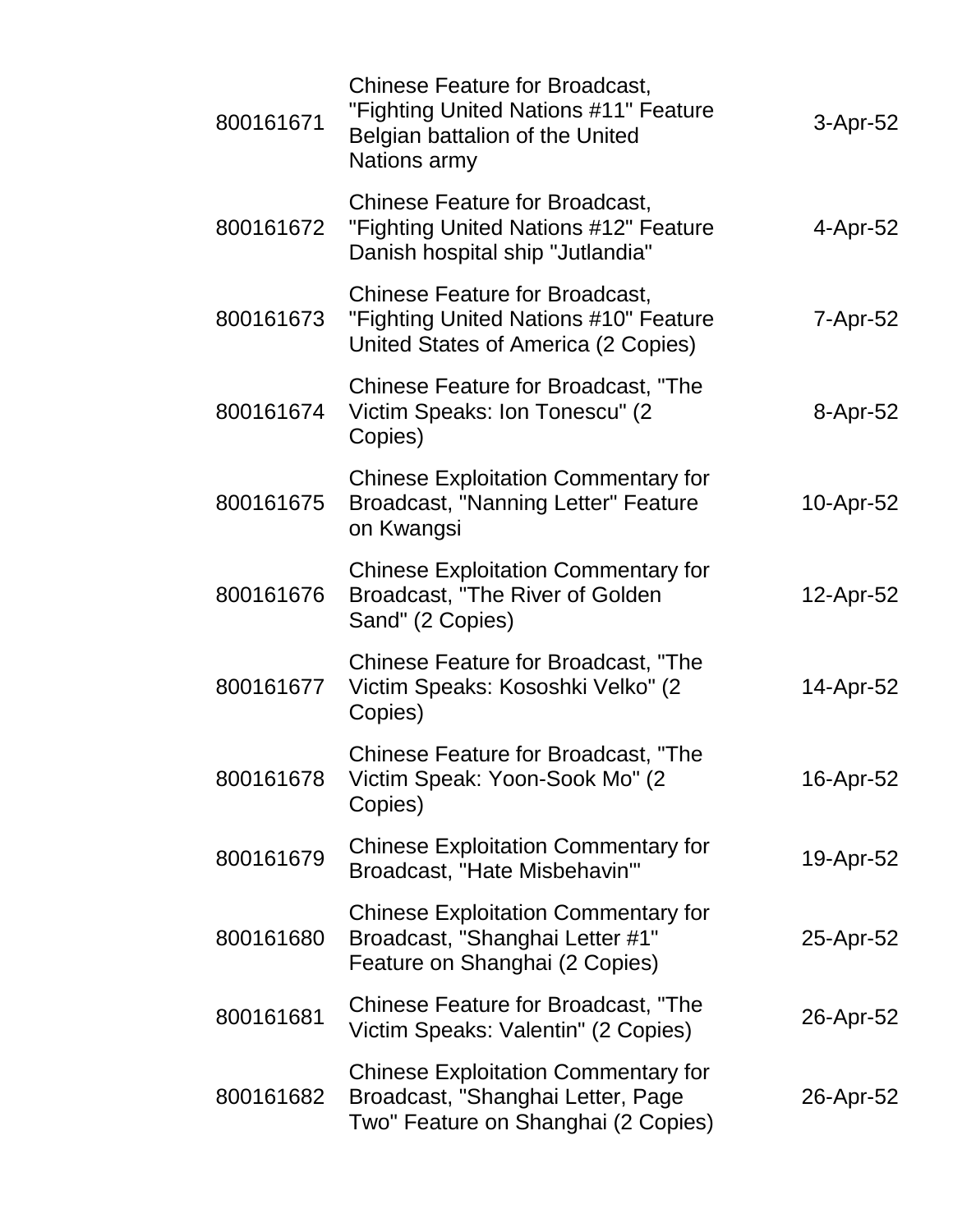| | | |
|---|---|---|
| 800161671 | Chinese Feature for Broadcast, "Fighting United Nations #11" Feature Belgian battalion of the United Nations army | 3-Apr-52 |
| 800161672 | Chinese Feature for Broadcast, "Fighting United Nations #12" Feature Danish hospital ship "Jutlandia" | 4-Apr-52 |
| 800161673 | Chinese Feature for Broadcast, "Fighting United Nations #10" Feature United States of America (2 Copies) | 7-Apr-52 |
| 800161674 | Chinese Feature for Broadcast, "The Victim Speaks: Ion Tonescu" (2 Copies) | 8-Apr-52 |
| 800161675 | Chinese Exploitation Commentary for Broadcast, "Nanning Letter" Feature on Kwangsi | 10-Apr-52 |
| 800161676 | Chinese Exploitation Commentary for Broadcast, "The River of Golden Sand" (2 Copies) | 12-Apr-52 |
| 800161677 | Chinese Feature for Broadcast, "The Victim Speaks: Kososhki Velko" (2 Copies) | 14-Apr-52 |
| 800161678 | Chinese Feature for Broadcast, "The Victim Speak: Yoon-Sook Mo" (2 Copies) | 16-Apr-52 |
| 800161679 | Chinese Exploitation Commentary for Broadcast, "Hate Misbehavin'" | 19-Apr-52 |
| 800161680 | Chinese Exploitation Commentary for Broadcast, "Shanghai Letter #1" Feature on Shanghai (2 Copies) | 25-Apr-52 |
| 800161681 | Chinese Feature for Broadcast, "The Victim Speaks: Valentin" (2 Copies) | 26-Apr-52 |
| 800161682 | Chinese Exploitation Commentary for Broadcast, "Shanghai Letter, Page Two" Feature on Shanghai (2 Copies) | 26-Apr-52 |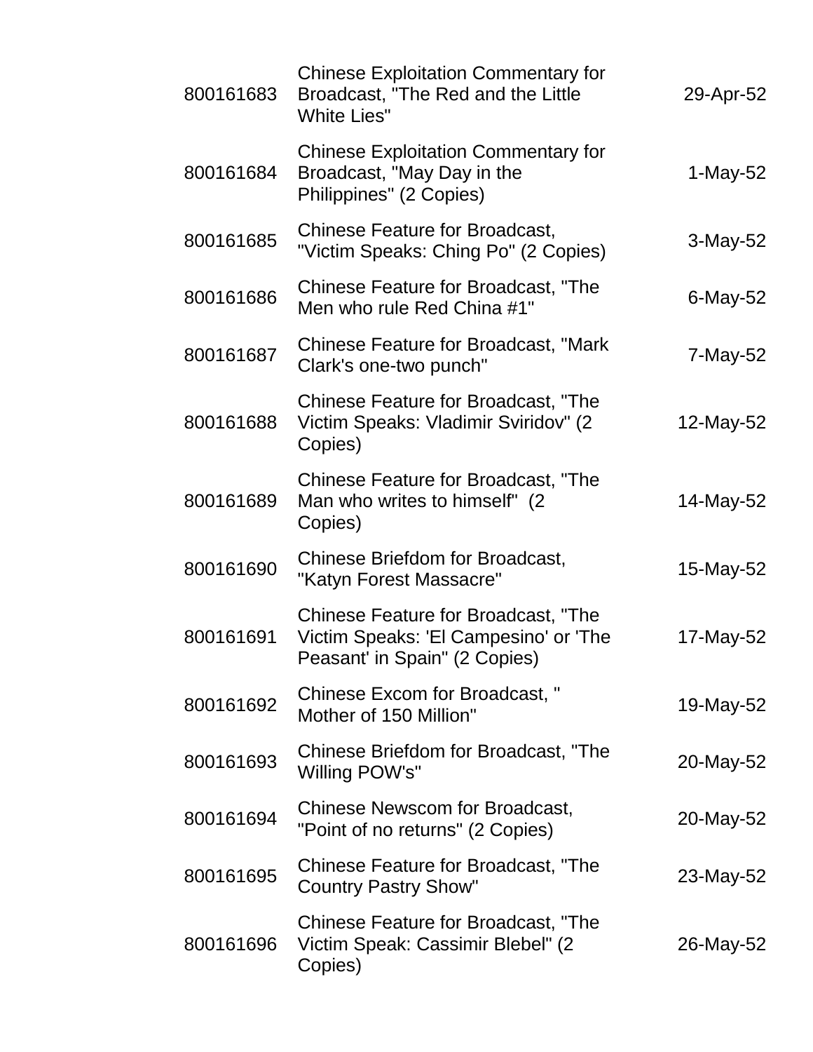| | | |
|---|---|---|
| 800161683 | Chinese Exploitation Commentary for Broadcast, "The Red and the Little White Lies" | 29-Apr-52 |
| 800161684 | Chinese Exploitation Commentary for Broadcast, "May Day in the Philippines" (2 Copies) | 1-May-52 |
| 800161685 | Chinese Feature for Broadcast, "Victim Speaks: Ching Po" (2 Copies) | 3-May-52 |
| 800161686 | Chinese Feature for Broadcast, "The Men who rule Red China #1" | 6-May-52 |
| 800161687 | Chinese Feature for Broadcast, "Mark Clark's one-two punch" | 7-May-52 |
| 800161688 | Chinese Feature for Broadcast, "The Victim Speaks: Vladimir Sviridov" (2 Copies) | 12-May-52 |
| 800161689 | Chinese Feature for Broadcast, "The Man who writes to himself" (2 Copies) | 14-May-52 |
| 800161690 | Chinese Briefdom for Broadcast, "Katyn Forest Massacre" | 15-May-52 |
| 800161691 | Chinese Feature for Broadcast, "The Victim Speaks: 'El Campesino' or 'The Peasant' in Spain" (2 Copies) | 17-May-52 |
| 800161692 | Chinese Excom for Broadcast, " Mother of 150 Million" | 19-May-52 |
| 800161693 | Chinese Briefdom for Broadcast, "The Willing POW's" | 20-May-52 |
| 800161694 | Chinese Newscom for Broadcast, "Point of no returns" (2 Copies) | 20-May-52 |
| 800161695 | Chinese Feature for Broadcast, "The Country Pastry Show" | 23-May-52 |
| 800161696 | Chinese Feature for Broadcast, "The Victim Speak: Cassimir Blebel" (2 Copies) | 26-May-52 |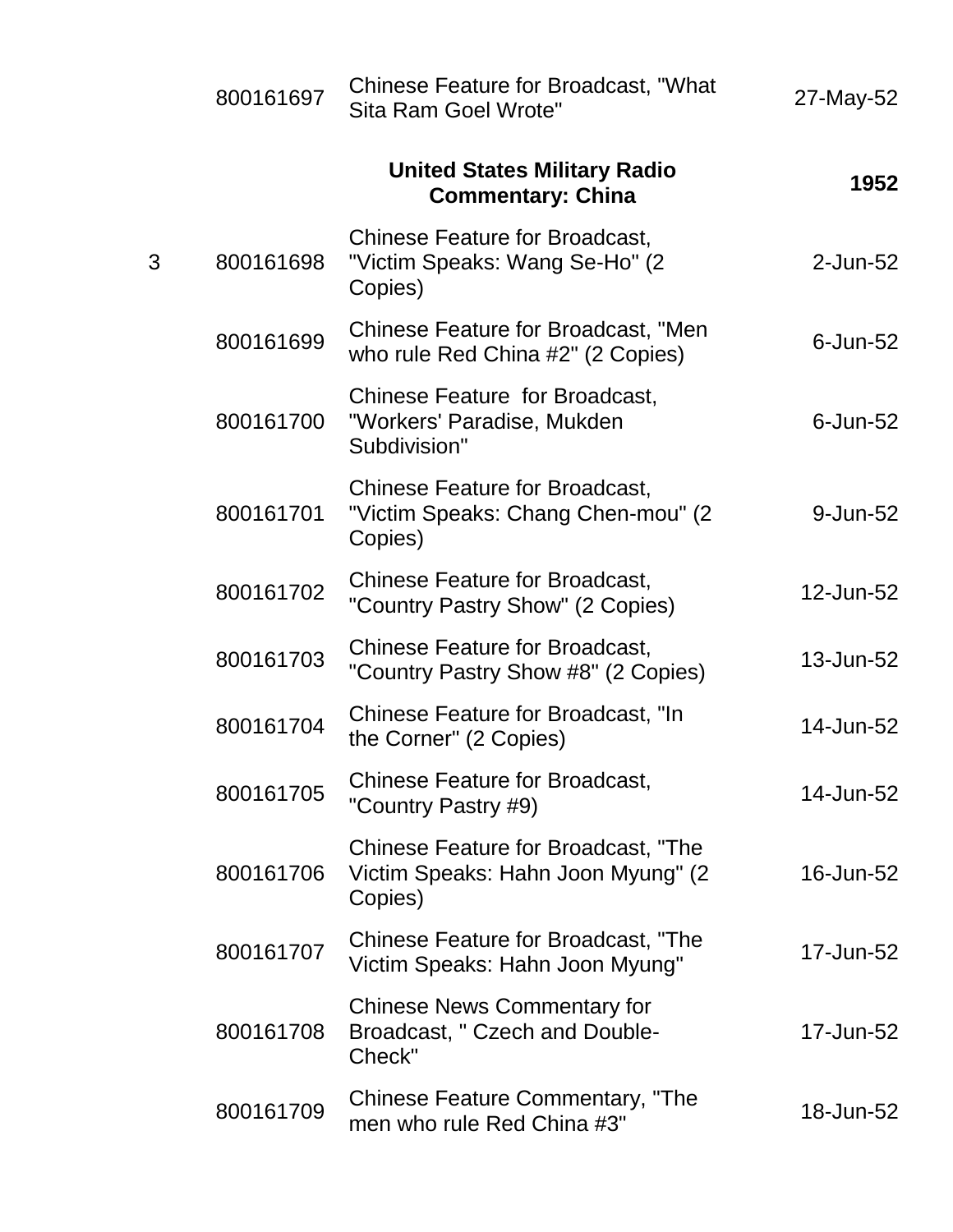| | | | |
|---|---|---|---|
| | 800161697 | Chinese Feature for Broadcast, "What Sita Ram Goel Wrote" | 27-May-52 |
| | | **United States Military Radio Commentary: China** | **1952** |
| 3 | 800161698 | Chinese Feature for Broadcast, "Victim Speaks: Wang Se-Ho" (2 Copies) | 2-Jun-52 |
| | 800161699 | Chinese Feature for Broadcast, "Men who rule Red China #2" (2 Copies) | 6-Jun-52 |
| | 800161700 | Chinese Feature for Broadcast, "Workers' Paradise, Mukden Subdivision" | 6-Jun-52 |
| | 800161701 | Chinese Feature for Broadcast, "Victim Speaks: Chang Chen-mou" (2 Copies) | 9-Jun-52 |
| | 800161702 | Chinese Feature for Broadcast, "Country Pastry Show" (2 Copies) | 12-Jun-52 |
| | 800161703 | Chinese Feature for Broadcast, "Country Pastry Show #8" (2 Copies) | 13-Jun-52 |
| | 800161704 | Chinese Feature for Broadcast, "In the Corner" (2 Copies) | 14-Jun-52 |
| | 800161705 | Chinese Feature for Broadcast, "Country Pastry #9) | 14-Jun-52 |
| | 800161706 | Chinese Feature for Broadcast, "The Victim Speaks: Hahn Joon Myung" (2 Copies) | 16-Jun-52 |
| | 800161707 | Chinese Feature for Broadcast, "The Victim Speaks: Hahn Joon Myung" | 17-Jun-52 |
| | 800161708 | Chinese News Commentary for Broadcast, " Czech and Double-Check" | 17-Jun-52 |
| | 800161709 | Chinese Feature Commentary, "The men who rule Red China #3" | 18-Jun-52 |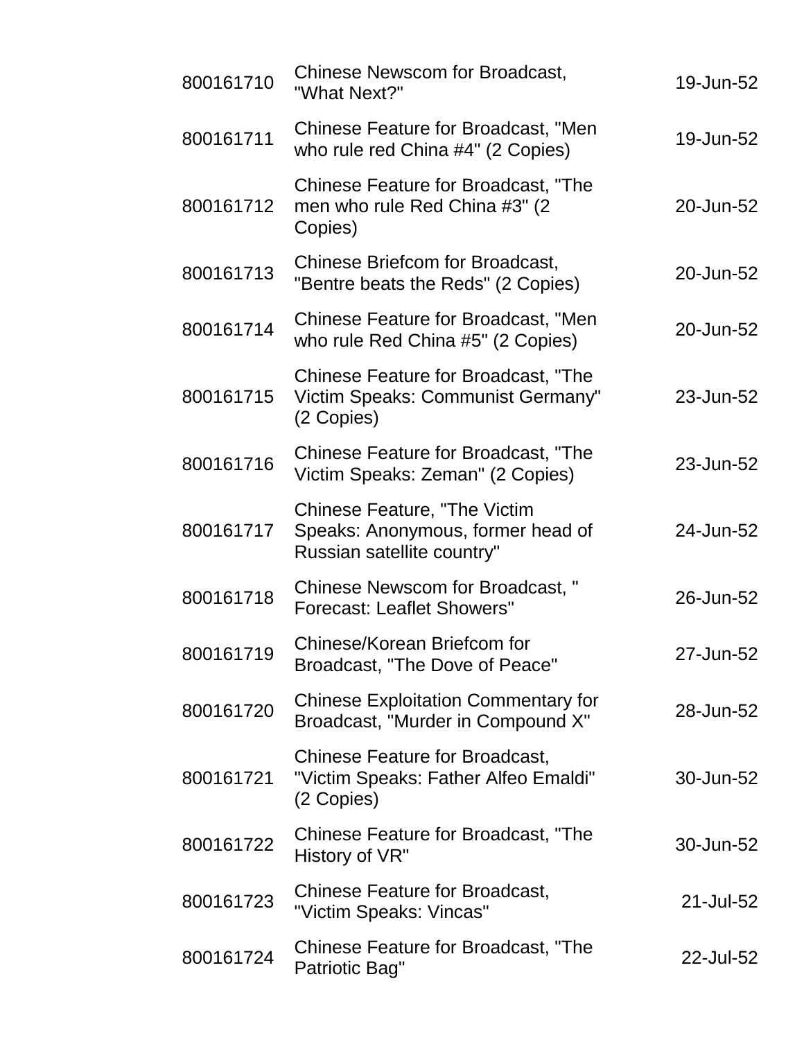| | | |
|---|---|---|
| 800161710 | Chinese Newscom for Broadcast, "What Next?" | 19-Jun-52 |
| 800161711 | Chinese Feature for Broadcast, "Men who rule red China #4" (2 Copies) | 19-Jun-52 |
| 800161712 | Chinese Feature for Broadcast, "The men who rule Red China #3" (2 Copies) | 20-Jun-52 |
| 800161713 | Chinese Briefcom for Broadcast, "Bentre beats the Reds" (2 Copies) | 20-Jun-52 |
| 800161714 | Chinese Feature for Broadcast, "Men who rule Red China #5" (2 Copies) | 20-Jun-52 |
| 800161715 | Chinese Feature for Broadcast, "The Victim Speaks: Communist Germany" (2 Copies) | 23-Jun-52 |
| 800161716 | Chinese Feature for Broadcast, "The Victim Speaks: Zeman" (2 Copies) | 23-Jun-52 |
| 800161717 | Chinese Feature, "The Victim Speaks: Anonymous, former head of Russian satellite country" | 24-Jun-52 |
| 800161718 | Chinese Newscom for Broadcast, " Forecast: Leaflet Showers" | 26-Jun-52 |
| 800161719 | Chinese/Korean Briefcom for Broadcast, "The Dove of Peace" | 27-Jun-52 |
| 800161720 | Chinese Exploitation Commentary for Broadcast, "Murder in Compound X" | 28-Jun-52 |
| 800161721 | Chinese Feature for Broadcast, "Victim Speaks: Father Alfeo Emaldi" (2 Copies) | 30-Jun-52 |
| 800161722 | Chinese Feature for Broadcast, "The History of VR" | 30-Jun-52 |
| 800161723 | Chinese Feature for Broadcast, "Victim Speaks: Vincas" | 21-Jul-52 |
| 800161724 | Chinese Feature for Broadcast, "The Patriotic Bag" | 22-Jul-52 |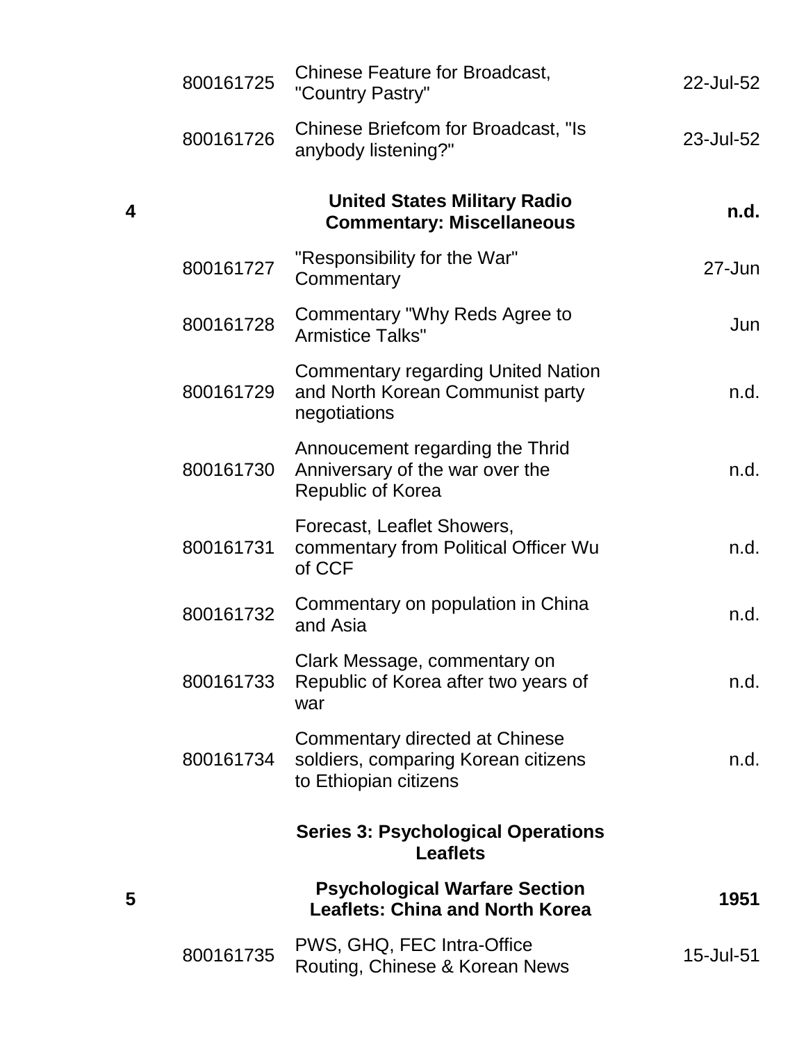| Box | Item ID | Description | Date |
|---|---|---|---|
| | 800161725 | Chinese Feature for Broadcast, "Country Pastry" | 22-Jul-52 |
| | 800161726 | Chinese Briefcom for Broadcast, "Is anybody listening?" | 23-Jul-52 |
| **4** | | **United States Military Radio Commentary: Miscellaneous** | **n.d.** |
| | 800161727 | "Responsibility for the War" Commentary | 27-Jun |
| | 800161728 | Commentary "Why Reds Agree to Armistice Talks" | Jun |
| | 800161729 | Commentary regarding United Nation and North Korean Communist party negotiations | n.d. |
| | 800161730 | Annoucement regarding the Thrid Anniversary of the war over the Republic of Korea | n.d. |
| | 800161731 | Forecast, Leaflet Showers, commentary from Political Officer Wu of CCF | n.d. |
| | 800161732 | Commentary on population in China and Asia | n.d. |
| | 800161733 | Clark Message, commentary on Republic of Korea after two years of war | n.d. |
| | 800161734 | Commentary directed at Chinese soldiers, comparing Korean citizens to Ethiopian citizens | n.d. |
| | | **Series 3: Psychological Operations Leaflets** | |
| **5** | | **Psychological Warfare Section Leaflets: China and North Korea** | **1951** |
| | 800161735 | PWS, GHQ, FEC Intra-Office Routing, Chinese & Korean News | 15-Jul-51 |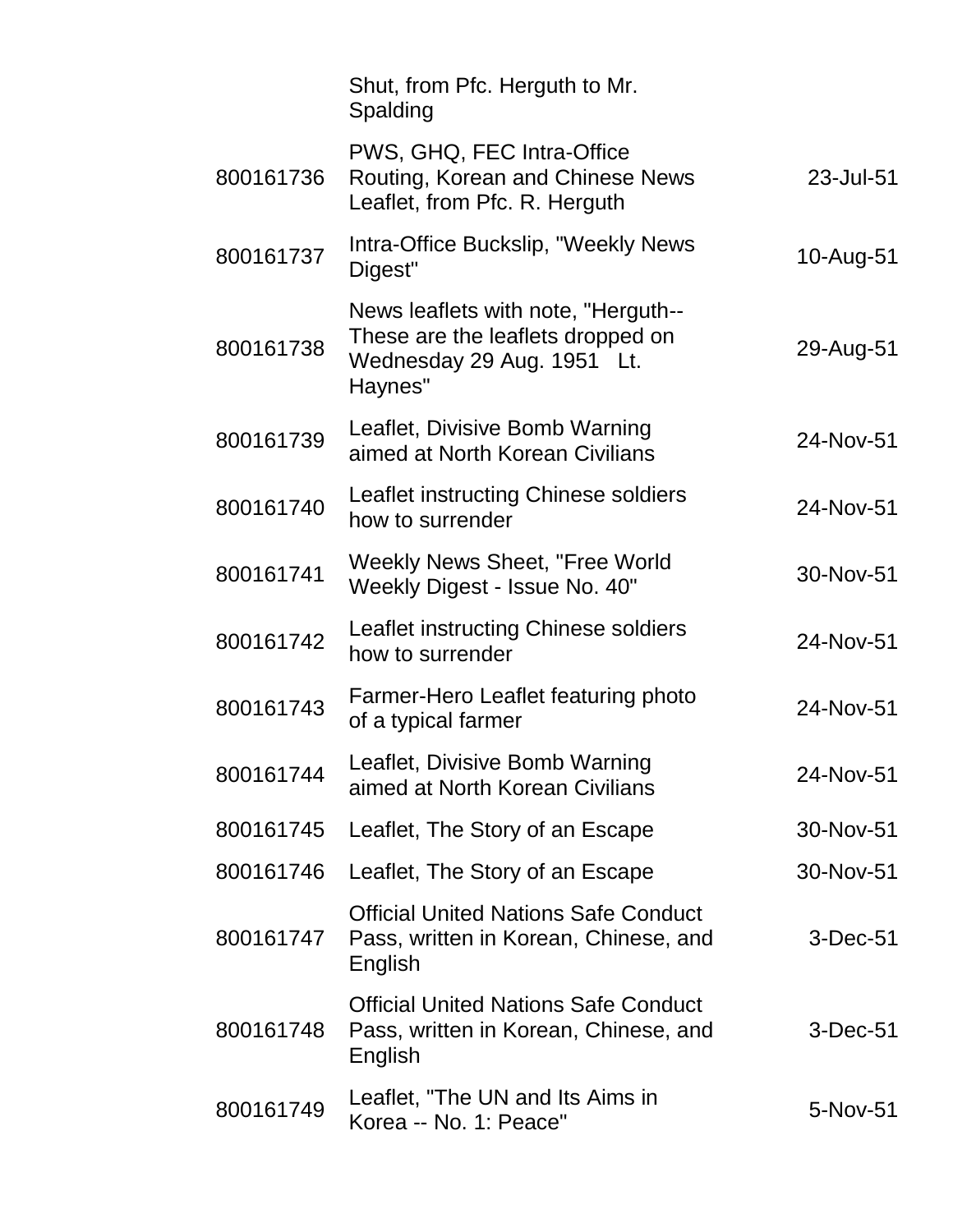| | | |
|---|---|---|
| | Shut, from Pfc. Herguth to Mr. Spalding | |
| 800161736 | PWS, GHQ, FEC Intra-Office Routing, Korean and Chinese News Leaflet, from Pfc. R. Herguth | 23-Jul-51 |
| 800161737 | Intra-Office Buckslip, "Weekly News Digest" | 10-Aug-51 |
| 800161738 | News leaflets with note, "Herguth-- These are the leaflets dropped on Wednesday 29 Aug. 1951 Lt. Haynes" | 29-Aug-51 |
| 800161739 | Leaflet, Divisive Bomb Warning aimed at North Korean Civilians | 24-Nov-51 |
| 800161740 | Leaflet instructing Chinese soldiers how to surrender | 24-Nov-51 |
| 800161741 | Weekly News Sheet, "Free World Weekly Digest - Issue No. 40" | 30-Nov-51 |
| 800161742 | Leaflet instructing Chinese soldiers how to surrender | 24-Nov-51 |
| 800161743 | Farmer-Hero Leaflet featuring photo of a typical farmer | 24-Nov-51 |
| 800161744 | Leaflet, Divisive Bomb Warning aimed at North Korean Civilians | 24-Nov-51 |
| 800161745 | Leaflet, The Story of an Escape | 30-Nov-51 |
| 800161746 | Leaflet, The Story of an Escape | 30-Nov-51 |
| 800161747 | Official United Nations Safe Conduct Pass, written in Korean, Chinese, and English | 3-Dec-51 |
| 800161748 | Official United Nations Safe Conduct Pass, written in Korean, Chinese, and English | 3-Dec-51 |
| 800161749 | Leaflet, "The UN and Its Aims in Korea -- No. 1: Peace" | 5-Nov-51 |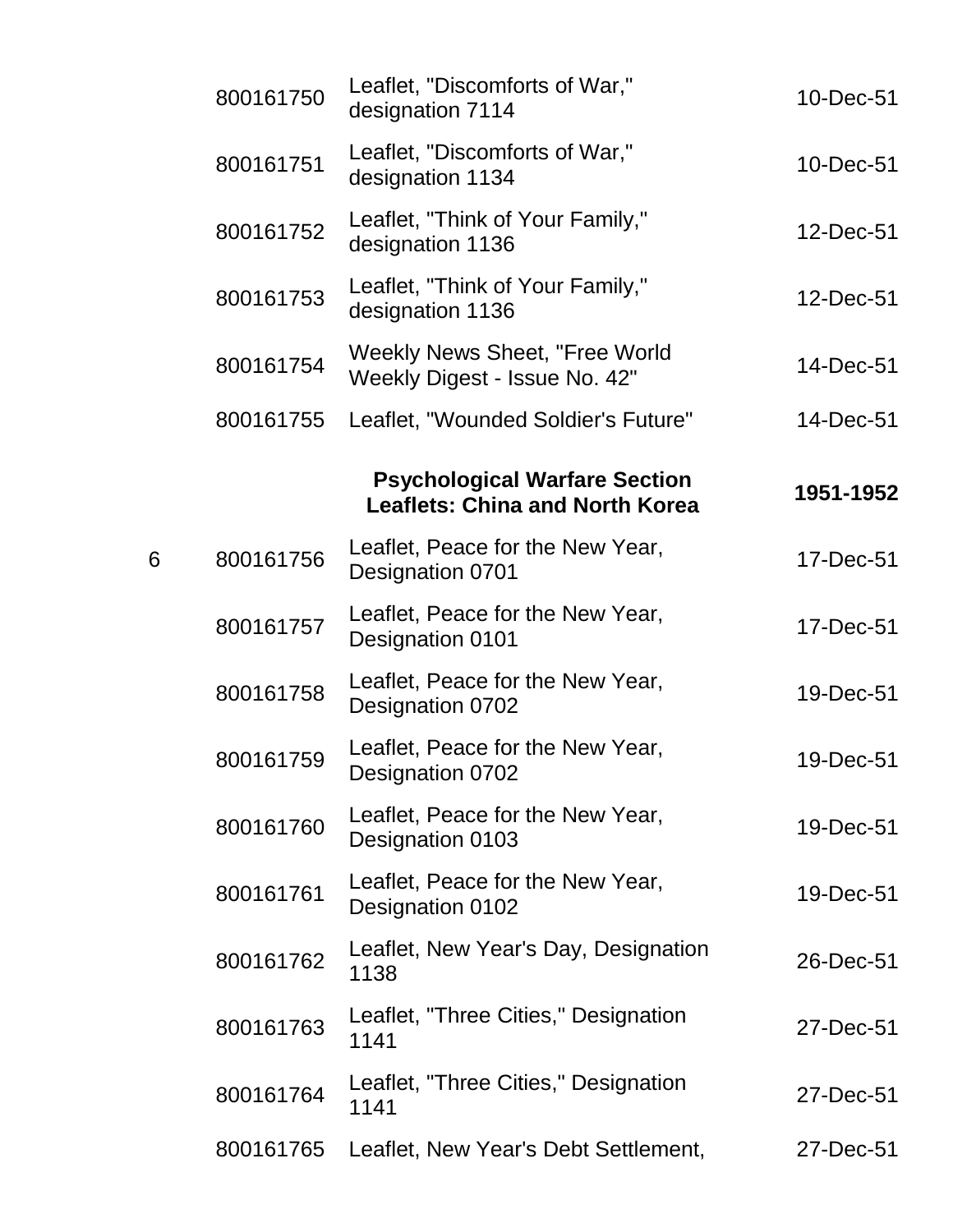| | | | |
|---|---|---|---|
| | 800161750 | Leaflet, "Discomforts of War," designation 7114 | 10-Dec-51 |
| | 800161751 | Leaflet, "Discomforts of War," designation 1134 | 10-Dec-51 |
| | 800161752 | Leaflet, "Think of Your Family," designation 1136 | 12-Dec-51 |
| | 800161753 | Leaflet, "Think of Your Family," designation 1136 | 12-Dec-51 |
| | 800161754 | Weekly News Sheet, "Free World Weekly Digest - Issue No. 42" | 14-Dec-51 |
| | 800161755 | Leaflet, "Wounded Soldier's Future" | 14-Dec-51 |
| | | **Psychological Warfare Section Leaflets: China and North Korea** | **1951-1952** |
| 6 | 800161756 | Leaflet, Peace for the New Year, Designation 0701 | 17-Dec-51 |
| | 800161757 | Leaflet, Peace for the New Year, Designation 0101 | 17-Dec-51 |
| | 800161758 | Leaflet, Peace for the New Year, Designation 0702 | 19-Dec-51 |
| | 800161759 | Leaflet, Peace for the New Year, Designation 0702 | 19-Dec-51 |
| | 800161760 | Leaflet, Peace for the New Year, Designation 0103 | 19-Dec-51 |
| | 800161761 | Leaflet, Peace for the New Year, Designation 0102 | 19-Dec-51 |
| | 800161762 | Leaflet, New Year's Day, Designation 1138 | 26-Dec-51 |
| | 800161763 | Leaflet, "Three Cities," Designation 1141 | 27-Dec-51 |
| | 800161764 | Leaflet, "Three Cities," Designation 1141 | 27-Dec-51 |
| | 800161765 | Leaflet, New Year's Debt Settlement, | 27-Dec-51 |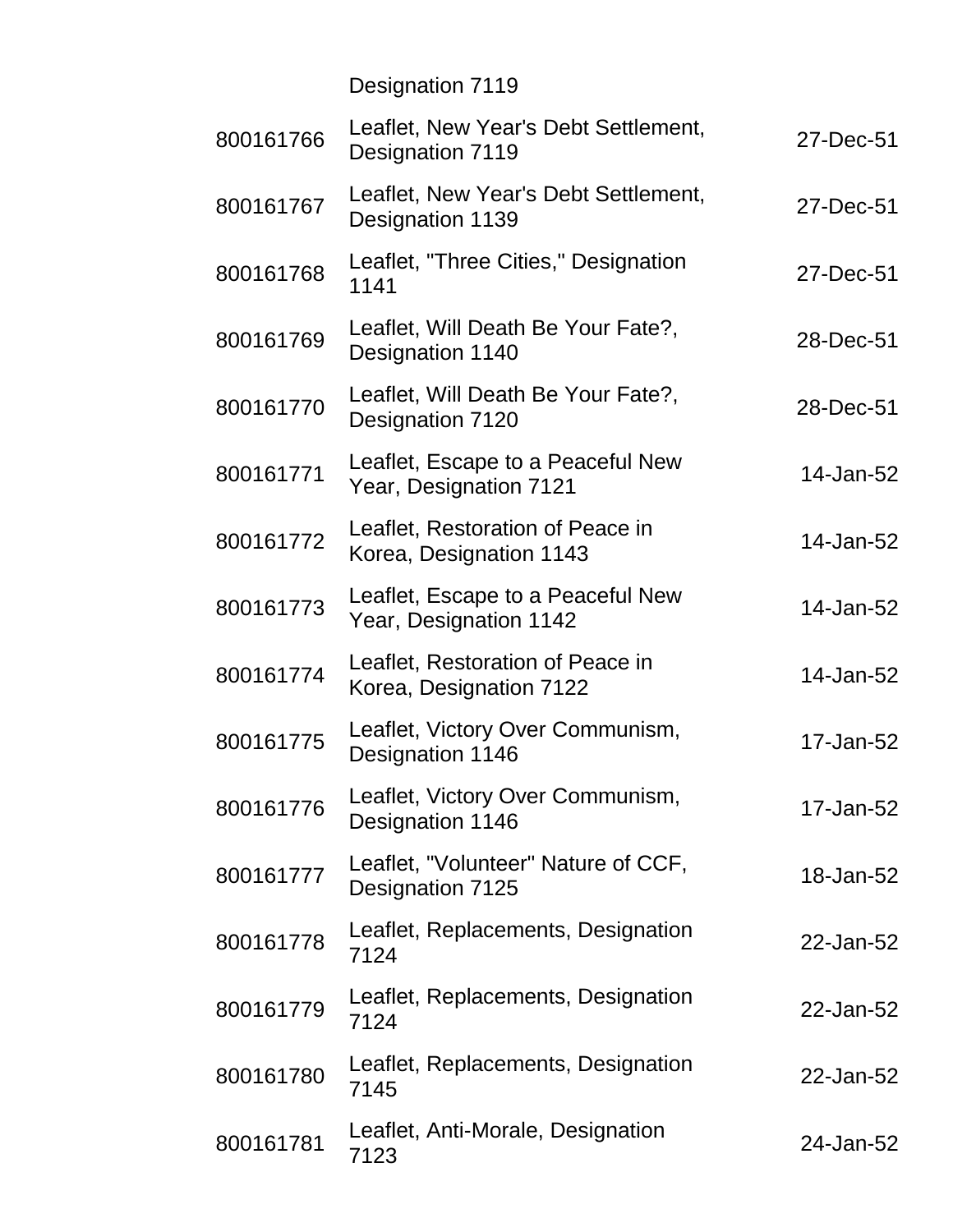| | | |
|---|---|---|
| | Designation 7119 | |
| 800161766 | Leaflet, New Year's Debt Settlement, Designation 7119 | 27-Dec-51 |
| 800161767 | Leaflet, New Year's Debt Settlement, Designation 1139 | 27-Dec-51 |
| 800161768 | Leaflet, "Three Cities," Designation 1141 | 27-Dec-51 |
| 800161769 | Leaflet, Will Death Be Your Fate?, Designation 1140 | 28-Dec-51 |
| 800161770 | Leaflet, Will Death Be Your Fate?, Designation 7120 | 28-Dec-51 |
| 800161771 | Leaflet, Escape to a Peaceful New Year, Designation 7121 | 14-Jan-52 |
| 800161772 | Leaflet, Restoration of Peace in Korea, Designation 1143 | 14-Jan-52 |
| 800161773 | Leaflet, Escape to a Peaceful New Year, Designation 1142 | 14-Jan-52 |
| 800161774 | Leaflet, Restoration of Peace in Korea, Designation 7122 | 14-Jan-52 |
| 800161775 | Leaflet, Victory Over Communism, Designation 1146 | 17-Jan-52 |
| 800161776 | Leaflet, Victory Over Communism, Designation 1146 | 17-Jan-52 |
| 800161777 | Leaflet, "Volunteer" Nature of CCF, Designation 7125 | 18-Jan-52 |
| 800161778 | Leaflet, Replacements, Designation 7124 | 22-Jan-52 |
| 800161779 | Leaflet, Replacements, Designation 7124 | 22-Jan-52 |
| 800161780 | Leaflet, Replacements, Designation 7145 | 22-Jan-52 |
| 800161781 | Leaflet, Anti-Morale, Designation 7123 | 24-Jan-52 |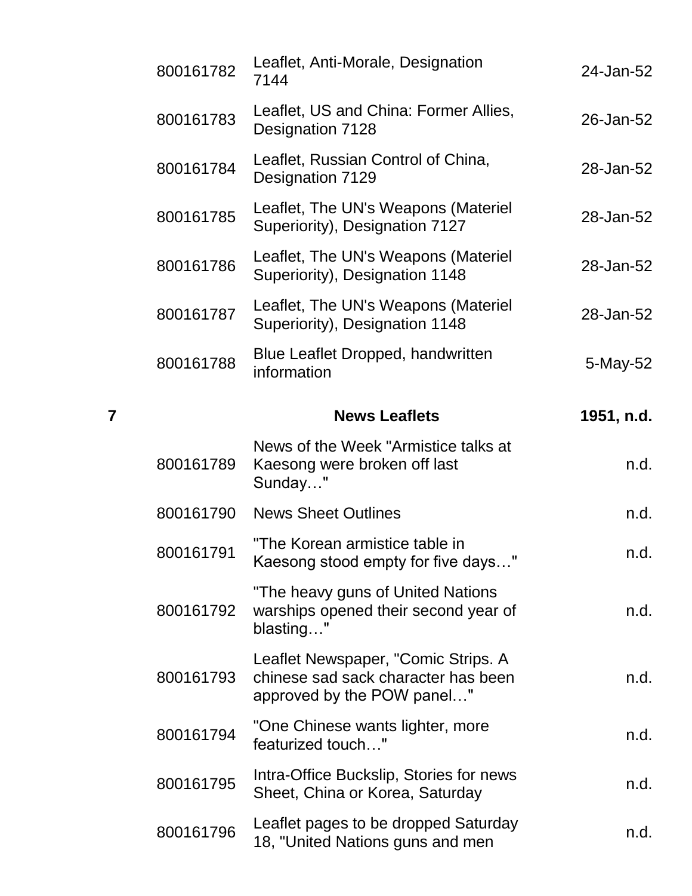| | | | |
|---|---|---|---|
| | 800161782 | Leaflet, Anti-Morale, Designation 7144 | 24-Jan-52 |
| | 800161783 | Leaflet, US and China: Former Allies, Designation 7128 | 26-Jan-52 |
| | 800161784 | Leaflet, Russian Control of China, Designation 7129 | 28-Jan-52 |
| | 800161785 | Leaflet, The UN's Weapons (Materiel Superiority), Designation 7127 | 28-Jan-52 |
| | 800161786 | Leaflet, The UN's Weapons (Materiel Superiority), Designation 1148 | 28-Jan-52 |
| | 800161787 | Leaflet, The UN's Weapons (Materiel Superiority), Designation 1148 | 28-Jan-52 |
| | 800161788 | Blue Leaflet Dropped, handwritten information | 5-May-52 |
| **7** | | **News Leaflets** | **1951, n.d.** |
| | 800161789 | News of the Week "Armistice talks at Kaesong were broken off last Sunday…" | n.d. |
| | 800161790 | News Sheet Outlines | n.d. |
| | 800161791 | "The Korean armistice table in Kaesong stood empty for five days…" | n.d. |
| | 800161792 | "The heavy guns of United Nations warships opened their second year of blasting…" | n.d. |
| | 800161793 | Leaflet Newspaper, "Comic Strips. A chinese sad sack character has been approved by the POW panel…" | n.d. |
| | 800161794 | "One Chinese wants lighter, more featurized touch…" | n.d. |
| | 800161795 | Intra-Office Buckslip, Stories for news Sheet, China or Korea, Saturday | n.d. |
| | 800161796 | Leaflet pages to be dropped Saturday 18, "United Nations guns and men | n.d. |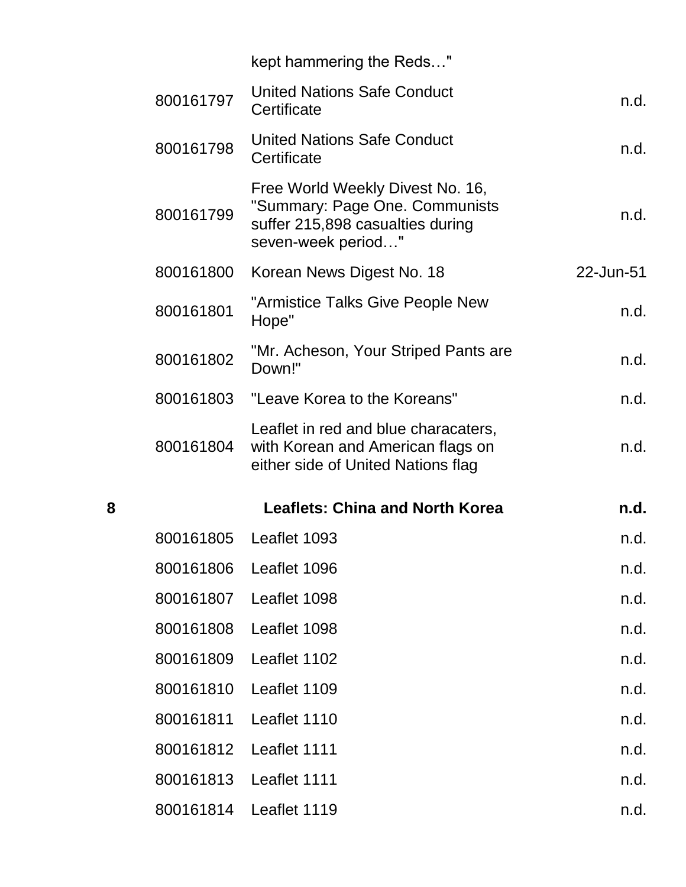| | | | |
|---|---|---|---|
| | | kept hammering the Reds…" | |
| | 800161797 | United Nations Safe Conduct Certificate | n.d. |
| | 800161798 | United Nations Safe Conduct Certificate | n.d. |
| | 800161799 | Free World Weekly Divest No. 16, "Summary: Page One. Communists suffer 215,898 casualties during seven-week period…" | n.d. |
| | 800161800 | Korean News Digest No. 18 | 22-Jun-51 |
| | 800161801 | "Armistice Talks Give People New Hope" | n.d. |
| | 800161802 | "Mr. Acheson, Your Striped Pants are Down!" | n.d. |
| | 800161803 | "Leave Korea to the Koreans" | n.d. |
| | 800161804 | Leaflet in red and blue characaters, with Korean and American flags on either side of United Nations flag | n.d. |
| **8** | | **Leaflets: China and North Korea** | **n.d.** |
| | 800161805 | Leaflet 1093 | n.d. |
| | 800161806 | Leaflet 1096 | n.d. |
| | 800161807 | Leaflet 1098 | n.d. |
| | 800161808 | Leaflet 1098 | n.d. |
| | 800161809 | Leaflet 1102 | n.d. |
| | 800161810 | Leaflet 1109 | n.d. |
| | 800161811 | Leaflet 1110 | n.d. |
| | 800161812 | Leaflet 1111 | n.d. |
| | 800161813 | Leaflet 1111 | n.d. |
| | 800161814 | Leaflet 1119 | n.d. |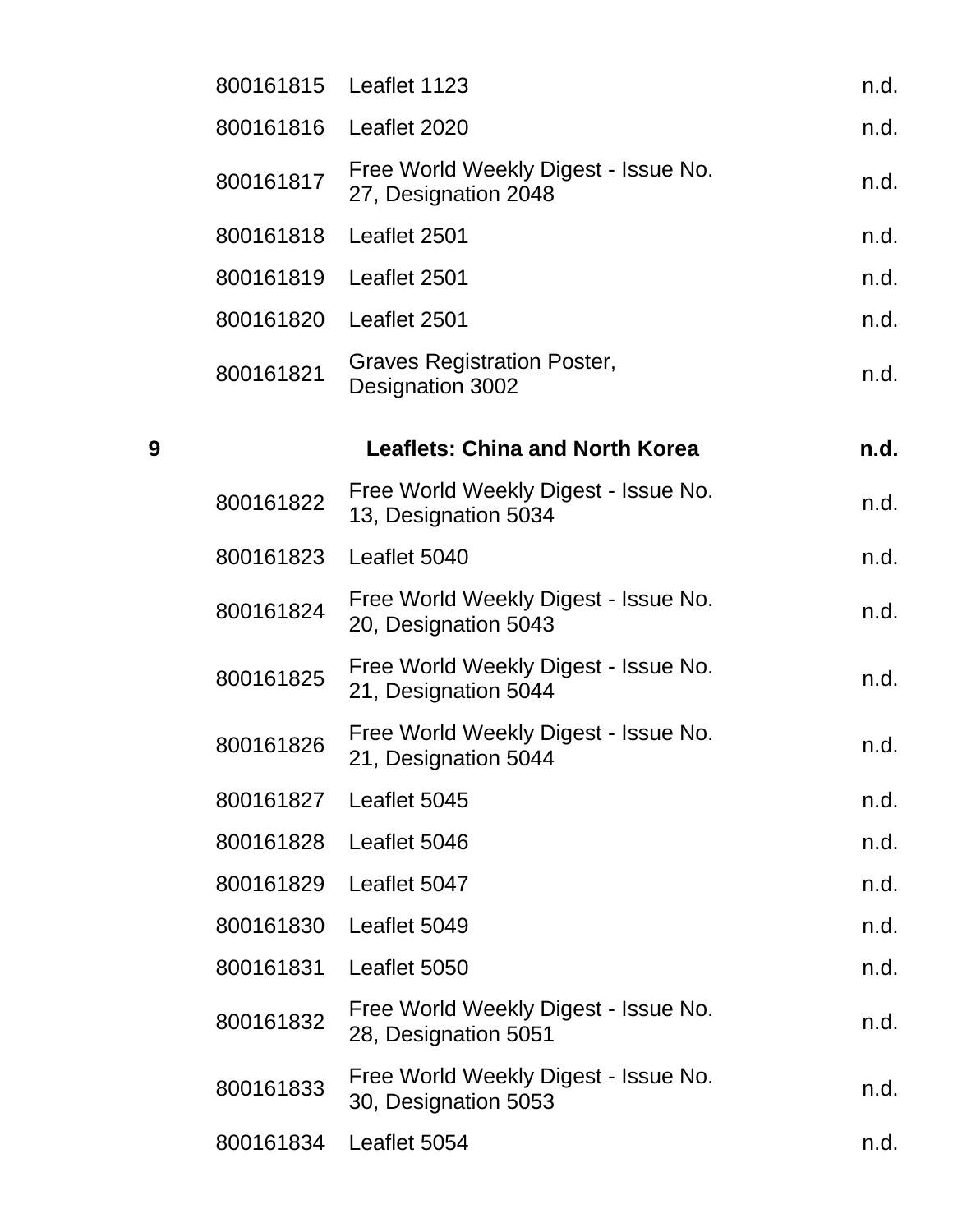| | | | |
|---|---|---|---|
| | 800161815 | Leaflet 1123 | n.d. |
| | 800161816 | Leaflet 2020 | n.d. |
| | 800161817 | Free World Weekly Digest - Issue No. 27, Designation 2048 | n.d. |
| | 800161818 | Leaflet 2501 | n.d. |
| | 800161819 | Leaflet 2501 | n.d. |
| | 800161820 | Leaflet 2501 | n.d. |
| | 800161821 | Graves Registration Poster, Designation 3002 | n.d. |
| **9** | | **Leaflets: China and North Korea** | **n.d.** |
| | 800161822 | Free World Weekly Digest - Issue No. 13, Designation 5034 | n.d. |
| | 800161823 | Leaflet 5040 | n.d. |
| | 800161824 | Free World Weekly Digest - Issue No. 20, Designation 5043 | n.d. |
| | 800161825 | Free World Weekly Digest - Issue No. 21, Designation 5044 | n.d. |
| | 800161826 | Free World Weekly Digest - Issue No. 21, Designation 5044 | n.d. |
| | 800161827 | Leaflet 5045 | n.d. |
| | 800161828 | Leaflet 5046 | n.d. |
| | 800161829 | Leaflet 5047 | n.d. |
| | 800161830 | Leaflet 5049 | n.d. |
| | 800161831 | Leaflet 5050 | n.d. |
| | 800161832 | Free World Weekly Digest - Issue No. 28, Designation 5051 | n.d. |
| | 800161833 | Free World Weekly Digest - Issue No. 30, Designation 5053 | n.d. |
| | 800161834 | Leaflet 5054 | n.d. |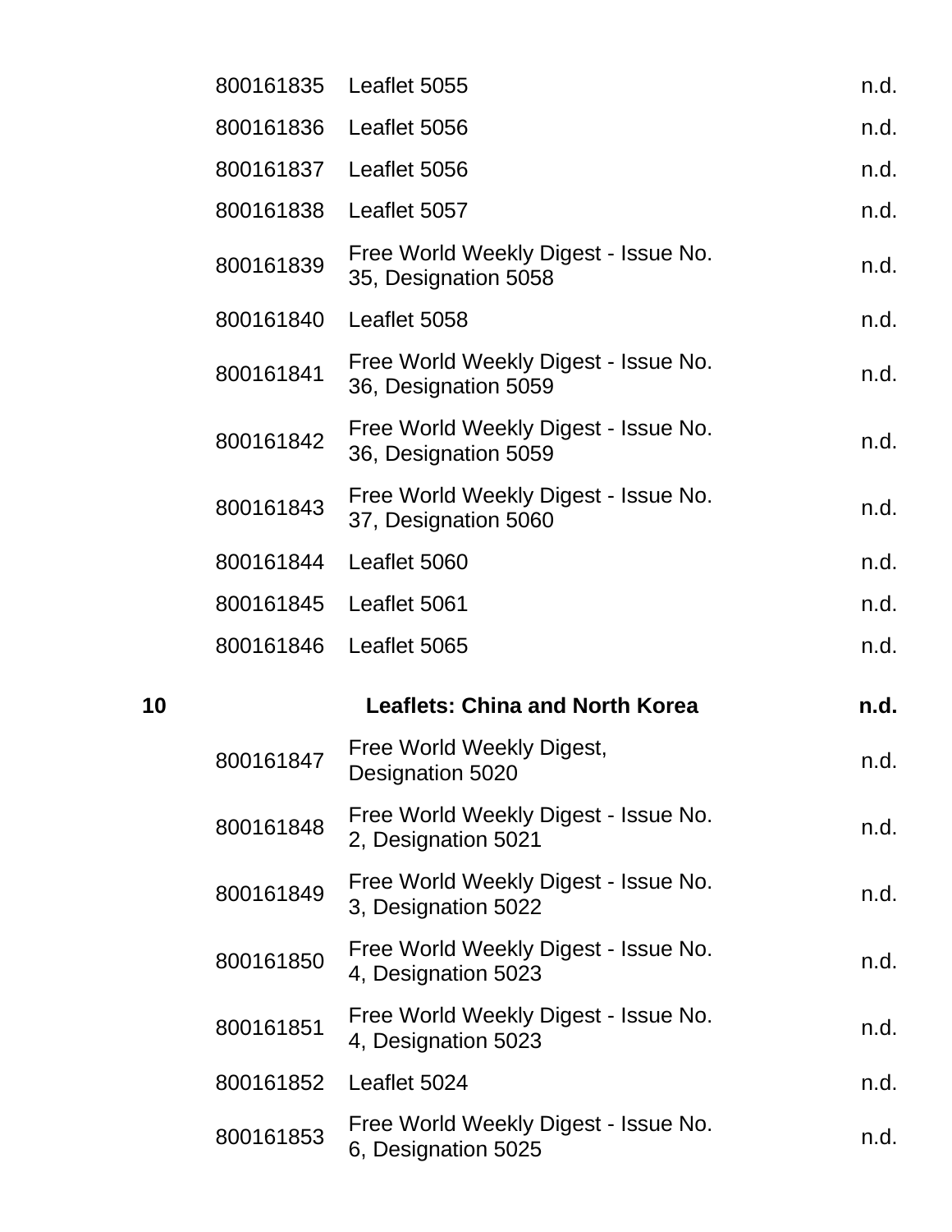| | | | |
|---|---|---|---|
| | 800161835 | Leaflet 5055 | n.d. |
| | 800161836 | Leaflet 5056 | n.d. |
| | 800161837 | Leaflet 5056 | n.d. |
| | 800161838 | Leaflet 5057 | n.d. |
| | 800161839 | Free World Weekly Digest - Issue No. 35, Designation 5058 | n.d. |
| | 800161840 | Leaflet 5058 | n.d. |
| | 800161841 | Free World Weekly Digest - Issue No. 36, Designation 5059 | n.d. |
| | 800161842 | Free World Weekly Digest - Issue No. 36, Designation 5059 | n.d. |
| | 800161843 | Free World Weekly Digest - Issue No. 37, Designation 5060 | n.d. |
| | 800161844 | Leaflet 5060 | n.d. |
| | 800161845 | Leaflet 5061 | n.d. |
| | 800161846 | Leaflet 5065 | n.d. |
| **10** | | **Leaflets: China and North Korea** | **n.d.** |
| | 800161847 | Free World Weekly Digest, Designation 5020 | n.d. |
| | 800161848 | Free World Weekly Digest - Issue No. 2, Designation 5021 | n.d. |
| | 800161849 | Free World Weekly Digest - Issue No. 3, Designation 5022 | n.d. |
| | 800161850 | Free World Weekly Digest - Issue No. 4, Designation 5023 | n.d. |
| | 800161851 | Free World Weekly Digest - Issue No. 4, Designation 5023 | n.d. |
| | 800161852 | Leaflet 5024 | n.d. |
| | 800161853 | Free World Weekly Digest - Issue No. 6, Designation 5025 | n.d. |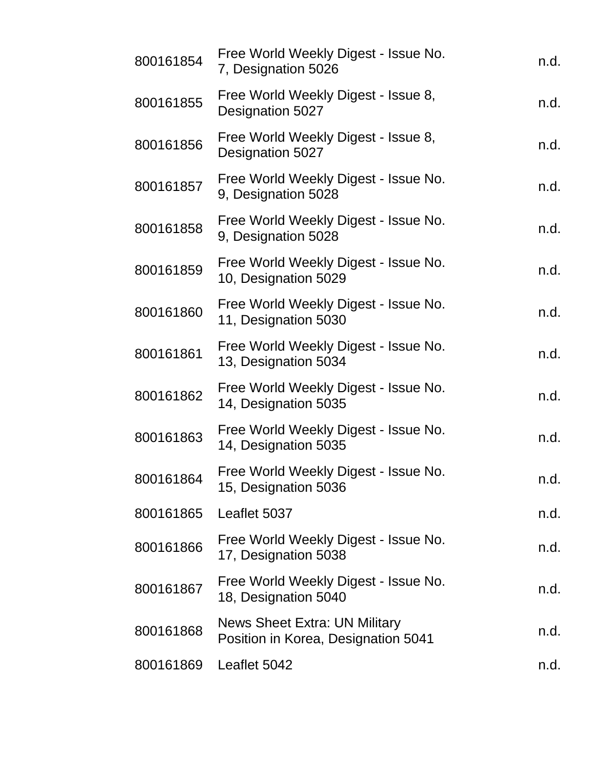| | | |
|---|---|---|
| 800161854 | Free World Weekly Digest - Issue No. 7, Designation 5026 | n.d. |
| 800161855 | Free World Weekly Digest - Issue 8, Designation 5027 | n.d. |
| 800161856 | Free World Weekly Digest - Issue 8, Designation 5027 | n.d. |
| 800161857 | Free World Weekly Digest - Issue No. 9, Designation 5028 | n.d. |
| 800161858 | Free World Weekly Digest - Issue No. 9, Designation 5028 | n.d. |
| 800161859 | Free World Weekly Digest - Issue No. 10, Designation 5029 | n.d. |
| 800161860 | Free World Weekly Digest - Issue No. 11, Designation 5030 | n.d. |
| 800161861 | Free World Weekly Digest - Issue No. 13, Designation 5034 | n.d. |
| 800161862 | Free World Weekly Digest - Issue No. 14, Designation 5035 | n.d. |
| 800161863 | Free World Weekly Digest - Issue No. 14, Designation 5035 | n.d. |
| 800161864 | Free World Weekly Digest - Issue No. 15, Designation 5036 | n.d. |
| 800161865 | Leaflet 5037 | n.d. |
| 800161866 | Free World Weekly Digest - Issue No. 17, Designation 5038 | n.d. |
| 800161867 | Free World Weekly Digest - Issue No. 18, Designation 5040 | n.d. |
| 800161868 | News Sheet Extra: UN Military Position in Korea, Designation 5041 | n.d. |
| 800161869 | Leaflet 5042 | n.d. |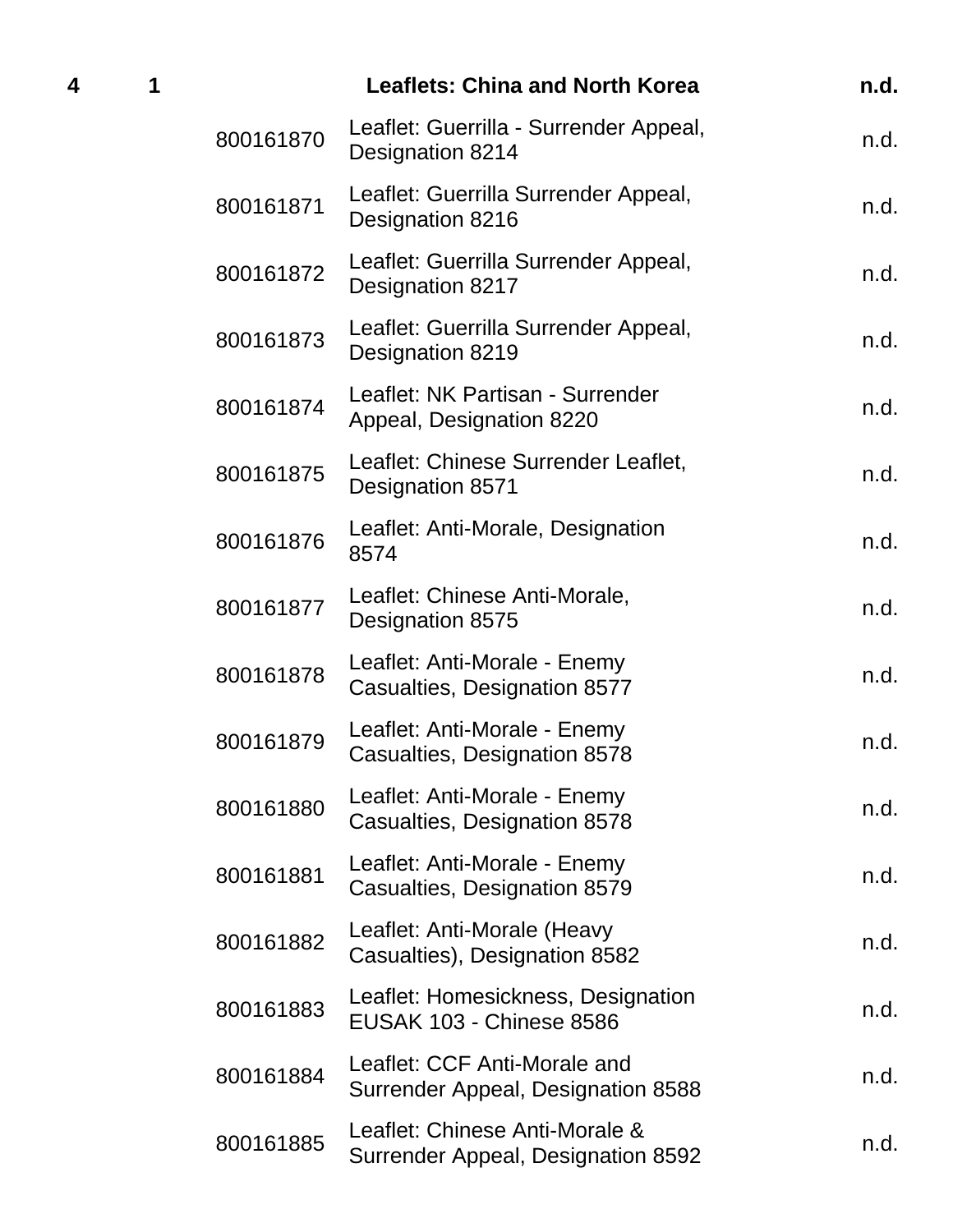| Box | Folder | ID | Title | Date |
|---|---|---|---|---|
| **4** | **1** | | **Leaflets: China and North Korea** | **n.d.** |
| | | 800161870 | Leaflet: Guerrilla - Surrender Appeal, Designation 8214 | n.d. |
| | | 800161871 | Leaflet: Guerrilla Surrender Appeal, Designation 8216 | n.d. |
| | | 800161872 | Leaflet: Guerrilla Surrender Appeal, Designation 8217 | n.d. |
| | | 800161873 | Leaflet: Guerrilla Surrender Appeal, Designation 8219 | n.d. |
| | | 800161874 | Leaflet: NK Partisan - Surrender Appeal, Designation 8220 | n.d. |
| | | 800161875 | Leaflet: Chinese Surrender Leaflet, Designation 8571 | n.d. |
| | | 800161876 | Leaflet: Anti-Morale, Designation 8574 | n.d. |
| | | 800161877 | Leaflet: Chinese Anti-Morale, Designation 8575 | n.d. |
| | | 800161878 | Leaflet: Anti-Morale - Enemy Casualties, Designation 8577 | n.d. |
| | | 800161879 | Leaflet: Anti-Morale - Enemy Casualties, Designation 8578 | n.d. |
| | | 800161880 | Leaflet: Anti-Morale - Enemy Casualties, Designation 8578 | n.d. |
| | | 800161881 | Leaflet: Anti-Morale - Enemy Casualties, Designation 8579 | n.d. |
| | | 800161882 | Leaflet: Anti-Morale (Heavy Casualties), Designation 8582 | n.d. |
| | | 800161883 | Leaflet: Homesickness, Designation EUSAK 103 - Chinese 8586 | n.d. |
| | | 800161884 | Leaflet: CCF Anti-Morale and Surrender Appeal, Designation 8588 | n.d. |
| | | 800161885 | Leaflet: Chinese Anti-Morale & Surrender Appeal, Designation 8592 | n.d. |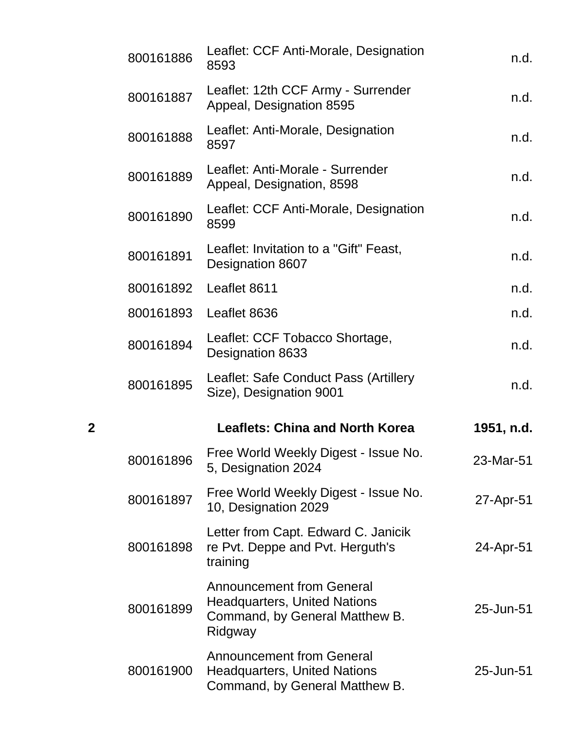| | | | |
|---|---|---|---|
| | 800161886 | Leaflet: CCF Anti-Morale, Designation 8593 | n.d. |
| | 800161887 | Leaflet: 12th CCF Army - Surrender Appeal, Designation 8595 | n.d. |
| | 800161888 | Leaflet: Anti-Morale, Designation 8597 | n.d. |
| | 800161889 | Leaflet: Anti-Morale - Surrender Appeal, Designation, 8598 | n.d. |
| | 800161890 | Leaflet: CCF Anti-Morale, Designation 8599 | n.d. |
| | 800161891 | Leaflet: Invitation to a "Gift" Feast, Designation 8607 | n.d. |
| | 800161892 | Leaflet 8611 | n.d. |
| | 800161893 | Leaflet 8636 | n.d. |
| | 800161894 | Leaflet: CCF Tobacco Shortage, Designation 8633 | n.d. |
| | 800161895 | Leaflet: Safe Conduct Pass (Artillery Size), Designation 9001 | n.d. |
| **2** | | **Leaflets: China and North Korea** | **1951, n.d.** |
| | 800161896 | Free World Weekly Digest - Issue No. 5, Designation 2024 | 23-Mar-51 |
| | 800161897 | Free World Weekly Digest - Issue No. 10, Designation 2029 | 27-Apr-51 |
| | 800161898 | Letter from Capt. Edward C. Janicik re Pvt. Deppe and Pvt. Herguth's training | 24-Apr-51 |
| | 800161899 | Announcement from General Headquarters, United Nations Command, by General Matthew B. Ridgway | 25-Jun-51 |
| | 800161900 | Announcement from General Headquarters, United Nations Command, by General Matthew B. | 25-Jun-51 |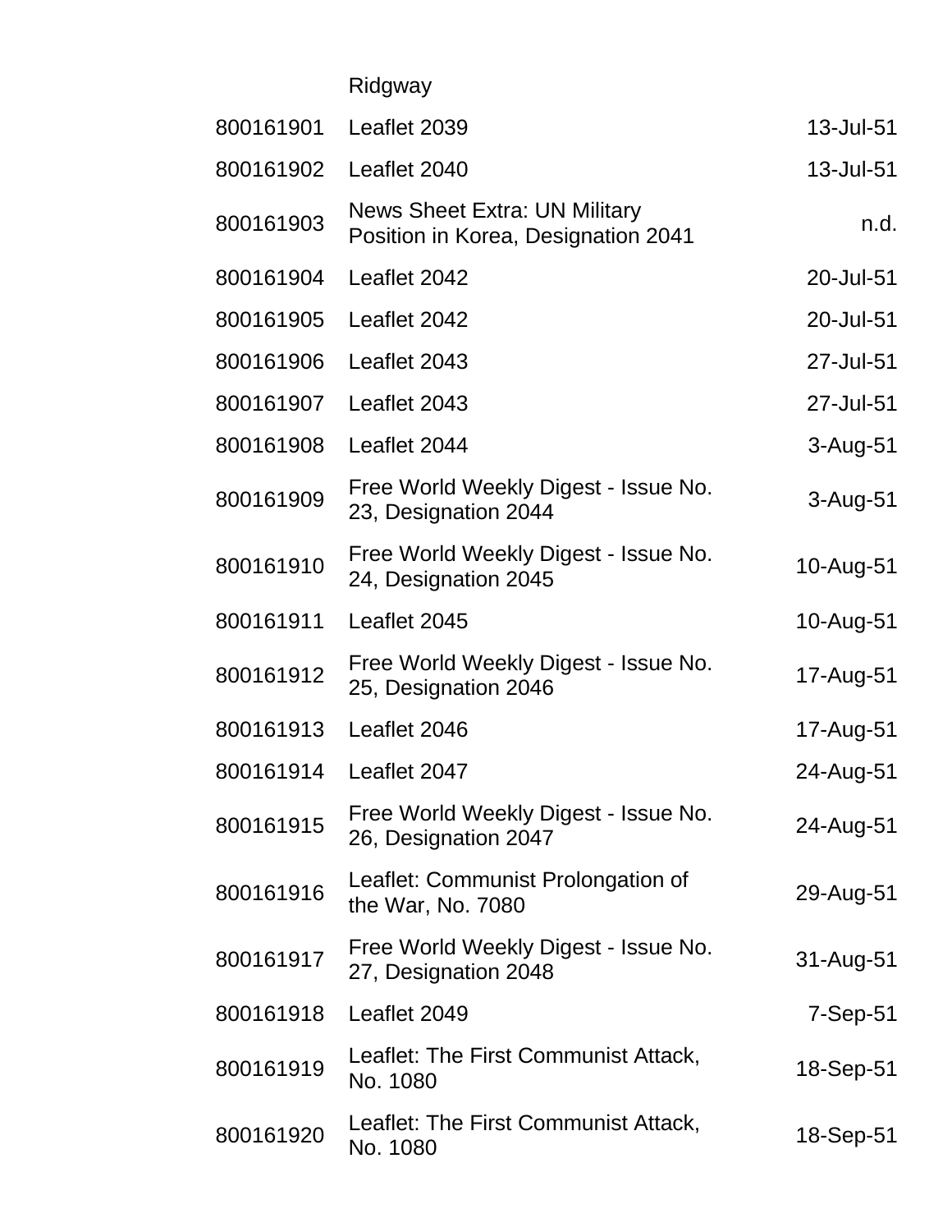| | | |
|---|---|---|
| | Ridgway | |
| 800161901 | Leaflet 2039 | 13-Jul-51 |
| 800161902 | Leaflet 2040 | 13-Jul-51 |
| 800161903 | News Sheet Extra: UN Military Position in Korea, Designation 2041 | n.d. |
| 800161904 | Leaflet 2042 | 20-Jul-51 |
| 800161905 | Leaflet 2042 | 20-Jul-51 |
| 800161906 | Leaflet 2043 | 27-Jul-51 |
| 800161907 | Leaflet 2043 | 27-Jul-51 |
| 800161908 | Leaflet 2044 | 3-Aug-51 |
| 800161909 | Free World Weekly Digest - Issue No. 23, Designation 2044 | 3-Aug-51 |
| 800161910 | Free World Weekly Digest - Issue No. 24, Designation 2045 | 10-Aug-51 |
| 800161911 | Leaflet 2045 | 10-Aug-51 |
| 800161912 | Free World Weekly Digest - Issue No. 25, Designation 2046 | 17-Aug-51 |
| 800161913 | Leaflet 2046 | 17-Aug-51 |
| 800161914 | Leaflet 2047 | 24-Aug-51 |
| 800161915 | Free World Weekly Digest - Issue No. 26, Designation 2047 | 24-Aug-51 |
| 800161916 | Leaflet: Communist Prolongation of the War, No. 7080 | 29-Aug-51 |
| 800161917 | Free World Weekly Digest - Issue No. 27, Designation 2048 | 31-Aug-51 |
| 800161918 | Leaflet 2049 | 7-Sep-51 |
| 800161919 | Leaflet: The First Communist Attack, No. 1080 | 18-Sep-51 |
| 800161920 | Leaflet: The First Communist Attack, No. 1080 | 18-Sep-51 |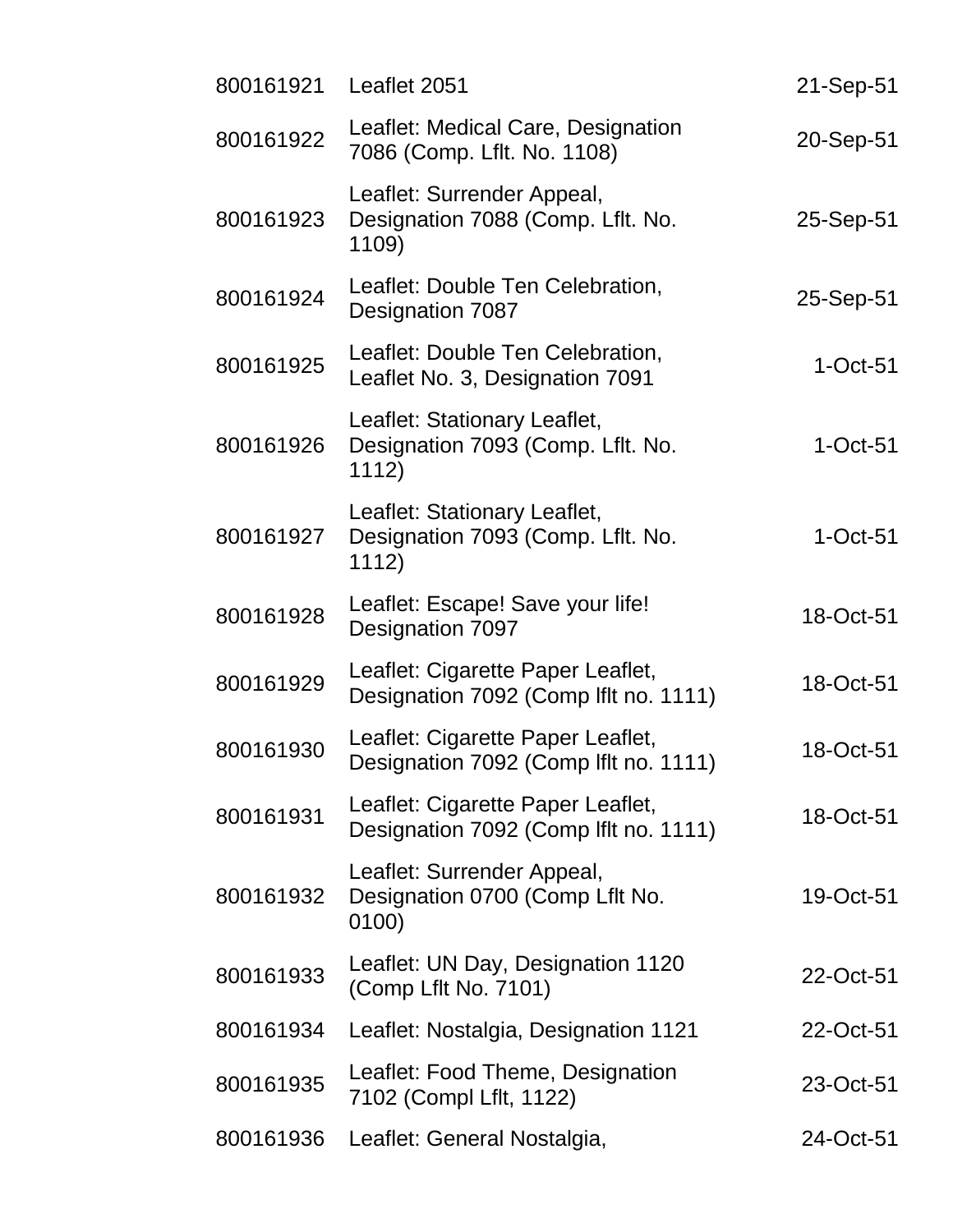| | | |
|---|---|---|
| 800161921 | Leaflet 2051 | 21-Sep-51 |
| 800161922 | Leaflet: Medical Care, Designation 7086 (Comp. Lflt. No. 1108) | 20-Sep-51 |
| 800161923 | Leaflet: Surrender Appeal, Designation 7088 (Comp. Lflt. No. 1109) | 25-Sep-51 |
| 800161924 | Leaflet: Double Ten Celebration, Designation 7087 | 25-Sep-51 |
| 800161925 | Leaflet: Double Ten Celebration, Leaflet No. 3, Designation 7091 | 1-Oct-51 |
| 800161926 | Leaflet: Stationary Leaflet, Designation 7093 (Comp. Lflt. No. 1112) | 1-Oct-51 |
| 800161927 | Leaflet: Stationary Leaflet, Designation 7093 (Comp. Lflt. No. 1112) | 1-Oct-51 |
| 800161928 | Leaflet: Escape! Save your life! Designation 7097 | 18-Oct-51 |
| 800161929 | Leaflet: Cigarette Paper Leaflet, Designation 7092 (Comp lflt no. 1111) | 18-Oct-51 |
| 800161930 | Leaflet: Cigarette Paper Leaflet, Designation 7092 (Comp lflt no. 1111) | 18-Oct-51 |
| 800161931 | Leaflet: Cigarette Paper Leaflet, Designation 7092 (Comp lflt no. 1111) | 18-Oct-51 |
| 800161932 | Leaflet: Surrender Appeal, Designation 0700 (Comp Lflt No. 0100) | 19-Oct-51 |
| 800161933 | Leaflet: UN Day, Designation 1120 (Comp Lflt No. 7101) | 22-Oct-51 |
| 800161934 | Leaflet: Nostalgia, Designation 1121 | 22-Oct-51 |
| 800161935 | Leaflet: Food Theme, Designation 7102 (Compl Lflt, 1122) | 23-Oct-51 |
| 800161936 | Leaflet: General Nostalgia, | 24-Oct-51 |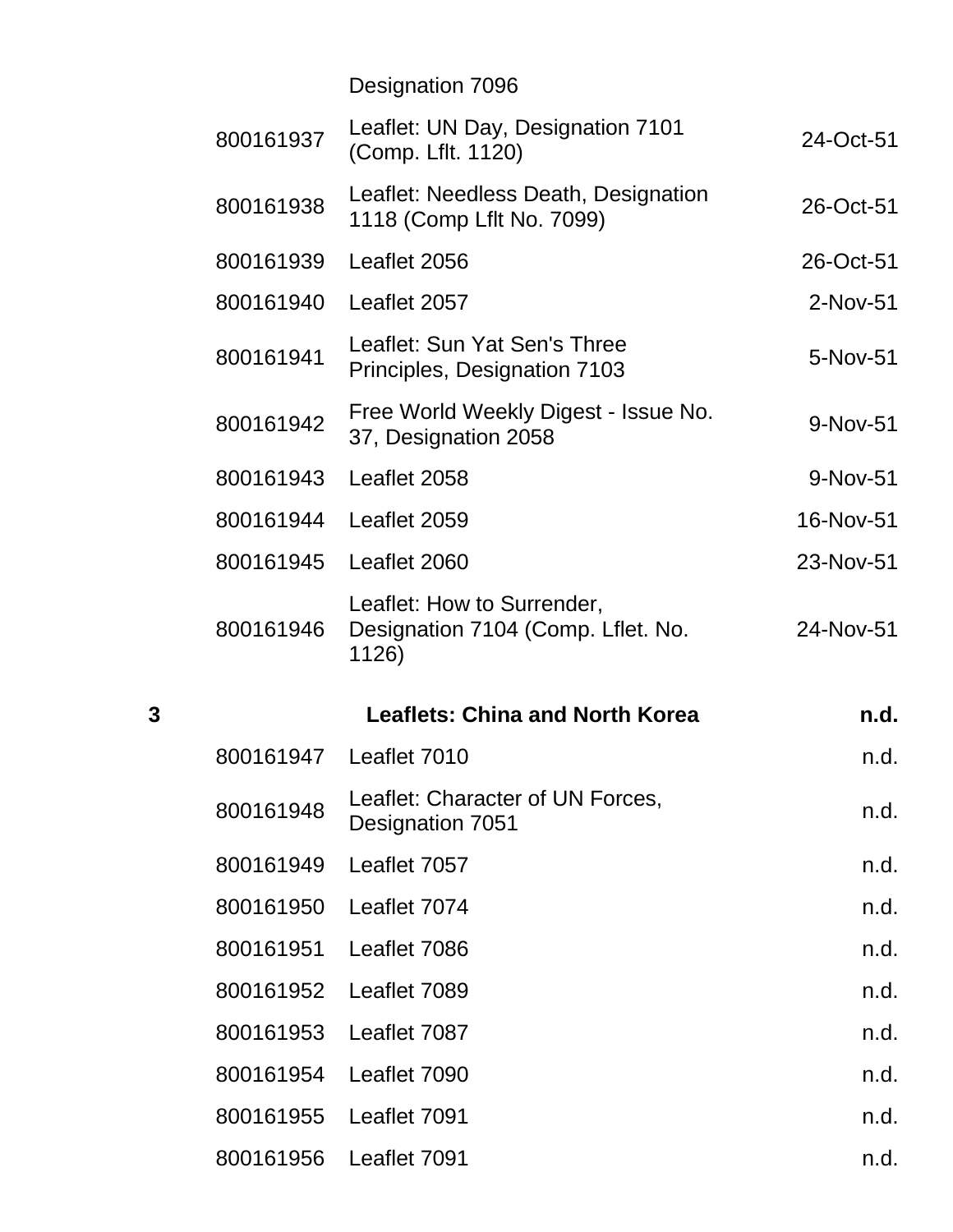| | | Designation 7096 | |
|---|---|---|---|
| | 800161937 | Leaflet: UN Day, Designation 7101 (Comp. Lflt. 1120) | 24-Oct-51 |
| | 800161938 | Leaflet: Needless Death, Designation 1118 (Comp Lflt No. 7099) | 26-Oct-51 |
| | 800161939 | Leaflet 2056 | 26-Oct-51 |
| | 800161940 | Leaflet 2057 | 2-Nov-51 |
| | 800161941 | Leaflet: Sun Yat Sen's Three Principles, Designation 7103 | 5-Nov-51 |
| | 800161942 | Free World Weekly Digest - Issue No. 37, Designation 2058 | 9-Nov-51 |
| | 800161943 | Leaflet 2058 | 9-Nov-51 |
| | 800161944 | Leaflet 2059 | 16-Nov-51 |
| | 800161945 | Leaflet 2060 | 23-Nov-51 |
| | 800161946 | Leaflet: How to Surrender, Designation 7104 (Comp. Lflet. No. 1126) | 24-Nov-51 |
| **3** | | **Leaflets: China and North Korea** | **n.d.** |
| | 800161947 | Leaflet 7010 | n.d. |
| | 800161948 | Leaflet: Character of UN Forces, Designation 7051 | n.d. |
| | 800161949 | Leaflet 7057 | n.d. |
| | 800161950 | Leaflet 7074 | n.d. |
| | 800161951 | Leaflet 7086 | n.d. |
| | 800161952 | Leaflet 7089 | n.d. |
| | 800161953 | Leaflet 7087 | n.d. |
| | 800161954 | Leaflet 7090 | n.d. |
| | 800161955 | Leaflet 7091 | n.d. |
| | 800161956 | Leaflet 7091 | n.d. |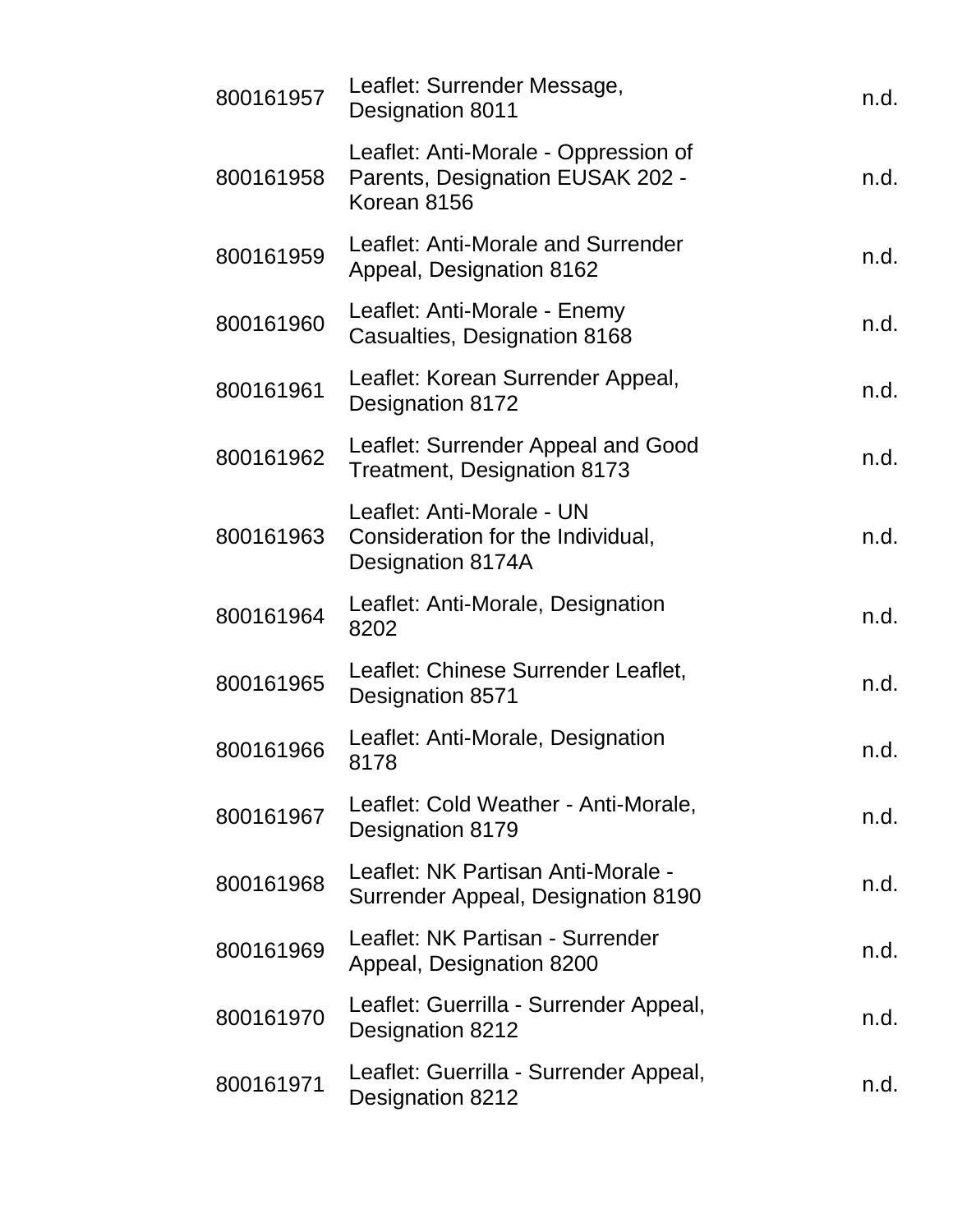| | | |
|---|---|---|
| 800161957 | Leaflet: Surrender Message, Designation 8011 | n.d. |
| 800161958 | Leaflet: Anti-Morale - Oppression of Parents, Designation EUSAK 202 - Korean 8156 | n.d. |
| 800161959 | Leaflet: Anti-Morale and Surrender Appeal, Designation 8162 | n.d. |
| 800161960 | Leaflet: Anti-Morale - Enemy Casualties, Designation 8168 | n.d. |
| 800161961 | Leaflet: Korean Surrender Appeal, Designation 8172 | n.d. |
| 800161962 | Leaflet: Surrender Appeal and Good Treatment, Designation 8173 | n.d. |
| 800161963 | Leaflet: Anti-Morale - UN Consideration for the Individual, Designation 8174A | n.d. |
| 800161964 | Leaflet: Anti-Morale, Designation 8202 | n.d. |
| 800161965 | Leaflet: Chinese Surrender Leaflet, Designation 8571 | n.d. |
| 800161966 | Leaflet: Anti-Morale, Designation 8178 | n.d. |
| 800161967 | Leaflet: Cold Weather - Anti-Morale, Designation 8179 | n.d. |
| 800161968 | Leaflet: NK Partisan Anti-Morale - Surrender Appeal, Designation 8190 | n.d. |
| 800161969 | Leaflet: NK Partisan - Surrender Appeal, Designation 8200 | n.d. |
| 800161970 | Leaflet: Guerrilla - Surrender Appeal, Designation 8212 | n.d. |
| 800161971 | Leaflet: Guerrilla - Surrender Appeal, Designation 8212 | n.d. |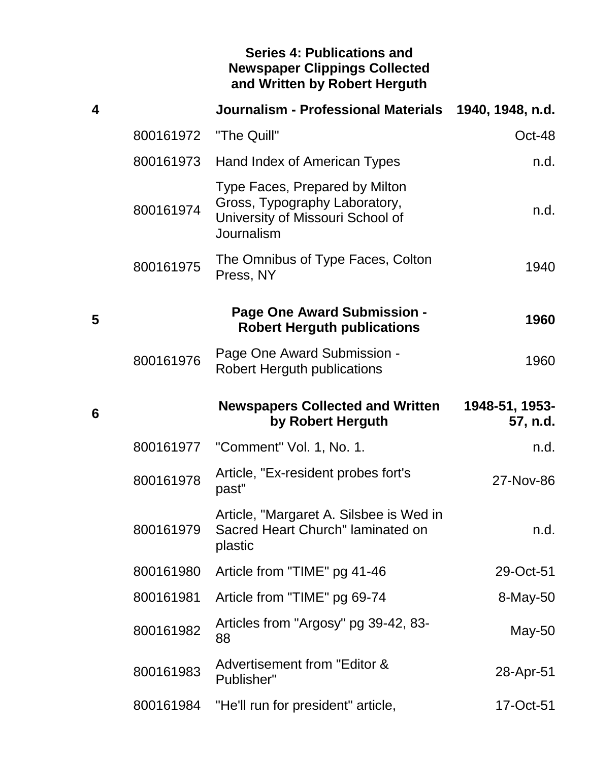### Series 4: Publications and Newspaper Clippings Collected and Written by Robert Herguth

| Box | Item ID | Title | Date |
|---|---|---|---|
| **4** | | **Journalism - Professional Materials** | **1940, 1948, n.d.** |
| | 800161972 | "The Quill" | Oct-48 |
| | 800161973 | Hand Index of American Types | n.d. |
| | 800161974 | Type Faces, Prepared by Milton Gross, Typography Laboratory, University of Missouri School of Journalism | n.d. |
| | 800161975 | The Omnibus of Type Faces, Colton Press, NY | 1940 |
| **5** | | **Page One Award Submission - Robert Herguth publications** | **1960** |
| | 800161976 | Page One Award Submission - Robert Herguth publications | 1960 |
| **6** | | **Newspapers Collected and Written by Robert Herguth** | **1948-51, 1953-57, n.d.** |
| | 800161977 | "Comment" Vol. 1, No. 1. | n.d. |
| | 800161978 | Article, "Ex-resident probes fort's past" | 27-Nov-86 |
| | 800161979 | Article, "Margaret A. Silsbee is Wed in Sacred Heart Church" laminated on plastic | n.d. |
| | 800161980 | Article from "TIME" pg 41-46 | 29-Oct-51 |
| | 800161981 | Article from "TIME" pg 69-74 | 8-May-50 |
| | 800161982 | Articles from "Argosy" pg 39-42, 83-88 | May-50 |
| | 800161983 | Advertisement from "Editor & Publisher" | 28-Apr-51 |
| | 800161984 | "He'll run for president" article, | 17-Oct-51 |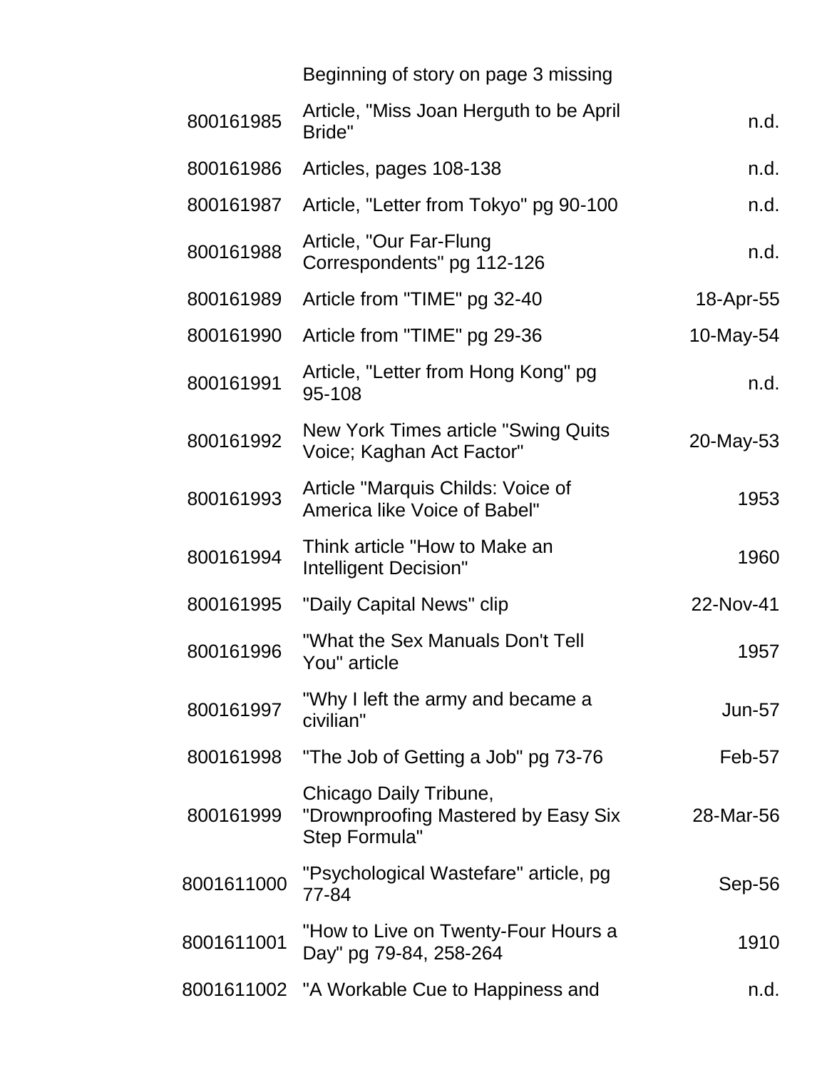| | | |
|---|---|---|
| | Beginning of story on page 3 missing | |
| 800161985 | Article, "Miss Joan Herguth to be April Bride" | n.d. |
| 800161986 | Articles, pages 108-138 | n.d. |
| 800161987 | Article, "Letter from Tokyo" pg 90-100 | n.d. |
| 800161988 | Article, "Our Far-Flung Correspondents" pg 112-126 | n.d. |
| 800161989 | Article from "TIME" pg 32-40 | 18-Apr-55 |
| 800161990 | Article from "TIME" pg 29-36 | 10-May-54 |
| 800161991 | Article, "Letter from Hong Kong" pg 95-108 | n.d. |
| 800161992 | New York Times article "Swing Quits Voice; Kaghan Act Factor" | 20-May-53 |
| 800161993 | Article "Marquis Childs: Voice of America like Voice of Babel" | 1953 |
| 800161994 | Think article "How to Make an Intelligent Decision" | 1960 |
| 800161995 | "Daily Capital News" clip | 22-Nov-41 |
| 800161996 | "What the Sex Manuals Don't Tell You" article | 1957 |
| 800161997 | "Why I left the army and became a civilian" | Jun-57 |
| 800161998 | "The Job of Getting a Job" pg 73-76 | Feb-57 |
| 800161999 | Chicago Daily Tribune, "Drownproofing Mastered by Easy Six Step Formula" | 28-Mar-56 |
| 8001611000 | "Psychological Wastefare" article, pg 77-84 | Sep-56 |
| 8001611001 | "How to Live on Twenty-Four Hours a Day" pg 79-84, 258-264 | 1910 |
| 8001611002 | "A Workable Cue to Happiness and | n.d. |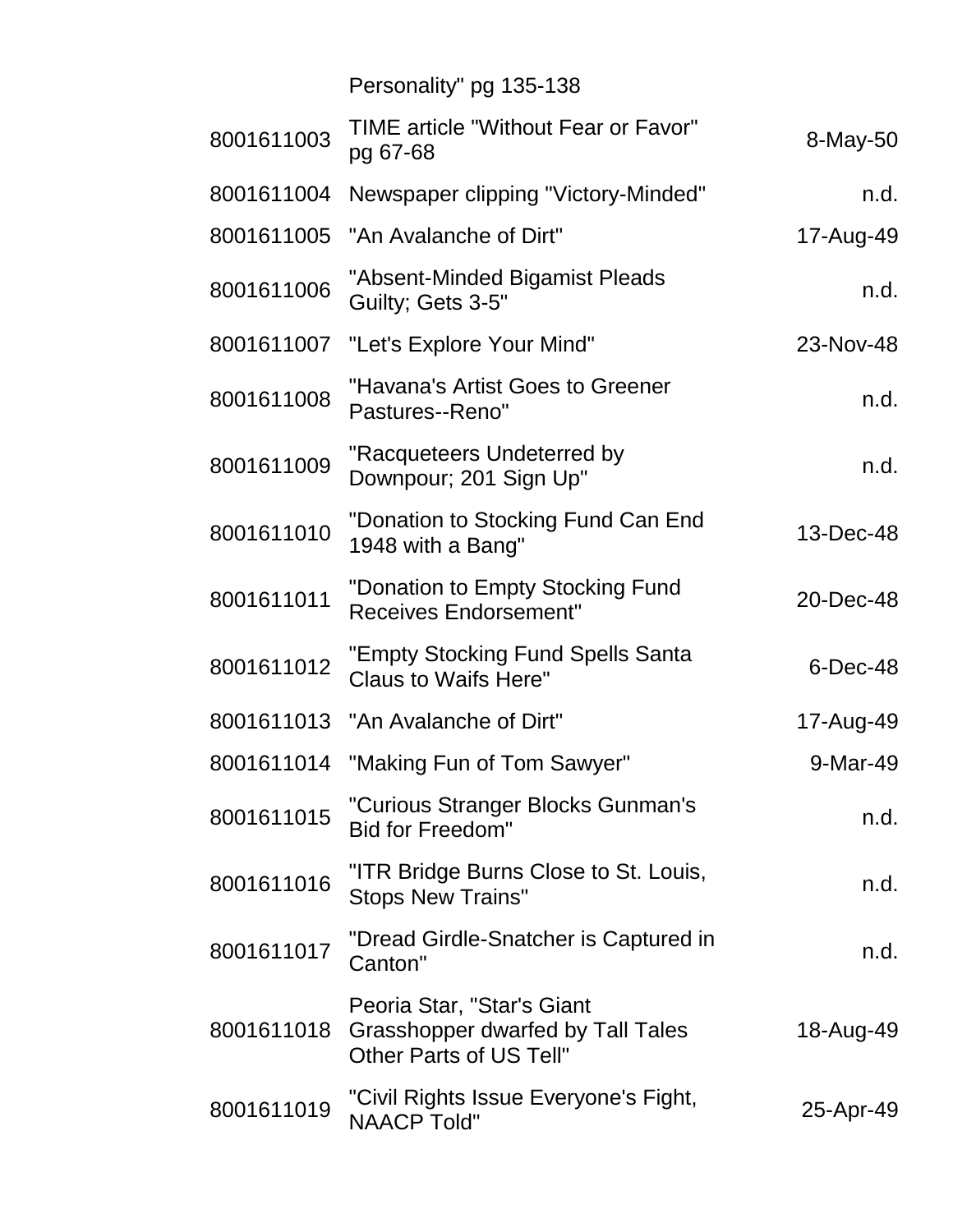| | | |
|---|---|---|
| | Personality" pg 135-138 | |
| 8001611003 | TIME article "Without Fear or Favor" pg 67-68 | 8-May-50 |
| 8001611004 | Newspaper clipping "Victory-Minded" | n.d. |
| 8001611005 | "An Avalanche of Dirt" | 17-Aug-49 |
| 8001611006 | "Absent-Minded Bigamist Pleads Guilty; Gets 3-5" | n.d. |
| 8001611007 | "Let's Explore Your Mind" | 23-Nov-48 |
| 8001611008 | "Havana's Artist Goes to Greener Pastures--Reno" | n.d. |
| 8001611009 | "Racqueteers Undeterred by Downpour; 201 Sign Up" | n.d. |
| 8001611010 | "Donation to Stocking Fund Can End 1948 with a Bang" | 13-Dec-48 |
| 8001611011 | "Donation to Empty Stocking Fund Receives Endorsement" | 20-Dec-48 |
| 8001611012 | "Empty Stocking Fund Spells Santa Claus to Waifs Here" | 6-Dec-48 |
| 8001611013 | "An Avalanche of Dirt" | 17-Aug-49 |
| 8001611014 | "Making Fun of Tom Sawyer" | 9-Mar-49 |
| 8001611015 | "Curious Stranger Blocks Gunman's Bid for Freedom" | n.d. |
| 8001611016 | "ITR Bridge Burns Close to St. Louis, Stops New Trains" | n.d. |
| 8001611017 | "Dread Girdle-Snatcher is Captured in Canton" | n.d. |
| 8001611018 | Peoria Star, "Star's Giant Grasshopper dwarfed by Tall Tales Other Parts of US Tell" | 18-Aug-49 |
| 8001611019 | "Civil Rights Issue Everyone's Fight, NAACP Told" | 25-Apr-49 |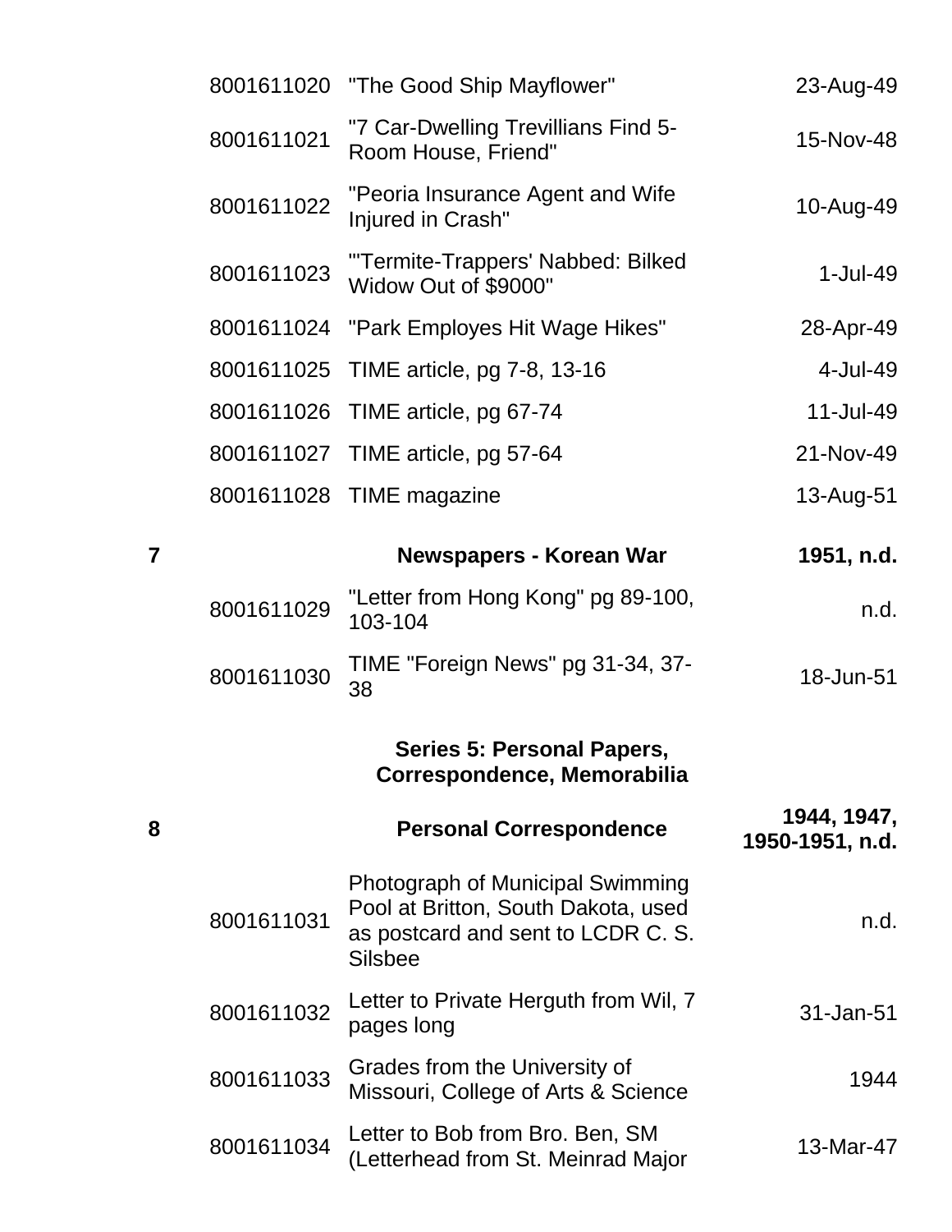| Box | ID | Title | Date |
|---|---|---|---|
| | 8001611020 | "The Good Ship Mayflower" | 23-Aug-49 |
| | 8001611021 | "7 Car-Dwelling Trevillians Find 5-Room House, Friend" | 15-Nov-48 |
| | 8001611022 | "Peoria Insurance Agent and Wife Injured in Crash" | 10-Aug-49 |
| | 8001611023 | "'Termite-Trappers' Nabbed: Bilked Widow Out of $9000" | 1-Jul-49 |
| | 8001611024 | "Park Employes Hit Wage Hikes" | 28-Apr-49 |
| | 8001611025 | TIME article, pg 7-8, 13-16 | 4-Jul-49 |
| | 8001611026 | TIME article, pg 67-74 | 11-Jul-49 |
| | 8001611027 | TIME article, pg 57-64 | 21-Nov-49 |
| | 8001611028 | TIME magazine | 13-Aug-51 |
| **7** | | **Newspapers - Korean War** | **1951, n.d.** |
| | 8001611029 | "Letter from Hong Kong" pg 89-100, 103-104 | n.d. |
| | 8001611030 | TIME "Foreign News" pg 31-34, 37-38 | 18-Jun-51 |
| | | **Series 5: Personal Papers, Correspondence, Memorabilia** | |
| **8** | | **Personal Correspondence** | **1944, 1947, 1950-1951, n.d.** |
| | 8001611031 | Photograph of Municipal Swimming Pool at Britton, South Dakota, used as postcard and sent to LCDR C. S. Silsbee | n.d. |
| | 8001611032 | Letter to Private Herguth from Wil, 7 pages long | 31-Jan-51 |
| | 8001611033 | Grades from the University of Missouri, College of Arts & Science | 1944 |
| | 8001611034 | Letter to Bob from Bro. Ben, SM (Letterhead from St. Meinrad Major | 13-Mar-47 |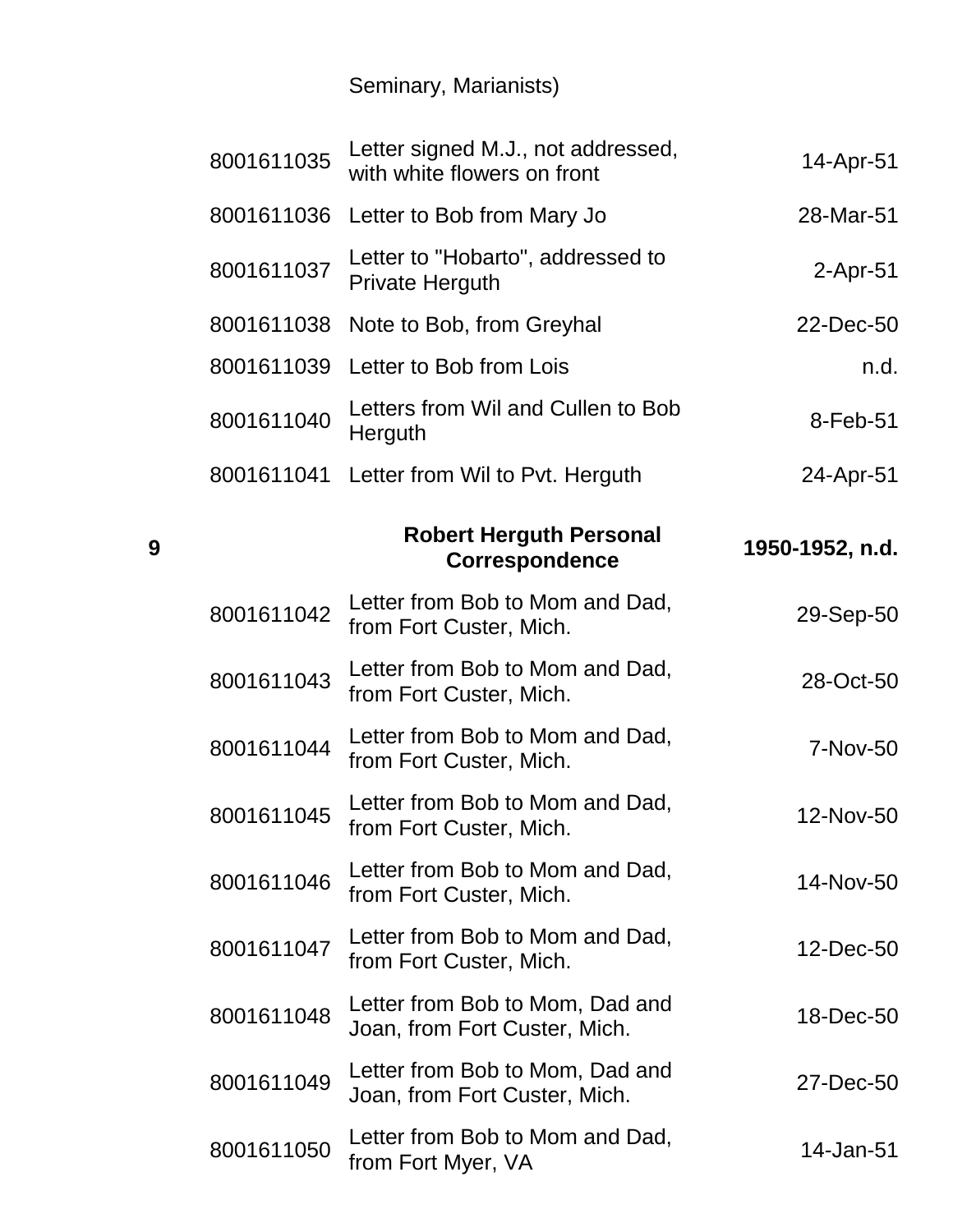| | | Seminary, Marianists) | |
|---|---|---|---|
| | 8001611035 | Letter signed M.J., not addressed, with white flowers on front | 14-Apr-51 |
| | 8001611036 | Letter to Bob from Mary Jo | 28-Mar-51 |
| | 8001611037 | Letter to "Hobarto", addressed to Private Herguth | 2-Apr-51 |
| | 8001611038 | Note to Bob, from Greyhal | 22-Dec-50 |
| | 8001611039 | Letter to Bob from Lois | n.d. |
| | 8001611040 | Letters from Wil and Cullen to Bob Herguth | 8-Feb-51 |
| | 8001611041 | Letter from Wil to Pvt. Herguth | 24-Apr-51 |
| **9** | | **Robert Herguth Personal Correspondence** | **1950-1952, n.d.** |
| | 8001611042 | Letter from Bob to Mom and Dad, from Fort Custer, Mich. | 29-Sep-50 |
| | 8001611043 | Letter from Bob to Mom and Dad, from Fort Custer, Mich. | 28-Oct-50 |
| | 8001611044 | Letter from Bob to Mom and Dad, from Fort Custer, Mich. | 7-Nov-50 |
| | 8001611045 | Letter from Bob to Mom and Dad, from Fort Custer, Mich. | 12-Nov-50 |
| | 8001611046 | Letter from Bob to Mom and Dad, from Fort Custer, Mich. | 14-Nov-50 |
| | 8001611047 | Letter from Bob to Mom and Dad, from Fort Custer, Mich. | 12-Dec-50 |
| | 8001611048 | Letter from Bob to Mom, Dad and Joan, from Fort Custer, Mich. | 18-Dec-50 |
| | 8001611049 | Letter from Bob to Mom, Dad and Joan, from Fort Custer, Mich. | 27-Dec-50 |
| | 8001611050 | Letter from Bob to Mom and Dad, from Fort Myer, VA | 14-Jan-51 |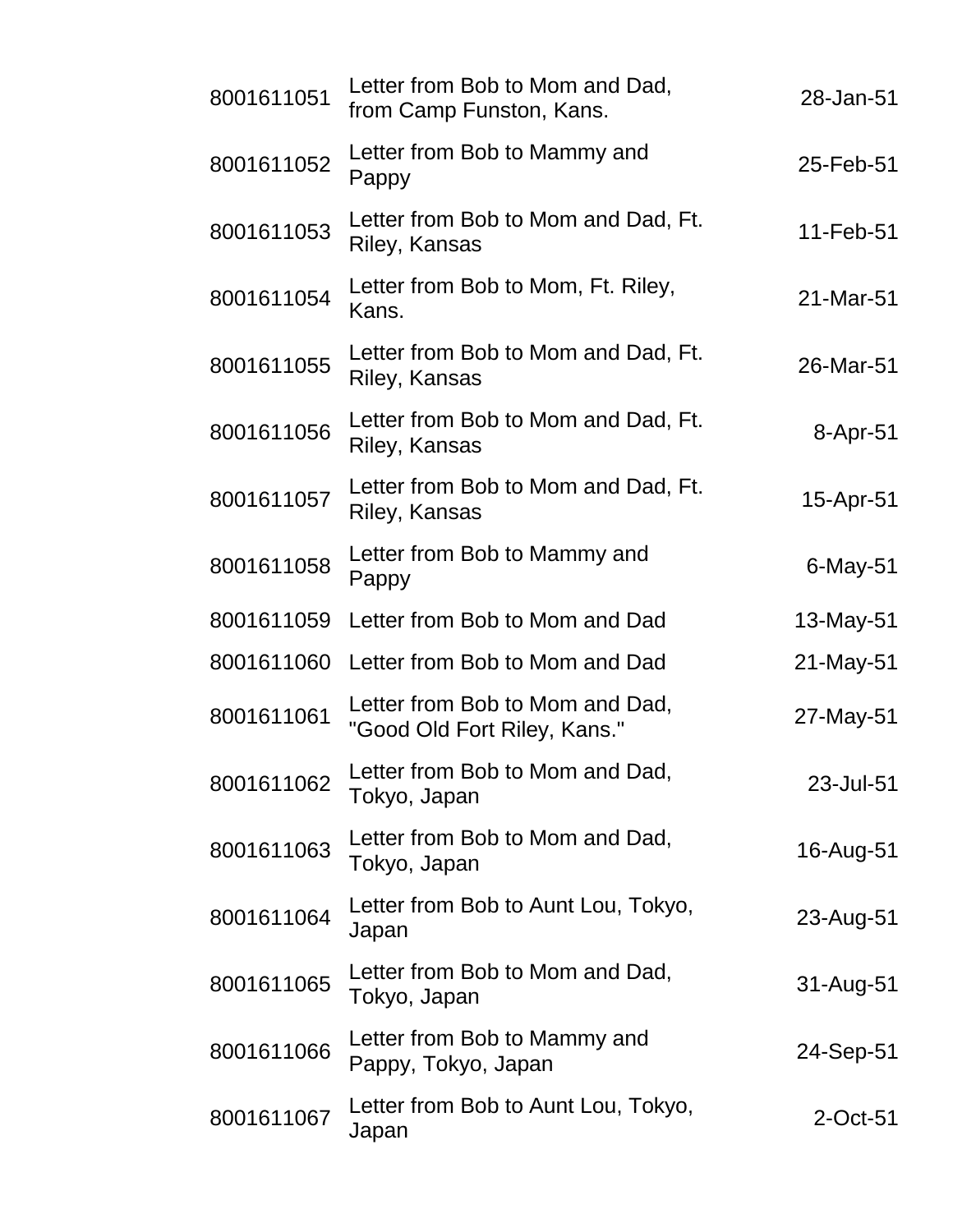| | | |
|---|---|---|
| 8001611051 | Letter from Bob to Mom and Dad, from Camp Funston, Kans. | 28-Jan-51 |
| 8001611052 | Letter from Bob to Mammy and Pappy | 25-Feb-51 |
| 8001611053 | Letter from Bob to Mom and Dad, Ft. Riley, Kansas | 11-Feb-51 |
| 8001611054 | Letter from Bob to Mom, Ft. Riley, Kans. | 21-Mar-51 |
| 8001611055 | Letter from Bob to Mom and Dad, Ft. Riley, Kansas | 26-Mar-51 |
| 8001611056 | Letter from Bob to Mom and Dad, Ft. Riley, Kansas | 8-Apr-51 |
| 8001611057 | Letter from Bob to Mom and Dad, Ft. Riley, Kansas | 15-Apr-51 |
| 8001611058 | Letter from Bob to Mammy and Pappy | 6-May-51 |
| 8001611059 | Letter from Bob to Mom and Dad | 13-May-51 |
| 8001611060 | Letter from Bob to Mom and Dad | 21-May-51 |
| 8001611061 | Letter from Bob to Mom and Dad, "Good Old Fort Riley, Kans." | 27-May-51 |
| 8001611062 | Letter from Bob to Mom and Dad, Tokyo, Japan | 23-Jul-51 |
| 8001611063 | Letter from Bob to Mom and Dad, Tokyo, Japan | 16-Aug-51 |
| 8001611064 | Letter from Bob to Aunt Lou, Tokyo, Japan | 23-Aug-51 |
| 8001611065 | Letter from Bob to Mom and Dad, Tokyo, Japan | 31-Aug-51 |
| 8001611066 | Letter from Bob to Mammy and Pappy, Tokyo, Japan | 24-Sep-51 |
| 8001611067 | Letter from Bob to Aunt Lou, Tokyo, Japan | 2-Oct-51 |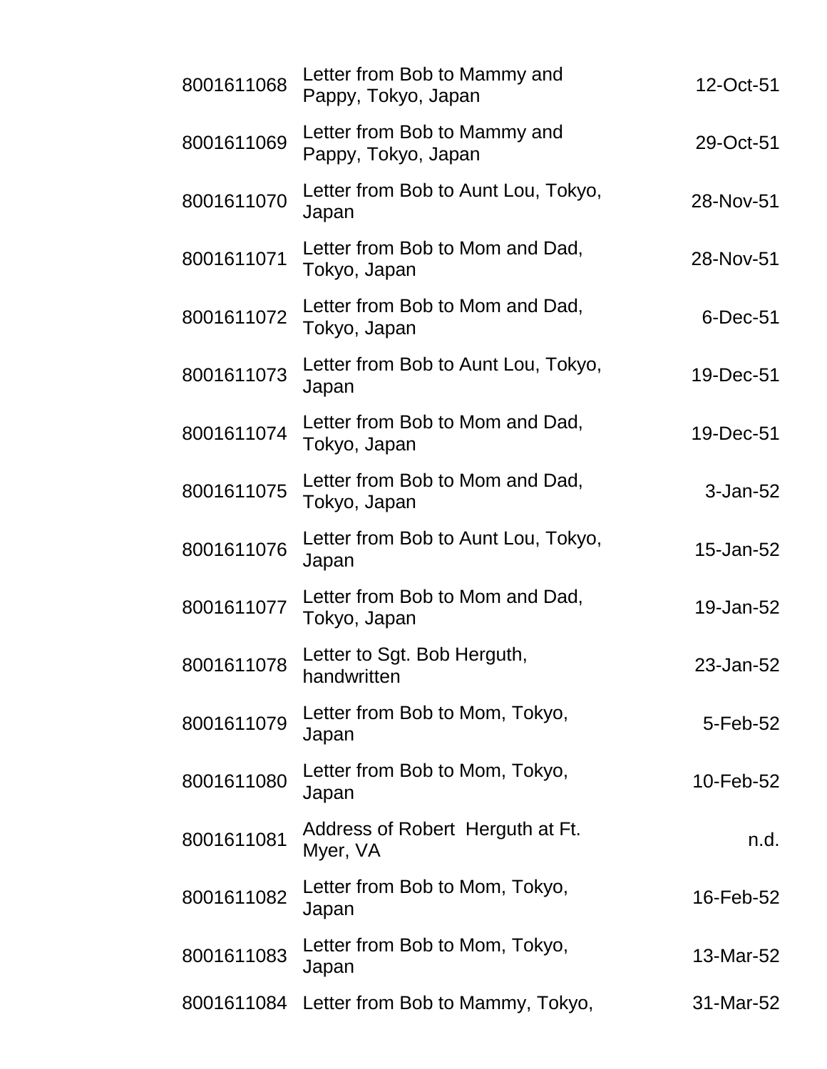| | | |
|---|---|---|
| 8001611068 | Letter from Bob to Mammy and Pappy, Tokyo, Japan | 12-Oct-51 |
| 8001611069 | Letter from Bob to Mammy and Pappy, Tokyo, Japan | 29-Oct-51 |
| 8001611070 | Letter from Bob to Aunt Lou, Tokyo, Japan | 28-Nov-51 |
| 8001611071 | Letter from Bob to Mom and Dad, Tokyo, Japan | 28-Nov-51 |
| 8001611072 | Letter from Bob to Mom and Dad, Tokyo, Japan | 6-Dec-51 |
| 8001611073 | Letter from Bob to Aunt Lou, Tokyo, Japan | 19-Dec-51 |
| 8001611074 | Letter from Bob to Mom and Dad, Tokyo, Japan | 19-Dec-51 |
| 8001611075 | Letter from Bob to Mom and Dad, Tokyo, Japan | 3-Jan-52 |
| 8001611076 | Letter from Bob to Aunt Lou, Tokyo, Japan | 15-Jan-52 |
| 8001611077 | Letter from Bob to Mom and Dad, Tokyo, Japan | 19-Jan-52 |
| 8001611078 | Letter to Sgt. Bob Herguth, handwritten | 23-Jan-52 |
| 8001611079 | Letter from Bob to Mom, Tokyo, Japan | 5-Feb-52 |
| 8001611080 | Letter from Bob to Mom, Tokyo, Japan | 10-Feb-52 |
| 8001611081 | Address of Robert Herguth at Ft. Myer, VA | n.d. |
| 8001611082 | Letter from Bob to Mom, Tokyo, Japan | 16-Feb-52 |
| 8001611083 | Letter from Bob to Mom, Tokyo, Japan | 13-Mar-52 |
| 8001611084 | Letter from Bob to Mammy, Tokyo, | 31-Mar-52 |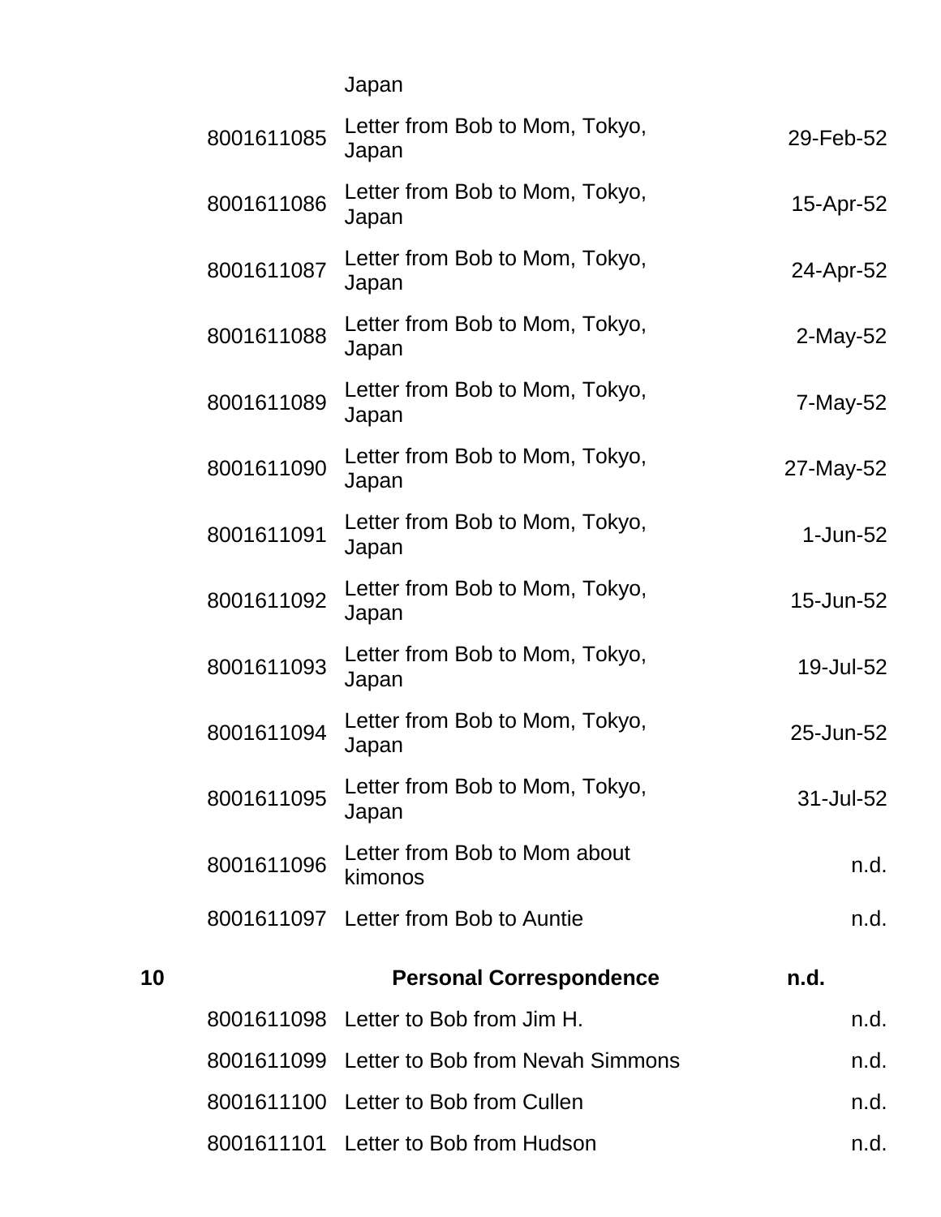| | | | |
|---|---|---|---|
| | | Japan | |
| | 8001611085 | Letter from Bob to Mom, Tokyo, Japan | 29-Feb-52 |
| | 8001611086 | Letter from Bob to Mom, Tokyo, Japan | 15-Apr-52 |
| | 8001611087 | Letter from Bob to Mom, Tokyo, Japan | 24-Apr-52 |
| | 8001611088 | Letter from Bob to Mom, Tokyo, Japan | 2-May-52 |
| | 8001611089 | Letter from Bob to Mom, Tokyo, Japan | 7-May-52 |
| | 8001611090 | Letter from Bob to Mom, Tokyo, Japan | 27-May-52 |
| | 8001611091 | Letter from Bob to Mom, Tokyo, Japan | 1-Jun-52 |
| | 8001611092 | Letter from Bob to Mom, Tokyo, Japan | 15-Jun-52 |
| | 8001611093 | Letter from Bob to Mom, Tokyo, Japan | 19-Jul-52 |
| | 8001611094 | Letter from Bob to Mom, Tokyo, Japan | 25-Jun-52 |
| | 8001611095 | Letter from Bob to Mom, Tokyo, Japan | 31-Jul-52 |
| | 8001611096 | Letter from Bob to Mom about kimonos | n.d. |
| | 8001611097 | Letter from Bob to Auntie | n.d. |
| **10** | | **Personal Correspondence** | **n.d.** |
| | 8001611098 | Letter to Bob from Jim H. | n.d. |
| | 8001611099 | Letter to Bob from Nevah Simmons | n.d. |
| | 8001611100 | Letter to Bob from Cullen | n.d. |
| | 8001611101 | Letter to Bob from Hudson | n.d. |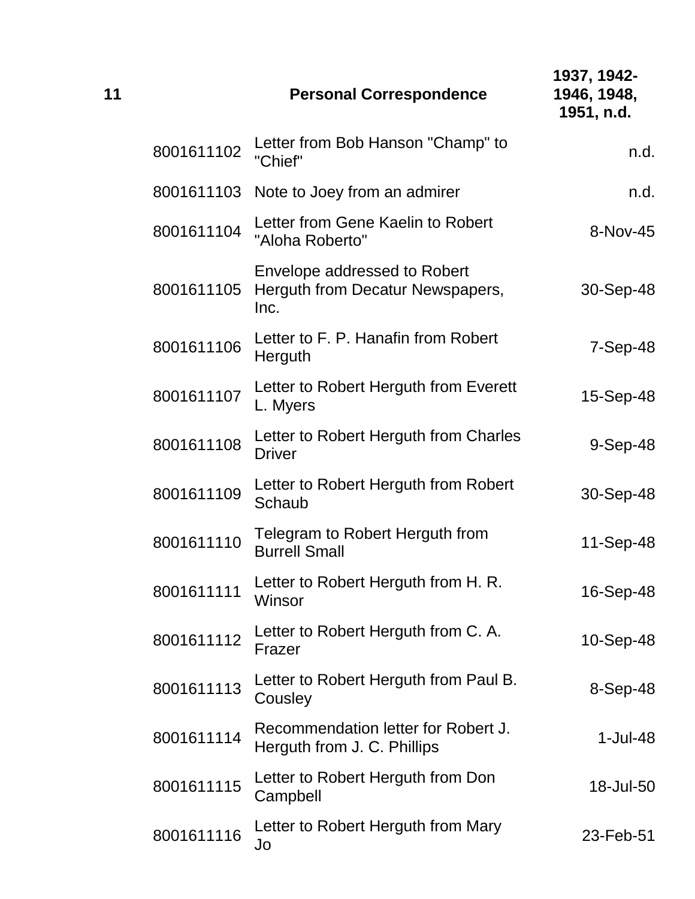| 11 | | Personal Correspondence | 1937, 1942-1946, 1948, 1951, n.d. |
|---|---|---|---|
| | 8001611102 | Letter from Bob Hanson "Champ" to "Chief" | n.d. |
| | 8001611103 | Note to Joey from an admirer | n.d. |
| | 8001611104 | Letter from Gene Kaelin to Robert "Aloha Roberto" | 8-Nov-45 |
| | 8001611105 | Envelope addressed to Robert Herguth from Decatur Newspapers, Inc. | 30-Sep-48 |
| | 8001611106 | Letter to F. P. Hanafin from Robert Herguth | 7-Sep-48 |
| | 8001611107 | Letter to Robert Herguth from Everett L. Myers | 15-Sep-48 |
| | 8001611108 | Letter to Robert Herguth from Charles Driver | 9-Sep-48 |
| | 8001611109 | Letter to Robert Herguth from Robert Schaub | 30-Sep-48 |
| | 8001611110 | Telegram to Robert Herguth from Burrell Small | 11-Sep-48 |
| | 8001611111 | Letter to Robert Herguth from H. R. Winsor | 16-Sep-48 |
| | 8001611112 | Letter to Robert Herguth from C. A. Frazer | 10-Sep-48 |
| | 8001611113 | Letter to Robert Herguth from Paul B. Cousley | 8-Sep-48 |
| | 8001611114 | Recommendation letter for Robert J. Herguth from J. C. Phillips | 1-Jul-48 |
| | 8001611115 | Letter to Robert Herguth from Don Campbell | 18-Jul-50 |
| | 8001611116 | Letter to Robert Herguth from Mary Jo | 23-Feb-51 |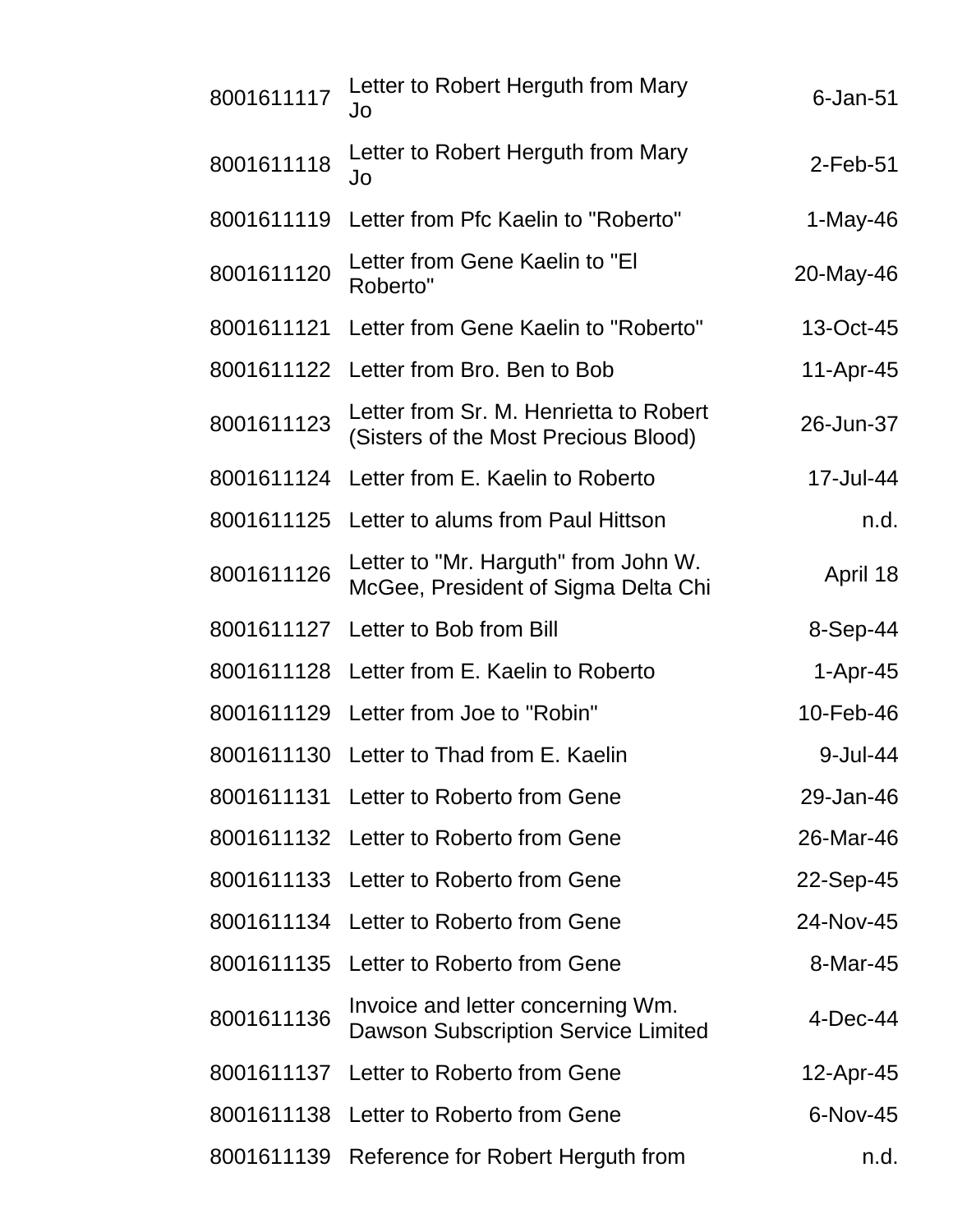| | | |
|---|---|---|
| 8001611117 | Letter to Robert Herguth from Mary Jo | 6-Jan-51 |
| 8001611118 | Letter to Robert Herguth from Mary Jo | 2-Feb-51 |
| 8001611119 | Letter from Pfc Kaelin to "Roberto" | 1-May-46 |
| 8001611120 | Letter from Gene Kaelin to "El Roberto" | 20-May-46 |
| 8001611121 | Letter from Gene Kaelin to "Roberto" | 13-Oct-45 |
| 8001611122 | Letter from Bro. Ben to Bob | 11-Apr-45 |
| 8001611123 | Letter from Sr. M. Henrietta to Robert (Sisters of the Most Precious Blood) | 26-Jun-37 |
| 8001611124 | Letter from E. Kaelin to Roberto | 17-Jul-44 |
| 8001611125 | Letter to alums from Paul Hittson | n.d. |
| 8001611126 | Letter to "Mr. Harguth" from John W. McGee, President of Sigma Delta Chi | April 18 |
| 8001611127 | Letter to Bob from Bill | 8-Sep-44 |
| 8001611128 | Letter from E. Kaelin to Roberto | 1-Apr-45 |
| 8001611129 | Letter from Joe to "Robin" | 10-Feb-46 |
| 8001611130 | Letter to Thad from E. Kaelin | 9-Jul-44 |
| 8001611131 | Letter to Roberto from Gene | 29-Jan-46 |
| 8001611132 | Letter to Roberto from Gene | 26-Mar-46 |
| 8001611133 | Letter to Roberto from Gene | 22-Sep-45 |
| 8001611134 | Letter to Roberto from Gene | 24-Nov-45 |
| 8001611135 | Letter to Roberto from Gene | 8-Mar-45 |
| 8001611136 | Invoice and letter concerning Wm. Dawson Subscription Service Limited | 4-Dec-44 |
| 8001611137 | Letter to Roberto from Gene | 12-Apr-45 |
| 8001611138 | Letter to Roberto from Gene | 6-Nov-45 |
| 8001611139 | Reference for Robert Herguth from | n.d. |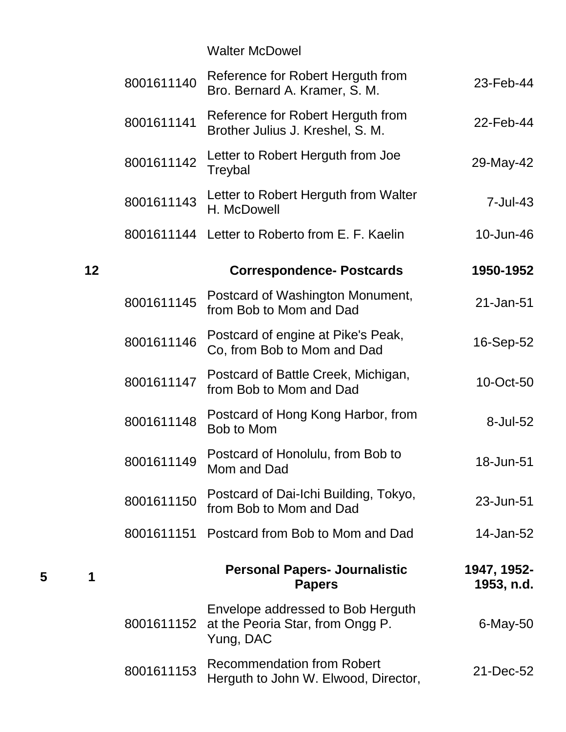| Box | Folder | Item ID | Description | Date |
| --- | --- | --- | --- | --- |
| | | | Walter McDowel | |
| | | 8001611140 | Reference for Robert Herguth from Bro. Bernard A. Kramer, S. M. | 23-Feb-44 |
| | | 8001611141 | Reference for Robert Herguth from Brother Julius J. Kreshel, S. M. | 22-Feb-44 |
| | | 8001611142 | Letter to Robert Herguth from Joe Treybal | 29-May-42 |
| | | 8001611143 | Letter to Robert Herguth from Walter H. McDowell | 7-Jul-43 |
| | | 8001611144 | Letter to Roberto from E. F. Kaelin | 10-Jun-46 |
| | **12** | | **Correspondence- Postcards** | **1950-1952** |
| | | 8001611145 | Postcard of Washington Monument, from Bob to Mom and Dad | 21-Jan-51 |
| | | 8001611146 | Postcard of engine at Pike's Peak, Co, from Bob to Mom and Dad | 16-Sep-52 |
| | | 8001611147 | Postcard of Battle Creek, Michigan, from Bob to Mom and Dad | 10-Oct-50 |
| | | 8001611148 | Postcard of Hong Kong Harbor, from Bob to Mom | 8-Jul-52 |
| | | 8001611149 | Postcard of Honolulu, from Bob to Mom and Dad | 18-Jun-51 |
| | | 8001611150 | Postcard of Dai-Ichi Building, Tokyo, from Bob to Mom and Dad | 23-Jun-51 |
| | | 8001611151 | Postcard from Bob to Mom and Dad | 14-Jan-52 |
| **5** | **1** | | **Personal Papers- Journalistic Papers** | **1947, 1952-1953, n.d.** |
| | | 8001611152 | Envelope addressed to Bob Herguth at the Peoria Star, from Ongg P. Yung, DAC | 6-May-50 |
| | | 8001611153 | Recommendation from Robert Herguth to John W. Elwood, Director, | 21-Dec-52 |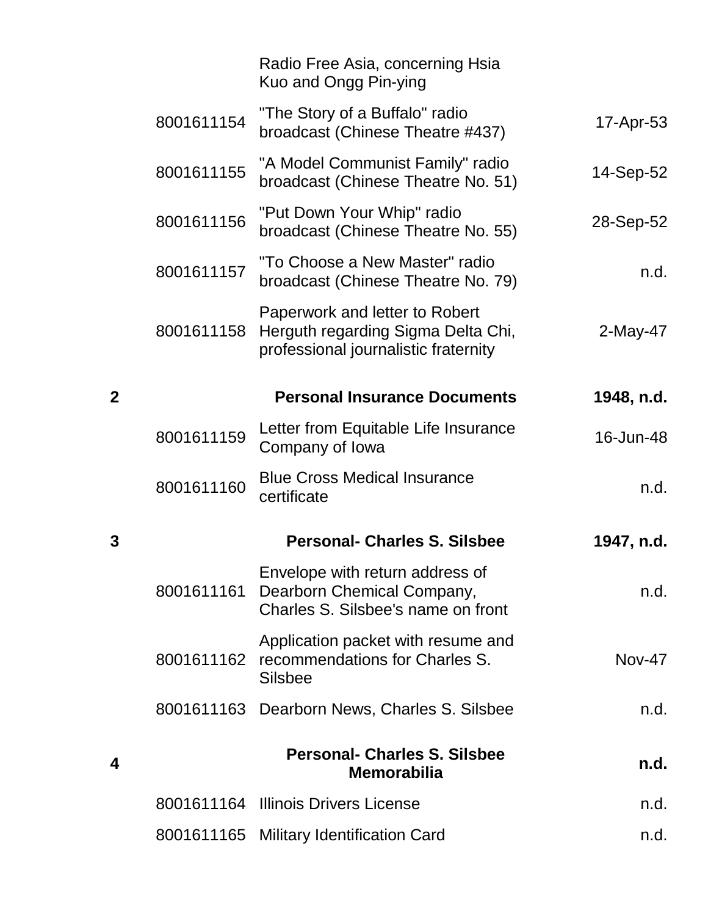| Folder | ID | Description | Date |
|---|---|---|---|
| | | Radio Free Asia, concerning Hsia Kuo and Ongg Pin-ying | |
| | 8001611154 | "The Story of a Buffalo" radio broadcast (Chinese Theatre #437) | 17-Apr-53 |
| | 8001611155 | "A Model Communist Family" radio broadcast (Chinese Theatre No. 51) | 14-Sep-52 |
| | 8001611156 | "Put Down Your Whip" radio broadcast (Chinese Theatre No. 55) | 28-Sep-52 |
| | 8001611157 | "To Choose a New Master" radio broadcast (Chinese Theatre No. 79) | n.d. |
| | 8001611158 | Paperwork and letter to Robert Herguth regarding Sigma Delta Chi, professional journalistic fraternity | 2-May-47 |
| **2** | | **Personal Insurance Documents** | **1948, n.d.** |
| | 8001611159 | Letter from Equitable Life Insurance Company of Iowa | 16-Jun-48 |
| | 8001611160 | Blue Cross Medical Insurance certificate | n.d. |
| **3** | | **Personal- Charles S. Silsbee** | **1947, n.d.** |
| | 8001611161 | Envelope with return address of Dearborn Chemical Company, Charles S. Silsbee's name on front | n.d. |
| | 8001611162 | Application packet with resume and recommendations for Charles S. Silsbee | Nov-47 |
| | 8001611163 | Dearborn News, Charles S. Silsbee | n.d. |
| **4** | | **Personal- Charles S. Silsbee Memorabilia** | **n.d.** |
| | 8001611164 | Illinois Drivers License | n.d. |
| | 8001611165 | Military Identification Card | n.d. |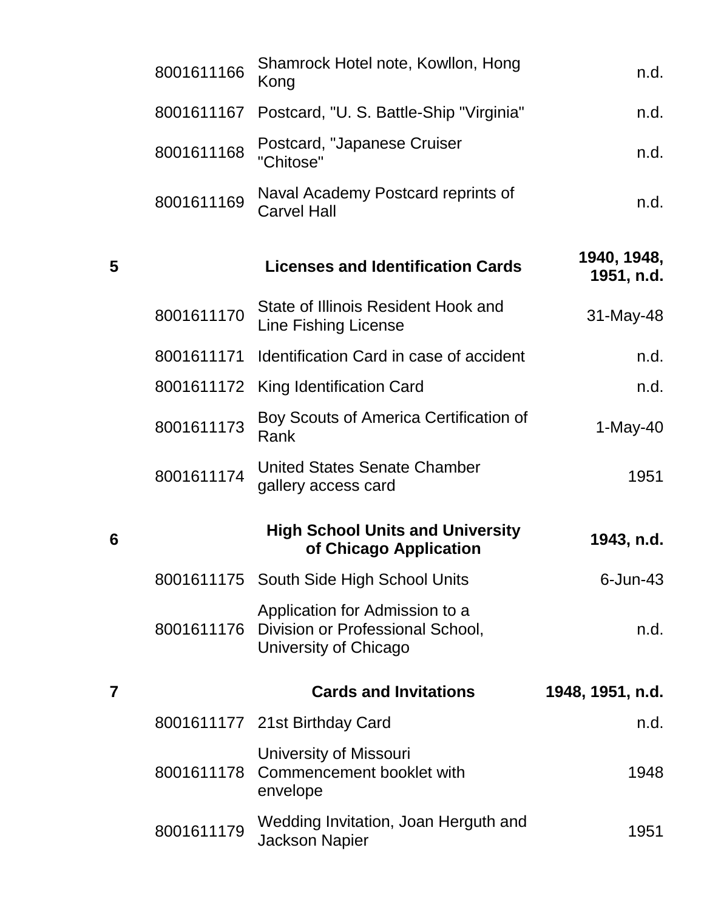| Folder | ID | Description | Date |
|---|---|---|---|
| | 8001611166 | Shamrock Hotel note, Kowllon, Hong Kong | n.d. |
| | 8001611167 | Postcard, "U. S. Battle-Ship "Virginia" | n.d. |
| | 8001611168 | Postcard, "Japanese Cruiser "Chitose" | n.d. |
| | 8001611169 | Naval Academy Postcard reprints of Carvel Hall | n.d. |
| **5** | | **Licenses and Identification Cards** | **1940, 1948, 1951, n.d.** |
| | 8001611170 | State of Illinois Resident Hook and Line Fishing License | 31-May-48 |
| | 8001611171 | Identification Card in case of accident | n.d. |
| | 8001611172 | King Identification Card | n.d. |
| | 8001611173 | Boy Scouts of America Certification of Rank | 1-May-40 |
| | 8001611174 | United States Senate Chamber gallery access card | 1951 |
| **6** | | **High School Units and University of Chicago Application** | **1943, n.d.** |
| | 8001611175 | South Side High School Units | 6-Jun-43 |
| | 8001611176 | Application for Admission to a Division or Professional School, University of Chicago | n.d. |
| **7** | | **Cards and Invitations** | **1948, 1951, n.d.** |
| | 8001611177 | 21st Birthday Card | n.d. |
| | 8001611178 | University of Missouri Commencement booklet with envelope | 1948 |
| | 8001611179 | Wedding Invitation, Joan Herguth and Jackson Napier | 1951 |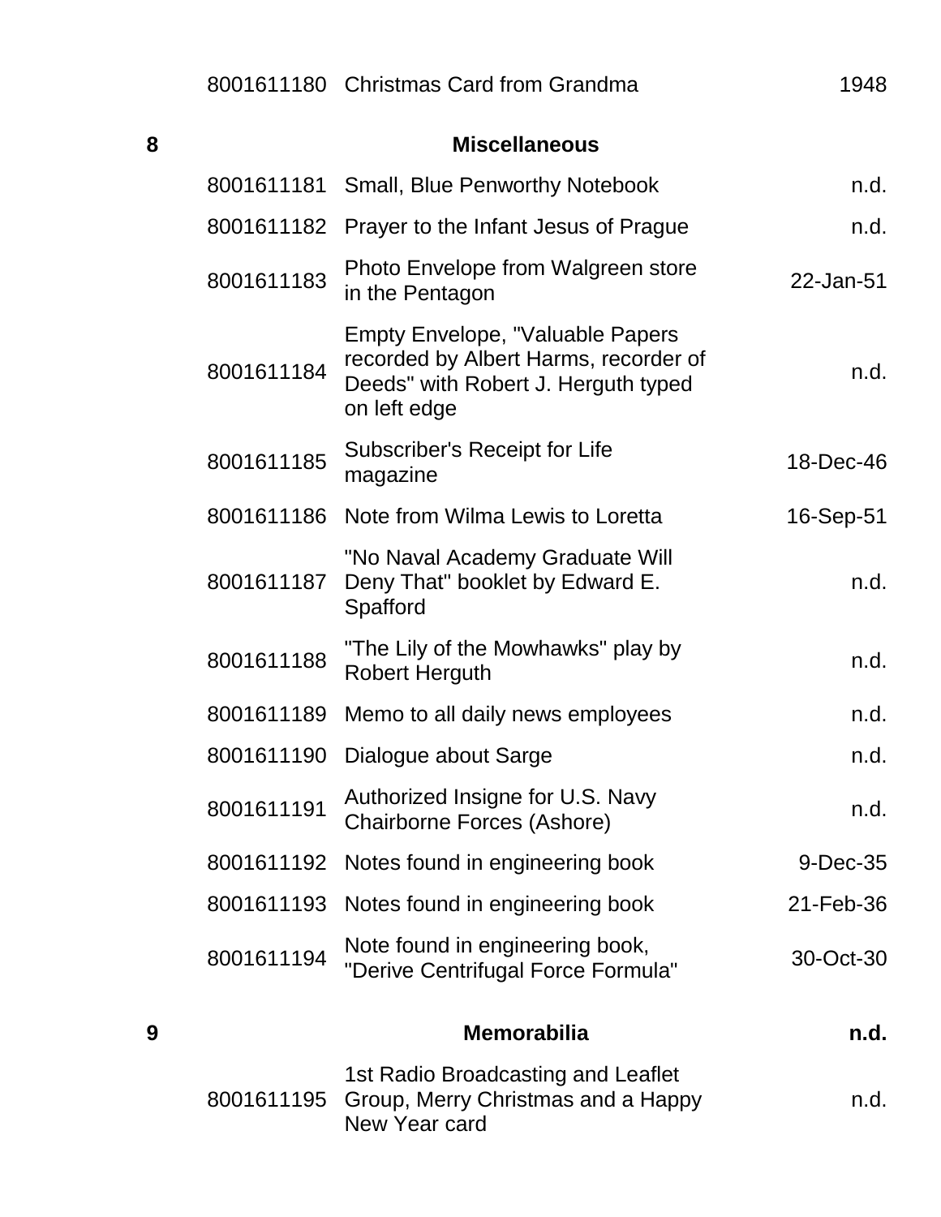| | | | |
|---|---|---|---|
| | 8001611180 | Christmas Card from Grandma | 1948 |
| **8** | | **Miscellaneous** | |
| | 8001611181 | Small, Blue Penworthy Notebook | n.d. |
| | 8001611182 | Prayer to the Infant Jesus of Prague | n.d. |
| | 8001611183 | Photo Envelope from Walgreen store in the Pentagon | 22-Jan-51 |
| | 8001611184 | Empty Envelope, "Valuable Papers recorded by Albert Harms, recorder of Deeds" with Robert J. Herguth typed on left edge | n.d. |
| | 8001611185 | Subscriber's Receipt for Life magazine | 18-Dec-46 |
| | 8001611186 | Note from Wilma Lewis to Loretta | 16-Sep-51 |
| | 8001611187 | "No Naval Academy Graduate Will Deny That" booklet by Edward E. Spafford | n.d. |
| | 8001611188 | "The Lily of the Mowhawks" play by Robert Herguth | n.d. |
| | 8001611189 | Memo to all daily news employees | n.d. |
| | 8001611190 | Dialogue about Sarge | n.d. |
| | 8001611191 | Authorized Insigne for U.S. Navy Chairborne Forces (Ashore) | n.d. |
| | 8001611192 | Notes found in engineering book | 9-Dec-35 |
| | 8001611193 | Notes found in engineering book | 21-Feb-36 |
| | 8001611194 | Note found in engineering book, "Derive Centrifugal Force Formula" | 30-Oct-30 |
| **9** | | **Memorabilia** | **n.d.** |
| | 8001611195 | 1st Radio Broadcasting and Leaflet Group, Merry Christmas and a Happy New Year card | n.d. |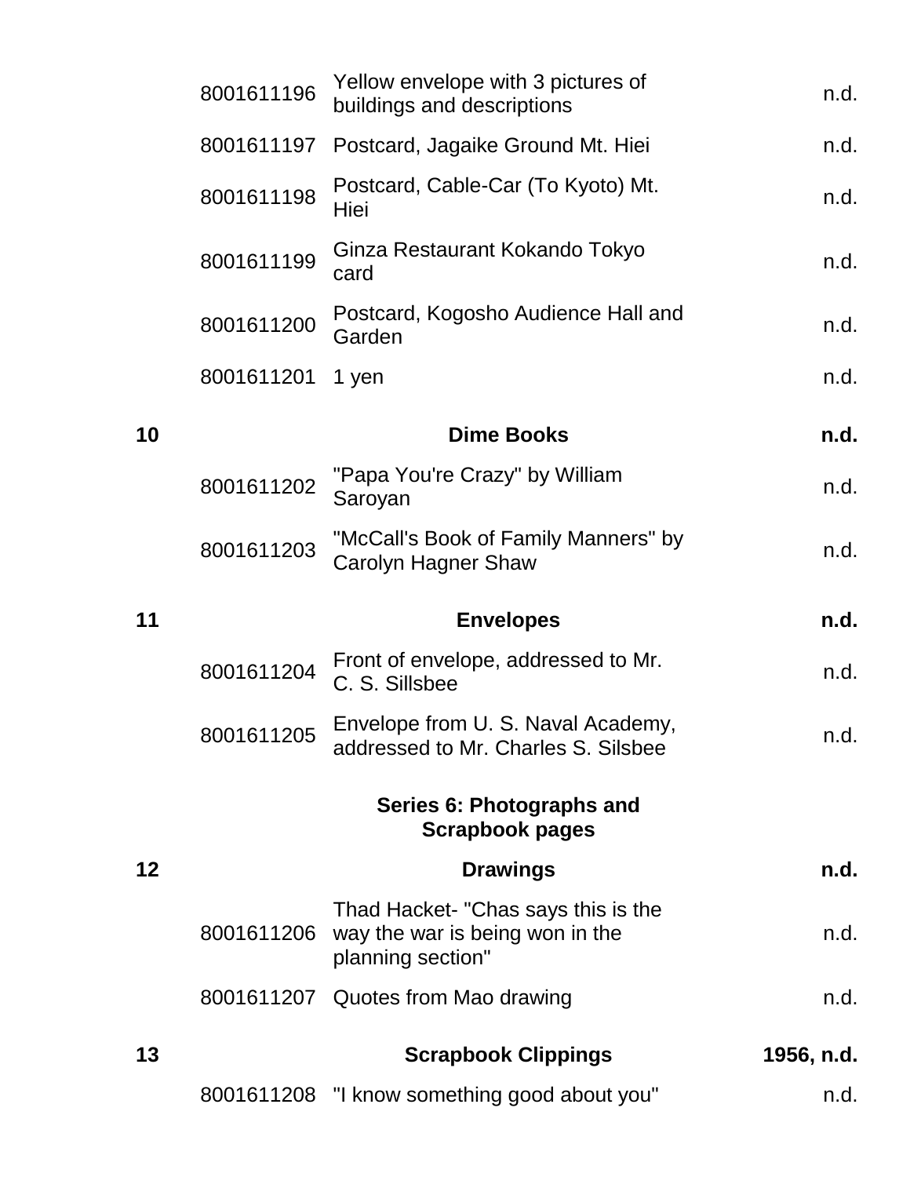| | | | |
|---|---|---|---|
| | 8001611196 | Yellow envelope with 3 pictures of buildings and descriptions | n.d. |
| | 8001611197 | Postcard, Jagaike Ground Mt. Hiei | n.d. |
| | 8001611198 | Postcard, Cable-Car (To Kyoto) Mt. Hiei | n.d. |
| | 8001611199 | Ginza Restaurant Kokando Tokyo card | n.d. |
| | 8001611200 | Postcard, Kogosho Audience Hall and Garden | n.d. |
| | 8001611201 | 1 yen | n.d. |
| **10** | | **Dime Books** | **n.d.** |
| | 8001611202 | "Papa You're Crazy" by William Saroyan | n.d. |
| | 8001611203 | "McCall's Book of Family Manners" by Carolyn Hagner Shaw | n.d. |
| **11** | | **Envelopes** | **n.d.** |
| | 8001611204 | Front of envelope, addressed to Mr. C. S. Sillsbee | n.d. |
| | 8001611205 | Envelope from U. S. Naval Academy, addressed to Mr. Charles S. Silsbee | n.d. |

**Series 6: Photographs and Scrapbook pages**

| | | | |
|---|---|---|---|
| **12** | | **Drawings** | **n.d.** |
| | 8001611206 | Thad Hacket- "Chas says this is the way the war is being won in the planning section" | n.d. |
| | 8001611207 | Quotes from Mao drawing | n.d. |
| **13** | | **Scrapbook Clippings** | **1956, n.d.** |
| | 8001611208 | "I know something good about you" | n.d. |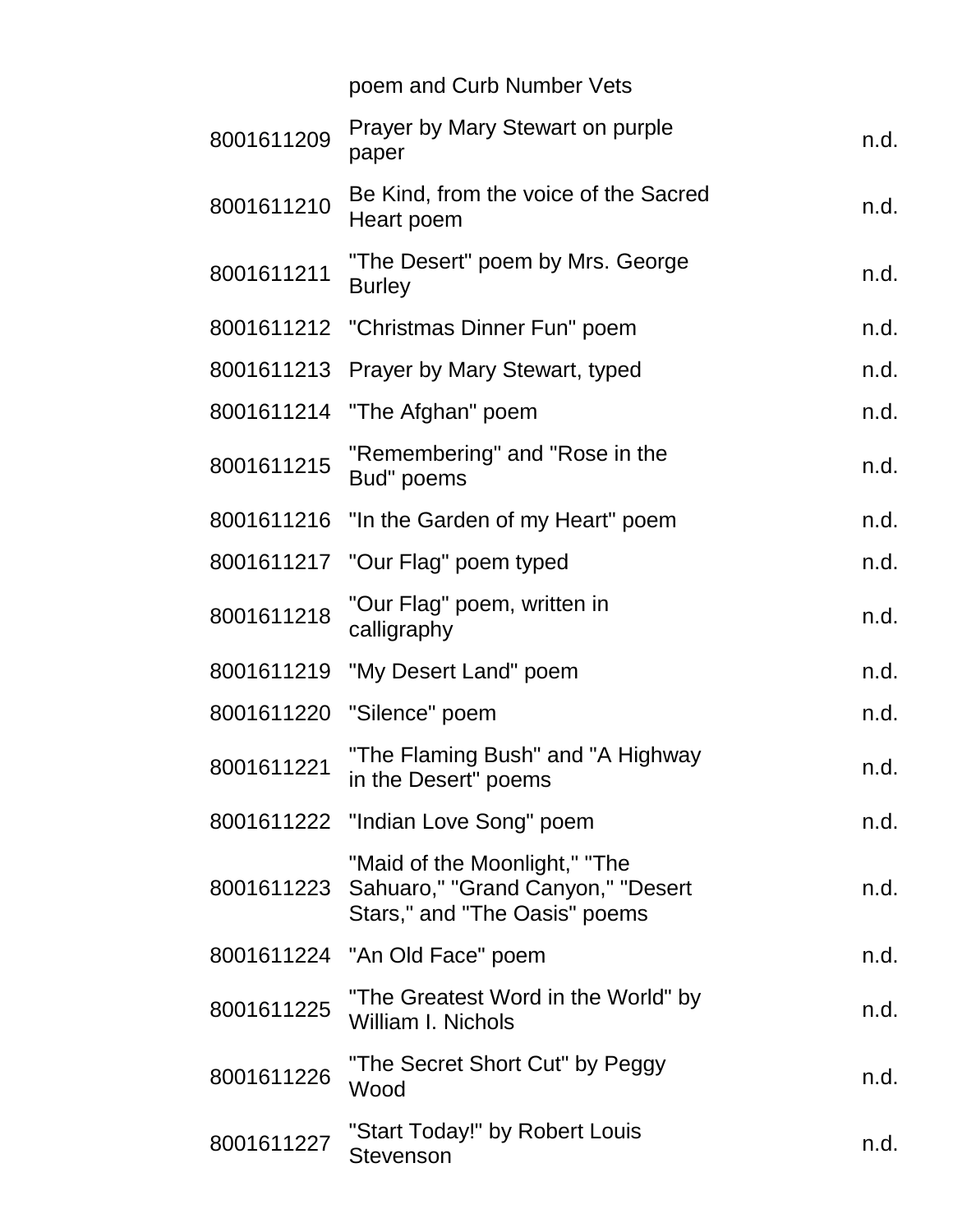| | poem and Curb Number Vets | |
|---|---|---|
| 8001611209 | Prayer by Mary Stewart on purple paper | n.d. |
| 8001611210 | Be Kind, from the voice of the Sacred Heart poem | n.d. |
| 8001611211 | "The Desert" poem by Mrs. George Burley | n.d. |
| 8001611212 | "Christmas Dinner Fun" poem | n.d. |
| 8001611213 | Prayer by Mary Stewart, typed | n.d. |
| 8001611214 | "The Afghan" poem | n.d. |
| 8001611215 | "Remembering" and "Rose in the Bud" poems | n.d. |
| 8001611216 | "In the Garden of my Heart" poem | n.d. |
| 8001611217 | "Our Flag" poem typed | n.d. |
| 8001611218 | "Our Flag" poem, written in calligraphy | n.d. |
| 8001611219 | "My Desert Land" poem | n.d. |
| 8001611220 | "Silence" poem | n.d. |
| 8001611221 | "The Flaming Bush" and "A Highway in the Desert" poems | n.d. |
| 8001611222 | "Indian Love Song" poem | n.d. |
| 8001611223 | "Maid of the Moonlight," "The Sahuaro," "Grand Canyon," "Desert Stars," and "The Oasis" poems | n.d. |
| 8001611224 | "An Old Face" poem | n.d. |
| 8001611225 | "The Greatest Word in the World" by William I. Nichols | n.d. |
| 8001611226 | "The Secret Short Cut" by Peggy Wood | n.d. |
| 8001611227 | "Start Today!" by Robert Louis Stevenson | n.d. |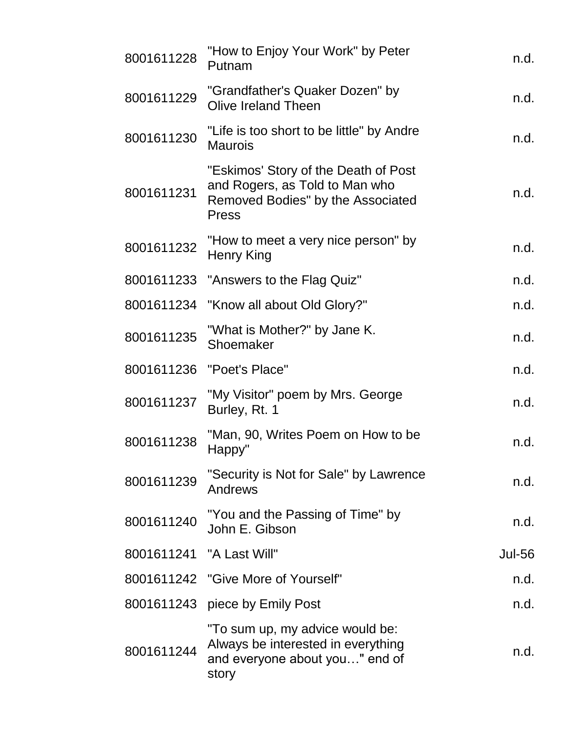| | | |
|---|---|---|
| 8001611228 | "How to Enjoy Your Work" by Peter Putnam | n.d. |
| 8001611229 | "Grandfather's Quaker Dozen" by Olive Ireland Theen | n.d. |
| 8001611230 | "Life is too short to be little" by Andre Maurois | n.d. |
| 8001611231 | "Eskimos' Story of the Death of Post and Rogers, as Told to Man who Removed Bodies" by the Associated Press | n.d. |
| 8001611232 | "How to meet a very nice person" by Henry King | n.d. |
| 8001611233 | "Answers to the Flag Quiz" | n.d. |
| 8001611234 | "Know all about Old Glory?" | n.d. |
| 8001611235 | "What is Mother?" by Jane K. Shoemaker | n.d. |
| 8001611236 | "Poet's Place" | n.d. |
| 8001611237 | "My Visitor" poem by Mrs. George Burley, Rt. 1 | n.d. |
| 8001611238 | "Man, 90, Writes Poem on How to be Happy" | n.d. |
| 8001611239 | "Security is Not for Sale" by Lawrence Andrews | n.d. |
| 8001611240 | "You and the Passing of Time" by John E. Gibson | n.d. |
| 8001611241 | "A Last Will" | Jul-56 |
| 8001611242 | "Give More of Yourself" | n.d. |
| 8001611243 | piece by Emily Post | n.d. |
| 8001611244 | "To sum up, my advice would be: Always be interested in everything and everyone about you…" end of story | n.d. |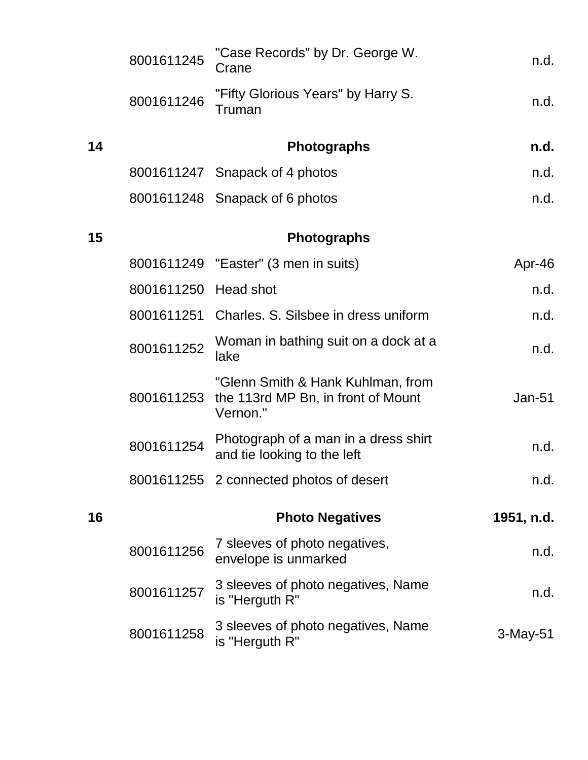| Box | ID | Description | Date |
| --- | --- | --- | --- |
| | 8001611245 | "Case Records" by Dr. George W. Crane | n.d. |
| | 8001611246 | "Fifty Glorious Years" by Harry S. Truman | n.d. |
| **14** | | **Photographs** | **n.d.** |
| | 8001611247 | Snapack of 4 photos | n.d. |
| | 8001611248 | Snapack of 6 photos | n.d. |
| **15** | | **Photographs** | |
| | 8001611249 | "Easter" (3 men in suits) | Apr-46 |
| | 8001611250 | Head shot | n.d. |
| | 8001611251 | Charles. S. Silsbee in dress uniform | n.d. |
| | 8001611252 | Woman in bathing suit on a dock at a lake | n.d. |
| | 8001611253 | "Glenn Smith & Hank Kuhlman, from the 113rd MP Bn, in front of Mount Vernon." | Jan-51 |
| | 8001611254 | Photograph of a man in a dress shirt and tie looking to the left | n.d. |
| | 8001611255 | 2 connected photos of desert | n.d. |
| **16** | | **Photo Negatives** | **1951, n.d.** |
| | 8001611256 | 7 sleeves of photo negatives, envelope is unmarked | n.d. |
| | 8001611257 | 3 sleeves of photo negatives, Name is "Herguth R" | n.d. |
| | 8001611258 | 3 sleeves of photo negatives, Name is "Herguth R" | 3-May-51 |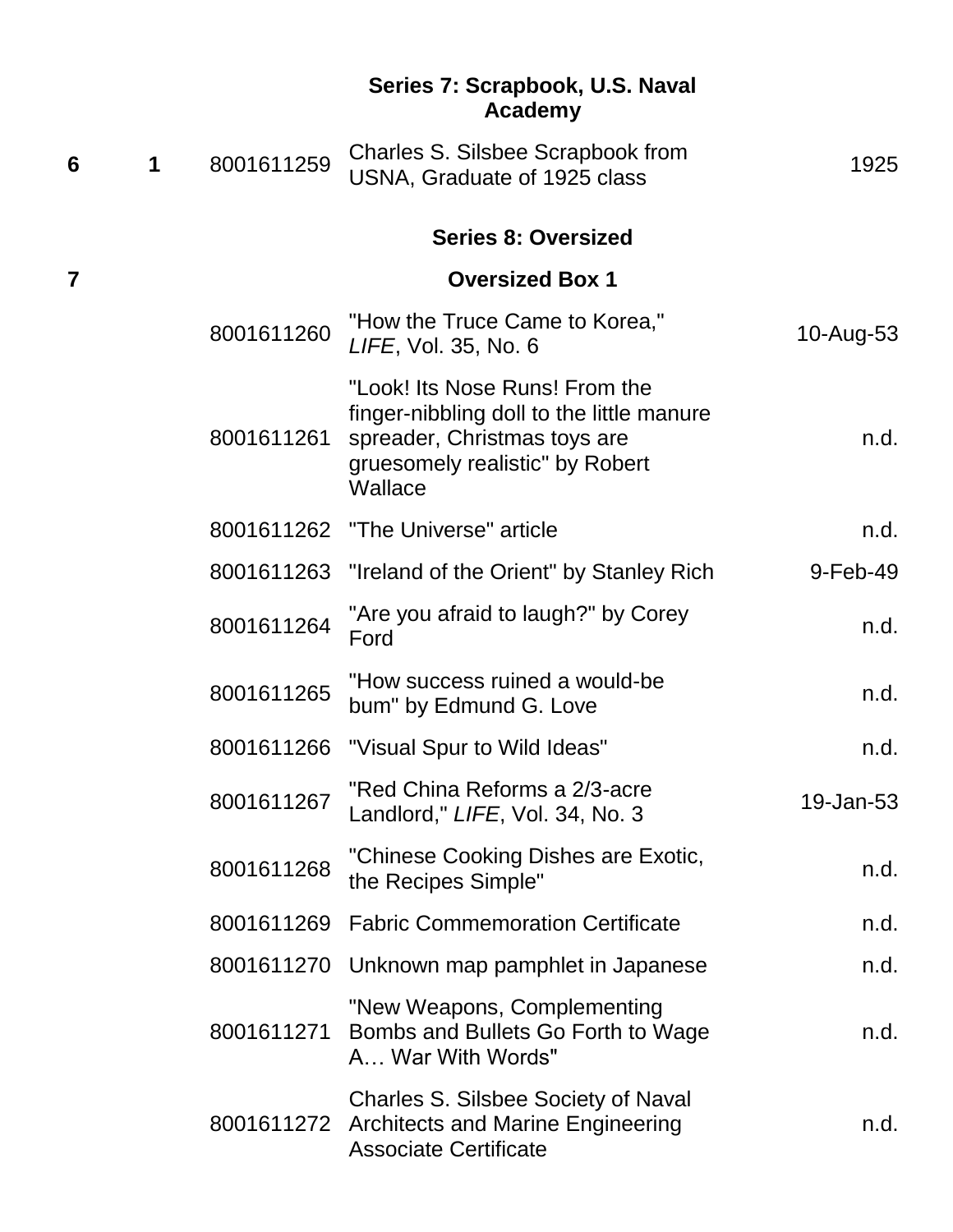| | | | | |
|---|---|---|---|---|
| | | | **Series 7: Scrapbook, U.S. Naval Academy** | |
| **6** | **1** | 8001611259 | Charles S. Silsbee Scrapbook from USNA, Graduate of 1925 class | 1925 |
| | | | **Series 8: Oversized** | |
| **7** | | | **Oversized Box 1** | |
| | | 8001611260 | "How the Truce Came to Korea," *LIFE*, Vol. 35, No. 6 | 10-Aug-53 |
| | | 8001611261 | "Look! Its Nose Runs! From the finger-nibbling doll to the little manure spreader, Christmas toys are gruesomely realistic" by Robert Wallace | n.d. |
| | | 8001611262 | "The Universe" article | n.d. |
| | | 8001611263 | "Ireland of the Orient" by Stanley Rich | 9-Feb-49 |
| | | 8001611264 | "Are you afraid to laugh?" by Corey Ford | n.d. |
| | | 8001611265 | "How success ruined a would-be bum" by Edmund G. Love | n.d. |
| | | 8001611266 | "Visual Spur to Wild Ideas" | n.d. |
| | | 8001611267 | "Red China Reforms a 2/3-acre Landlord," *LIFE*, Vol. 34, No. 3 | 19-Jan-53 |
| | | 8001611268 | "Chinese Cooking Dishes are Exotic, the Recipes Simple" | n.d. |
| | | 8001611269 | Fabric Commemoration Certificate | n.d. |
| | | 8001611270 | Unknown map pamphlet in Japanese | n.d. |
| | | 8001611271 | "New Weapons, Complementing Bombs and Bullets Go Forth to Wage A… War With Words" | n.d. |
| | | 8001611272 | Charles S. Silsbee Society of Naval Architects and Marine Engineering Associate Certificate | n.d. |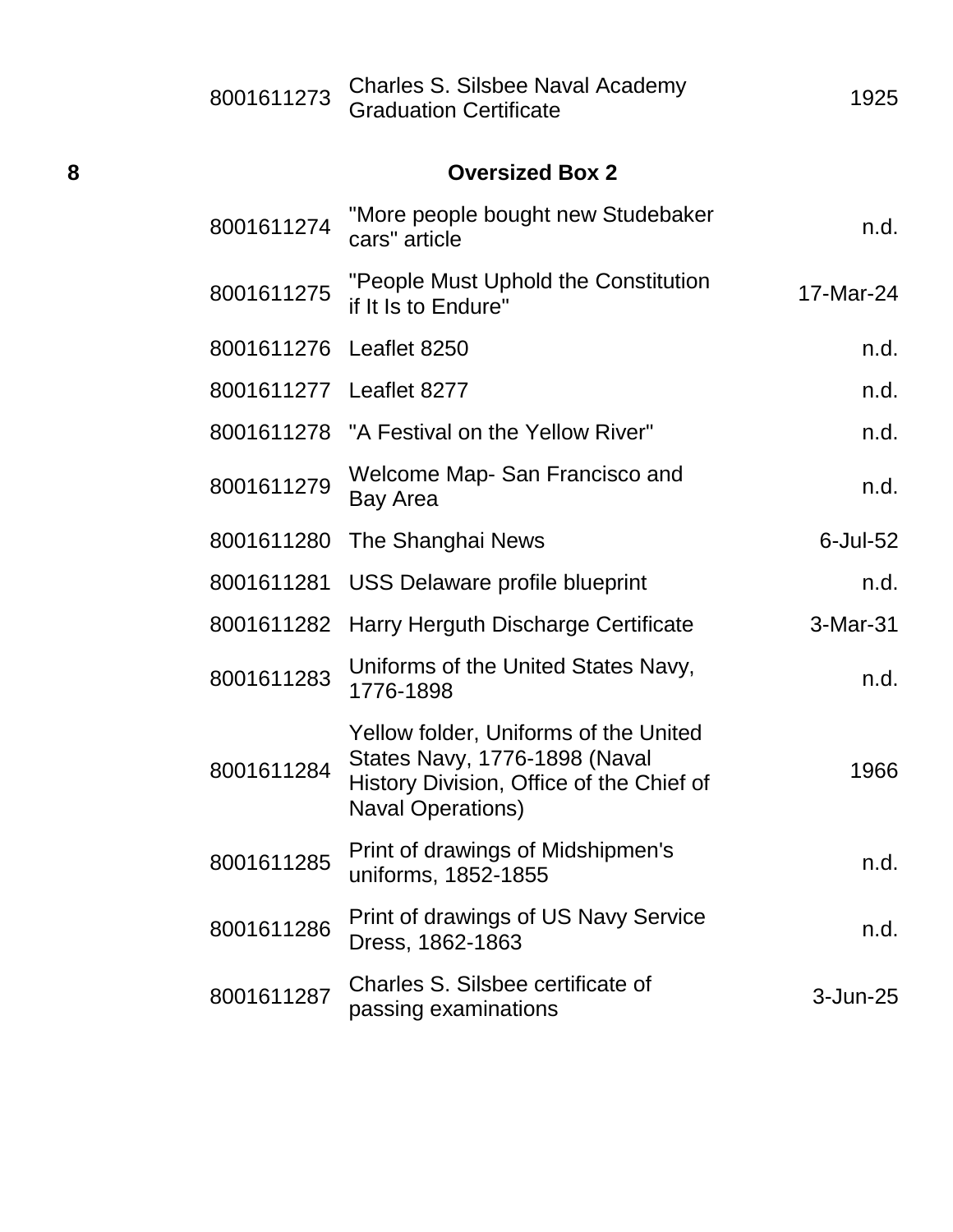| | | | |
|---|---|---|---|
| | 8001611273 | Charles S. Silsbee Naval Academy Graduation Certificate | 1925 |
| **8** | | **Oversized Box 2** | |
| | 8001611274 | "More people bought new Studebaker cars" article | n.d. |
| | 8001611275 | "People Must Uphold the Constitution if It Is to Endure" | 17-Mar-24 |
| | 8001611276 | Leaflet 8250 | n.d. |
| | 8001611277 | Leaflet 8277 | n.d. |
| | 8001611278 | "A Festival on the Yellow River" | n.d. |
| | 8001611279 | Welcome Map- San Francisco and Bay Area | n.d. |
| | 8001611280 | The Shanghai News | 6-Jul-52 |
| | 8001611281 | USS Delaware profile blueprint | n.d. |
| | 8001611282 | Harry Herguth Discharge Certificate | 3-Mar-31 |
| | 8001611283 | Uniforms of the United States Navy, 1776-1898 | n.d. |
| | 8001611284 | Yellow folder, Uniforms of the United States Navy, 1776-1898 (Naval History Division, Office of the Chief of Naval Operations) | 1966 |
| | 8001611285 | Print of drawings of Midshipmen's uniforms, 1852-1855 | n.d. |
| | 8001611286 | Print of drawings of US Navy Service Dress, 1862-1863 | n.d. |
| | 8001611287 | Charles S. Silsbee certificate of passing examinations | 3-Jun-25 |